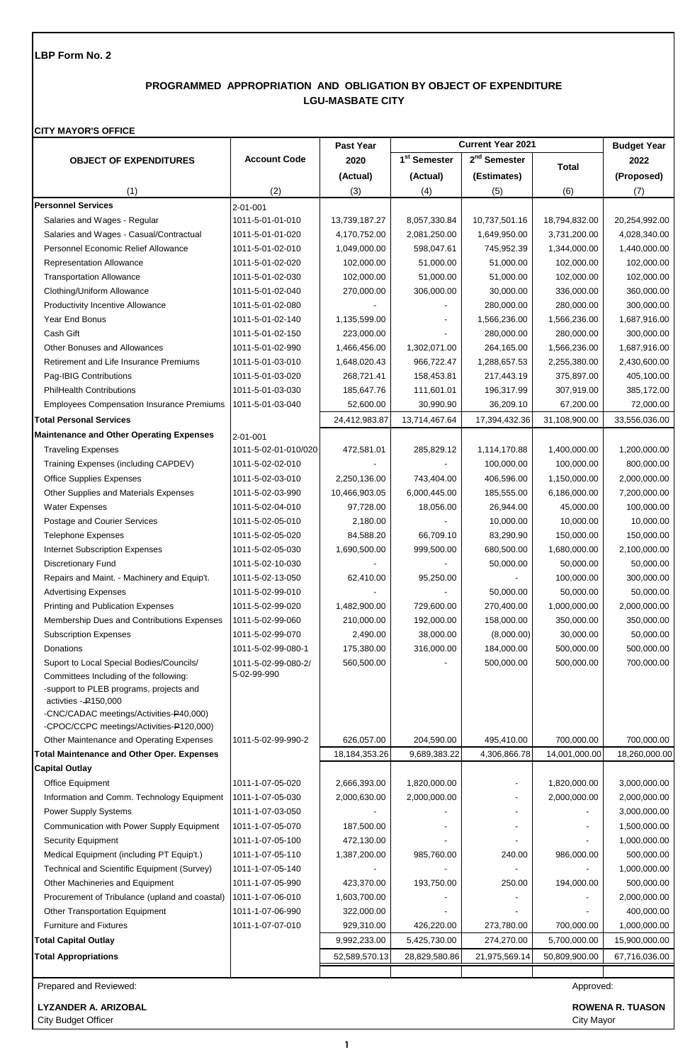**LBP Form No. 2**

## PROGRAMMED APPROPRIATION AND OBLIGATION BY OBJECT OF EXPENDITURE
## LGU-MASBATE CITY

**CITY MAYOR'S OFFICE**

| OBJECT OF EXPENDITURES | Account Code | Past Year 2020 (Actual) | Current Year 2021 1st Semester (Actual) | Current Year 2021 2nd Semester (Estimates) | Current Year 2021 Total | Budget Year 2022 (Proposed) |
|---|---|---|---|---|---|---|
| (1) | (2) | (3) | (4) | (5) | (6) | (7) |
| **Personnel Services** | 2-01-001 | | | | | |
| Salaries and Wages - Regular | 1011-5-01-01-010 | 13,739,187.27 | 8,057,330.84 | 10,737,501.16 | 18,794,832.00 | 20,254,992.00 |
| Salaries and Wages - Casual/Contractual | 1011-5-01-01-020 | 4,170,752.00 | 2,081,250.00 | 1,649,950.00 | 3,731,200.00 | 4,028,340.00 |
| Personnel Economic Relief Allowance | 1011-5-01-02-010 | 1,049,000.00 | 598,047.61 | 745,952.39 | 1,344,000.00 | 1,440,000.00 |
| Representation Allowance | 1011-5-01-02-020 | 102,000.00 | 51,000.00 | 51,000.00 | 102,000.00 | 102,000.00 |
| Transportation Allowance | 1011-5-01-02-030 | 102,000.00 | 51,000.00 | 51,000.00 | 102,000.00 | 102,000.00 |
| Clothing/Uniform Allowance | 1011-5-01-02-040 | 270,000.00 | 306,000.00 | 30,000.00 | 336,000.00 | 360,000.00 |
| Productivity Incentive Allowance | 1011-5-01-02-080 | - | - | 280,000.00 | 280,000.00 | 300,000.00 |
| Year End Bonus | 1011-5-01-02-140 | 1,135,599.00 | - | 1,566,236.00 | 1,566,236.00 | 1,687,916.00 |
| Cash Gift | 1011-5-01-02-150 | 223,000.00 | - | 280,000.00 | 280,000.00 | 300,000.00 |
| Other Bonuses and Allowances | 1011-5-01-02-990 | 1,466,456.00 | 1,302,071.00 | 264,165.00 | 1,566,236.00 | 1,687,916.00 |
| Retirement and Life Insurance Premiums | 1011-5-01-03-010 | 1,648,020.43 | 966,722.47 | 1,288,657.53 | 2,255,380.00 | 2,430,600.00 |
| Pag-IBIG Contributions | 1011-5-01-03-020 | 268,721.41 | 158,453.81 | 217,443.19 | 375,897.00 | 405,100.00 |
| PhilHealth Contributions | 1011-5-01-03-030 | 185,647.76 | 111,601.01 | 196,317.99 | 307,919.00 | 385,172.00 |
| Employees Compensation Insurance Premiums | 1011-5-01-03-040 | 52,600.00 | 30,990.90 | 36,209.10 | 67,200.00 | 72,000.00 |
| **Total Personal Services** | | 24,412,983.87 | 13,714,467.64 | 17,394,432.36 | 31,108,900.00 | 33,556,036.00 |
| **Maintenance and Other Operating Expenses** | 2-01-001 | | | | | |
| Traveling Expenses | 1011-5-02-01-010/020 | 472,581.01 | 285,829.12 | 1,114,170.88 | 1,400,000.00 | 1,200,000.00 |
| Training Expenses (including CAPDEV) | 1011-5-02-02-010 | - | - | 100,000.00 | 100,000.00 | 800,000.00 |
| Office Supplies Expenses | 1011-5-02-03-010 | 2,250,136.00 | 743,404.00 | 406,596.00 | 1,150,000.00 | 2,000,000.00 |
| Other Supplies and Materials Expenses | 1011-5-02-03-990 | 10,466,903.05 | 6,000,445.00 | 185,555.00 | 6,186,000.00 | 7,200,000.00 |
| Water Expenses | 1011-5-02-04-010 | 97,728.00 | 18,056.00 | 26,944.00 | 45,000.00 | 100,000.00 |
| Postage and Courier Services | 1011-5-02-05-010 | 2,180.00 | - | 10,000.00 | 10,000.00 | 10,000.00 |
| Telephone Expenses | 1011-5-02-05-020 | 84,588.20 | 66,709.10 | 83,290.90 | 150,000.00 | 150,000.00 |
| Internet Subscription Expenses | 1011-5-02-05-030 | 1,690,500.00 | 999,500.00 | 680,500.00 | 1,680,000.00 | 2,100,000.00 |
| Discretionary Fund | 1011-5-02-10-030 | - | - | 50,000.00 | 50,000.00 | 50,000.00 |
| Repairs and Maint. - Machinery and Equip't. | 1011-5-02-13-050 | 62,410.00 | 95,250.00 | - | 100,000.00 | 300,000.00 |
| Advertising Expenses | 1011-5-02-99-010 | - | - | 50,000.00 | 50,000.00 | 50,000.00 |
| Printing and Publication Expenses | 1011-5-02-99-020 | 1,482,900.00 | 729,600.00 | 270,400.00 | 1,000,000.00 | 2,000,000.00 |
| Membership Dues and Contributions Expenses | 1011-5-02-99-060 | 210,000.00 | 192,000.00 | 158,000.00 | 350,000.00 | 350,000.00 |
| Subscription Expenses | 1011-5-02-99-070 | 2,490.00 | 38,000.00 | (8,000.00) | 30,000.00 | 50,000.00 |
| Donations | 1011-5-02-99-080-1 | 175,380.00 | 316,000.00 | 184,000.00 | 500,000.00 | 500,000.00 |
| Suport to Local Special Bodies/Councils/ Committees Including of the following: -support to PLEB programs, projects and activties - ₱150,000 -CNC/CADAC meetings/Activities-₱40,000) -CPOC/CCPC meetings/Activities-₱120,000) | 1011-5-02-99-080-2/ 5-02-99-990 | 560,500.00 | - | 500,000.00 | 500,000.00 | 700,000.00 |
| Other Maintenance and Operating Expenses | 1011-5-02-99-990-2 | 626,057.00 | 204,590.00 | 495,410.00 | 700,000.00 | 700,000.00 |
| **Total Maintenance and Other Oper. Expenses** | | 18,184,353.26 | 9,689,383.22 | 4,306,866.78 | 14,001,000.00 | 18,260,000.00 |
| **Capital Outlay** | | | | | | |
| Office Equipment | 1011-1-07-05-020 | 2,666,393.00 | 1,820,000.00 | - | 1,820,000.00 | 3,000,000.00 |
| Information and Comm. Technology Equipment | 1011-1-07-05-030 | 2,000,630.00 | 2,000,000.00 | - | 2,000,000.00 | 2,000,000.00 |
| Power Supply Systems | 1011-1-07-03-050 | - | - | - | - | 3,000,000.00 |
| Communication with Power Supply Equipment | 1011-1-07-05-070 | 187,500.00 | - | - | - | 1,500,000.00 |
| Security Equipment | 1011-1-07-05-100 | 472,130.00 | - | - | - | 1,000,000.00 |
| Medical Equipment (including PT Equip't.) | 1011-1-07-05-110 | 1,387,200.00 | 985,760.00 | 240.00 | 986,000.00 | 500,000.00 |
| Technical and Scientific Equipment (Survey) | 1011-1-07-05-140 | - | - | - | - | 1,000,000.00 |
| Other Machineries and Equipment | 1011-1-07-05-990 | 423,370.00 | 193,750.00 | 250.00 | 194,000.00 | 500,000.00 |
| Procurement of Tribulance (upland and coastal) | 1011-1-07-06-010 | 1,603,700.00 | - | - | - | 2,000,000.00 |
| Other Transportation Equipment | 1011-1-07-06-990 | 322,000.00 | - | - | - | 400,000.00 |
| Furniture and Fixtures | 1011-1-07-07-010 | 929,310.00 | 426,220.00 | 273,780.00 | 700,000.00 | 1,000,000.00 |
| **Total Capital Outlay** | | 9,992,233.00 | 5,425,730.00 | 274,270.00 | 5,700,000.00 | 15,900,000.00 |
| **Total Appropriations** | | 52,589,570.13 | 28,829,580.86 | 21,975,569.14 | 50,809,900.00 | 67,716,036.00 |

Prepared and Reviewed:

**LYZANDER A. ARIZOBAL**
City Budget Officer

Approved:

**ROWENA R. TUASON**
City Mayor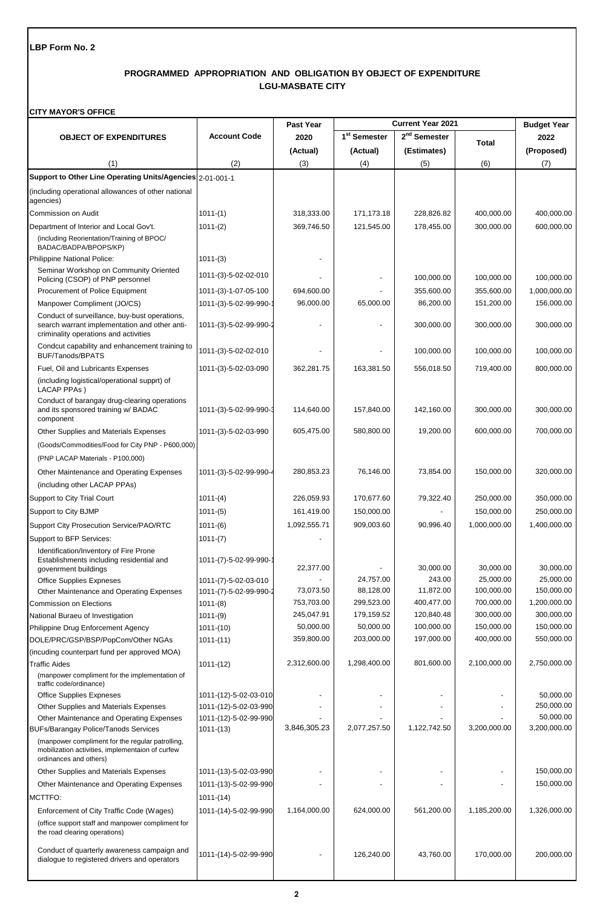**LBP Form No. 2**

## PROGRAMMED APPROPRIATION AND OBLIGATION BY OBJECT OF EXPENDITURE
## LGU-MASBATE CITY

**CITY MAYOR'S OFFICE**

| OBJECT OF EXPENDITURES | Account Code | Past Year 2020 (Actual) | Current Year 2021 1st Semester (Actual) | Current Year 2021 2nd Semester (Estimates) | Current Year 2021 Total | Budget Year 2022 (Proposed) |
|---|---|---|---|---|---|---|
| (1) | (2) | (3) | (4) | (5) | (6) | (7) |
| **Support to Other Line Operating Units/Agencies** | 2-01-001-1 | | | | | |
| (including operational allowances of other national agencies) | | | | | | |
| Commission on Audit | 1011-(1) | 318,333.00 | 171,173.18 | 228,826.82 | 400,000.00 | 400,000.00 |
| Department of Interior and Local Gov't. | 1011-(2) | 369,746.50 | 121,545.00 | 178,455.00 | 300,000.00 | 600,000.00 |
| (including Reorientation/Training of BPOC/ BADAC/BADPA/BPOPS/KP) | | | | | | |
| Philippine National Police: | 1011-(3) | - | | | | |
| Seminar Workshop on Community Oriented Policing (CSOP) of PNP personnel | 1011-(3)-5-02-02-010 | - | - | 100,000.00 | 100,000.00 | 100,000.00 |
| Procurement of Police Equipment | 1011-(3)-1-07-05-100 | 694,600.00 | - | 355,600.00 | 355,600.00 | 1,000,000.00 |
| Manpower Compliment (JO/CS) | 1011-(3)-5-02-99-990-1 | 96,000.00 | 65,000.00 | 86,200.00 | 151,200.00 | 156,000.00 |
| Conduct of surveillance, buy-bust operations, search warrant implementation and other anti-criminality operations and activities | 1011-(3)-5-02-99-990-2 | - | - | 300,000.00 | 300,000.00 | 300,000.00 |
| Condcut capability and enhancement training to BUF/Tanods/BPATS | 1011-(3)-5-02-02-010 | - | - | 100,000.00 | 100,000.00 | 100,000.00 |
| Fuel, Oil and Lubricants Expenses | 1011-(3)-5-02-03-090 | 362,281.75 | 163,381.50 | 556,018.50 | 719,400.00 | 800,000.00 |
| (including logistical/operational supprt) of LACAP PPAs ) | | | | | | |
| Conduct of barangay drug-clearing operations and its sponsored training w/ BADAC component | 1011-(3)-5-02-99-990-3 | 114,640.00 | 157,840.00 | 142,160.00 | 300,000.00 | 300,000.00 |
| Other Supplies and Materials Expenses | 1011-(3)-5-02-03-990 | 605,475.00 | 580,800.00 | 19,200.00 | 600,000.00 | 700,000.00 |
| (Goods/Commodities/Food for City PNP - P600,000) | | | | | | |
| (PNP LACAP Materials - P100,000) | | | | | | |
| Other Maintenance and Operating Expenses | 1011-(3)-5-02-99-990-4 | 280,853.23 | 76,146.00 | 73,854.00 | 150,000.00 | 320,000.00 |
| (including other LACAP PPAs) | | | | | | |
| Support to City Trial Court | 1011-(4) | 226,059.93 | 170,677.60 | 79,322.40 | 250,000.00 | 350,000.00 |
| Support to City BJMP | 1011-(5) | 161,419.00 | 150,000.00 | - | 150,000.00 | 250,000.00 |
| Support City Prosecution Service/PAO/RTC | 1011-(6) | 1,092,555.71 | 909,003.60 | 90,996.40 | 1,000,000.00 | 1,400,000.00 |
| Support to BFP Services: | 1011-(7) | - | | | | |
| Identification/Inventory of Fire Prone Establishments including residential and govenrment buildings | 1011-(7)-5-02-99-990-1 | 22,377.00 | - | 30,000.00 | 30,000.00 | 30,000.00 |
| Office Supplies Expneses | 1011-(7)-5-02-03-010 | - | 24,757.00 | 243.00 | 25,000.00 | 25,000.00 |
| Other Maintenance and Operating Expenses | 1011-(7)-5-02-99-990-2 | 73,073.50 | 88,128.00 | 11,872.00 | 100,000.00 | 150,000.00 |
| Commission on Elections | 1011-(8) | 753,703.00 | 299,523.00 | 400,477.00 | 700,000.00 | 1,200,000.00 |
| National Buraeu of Investigation | 1011-(9) | 245,047.91 | 179,159.52 | 120,840.48 | 300,000.00 | 300,000.00 |
| Philippine Drug Enforcement Agency | 1011-(10) | 50,000.00 | 50,000.00 | 100,000.00 | 150,000.00 | 150,000.00 |
| DOLE/PRC/GSP/BSP/PopCom/Other NGAs | 1011-(11) | 359,800.00 | 203,000.00 | 197,000.00 | 400,000.00 | 550,000.00 |
| (incuding counterpart fund per approved MOA) | | | | | | |
| Traffic Aides | 1011-(12) | 2,312,600.00 | 1,298,400.00 | 801,600.00 | 2,100,000.00 | 2,750,000.00 |
| (manpower compliment for the implementation of traffic code/ordinance) | | | | | | |
| Office Supplies Expneses | 1011-(12)-5-02-03-010 | - | - | - | - | 50,000.00 |
| Other Supplies and Materials Expenses | 1011-(12)-5-02-03-990 | - | - | - | - | 250,000.00 |
| Other Maintenance and Operating Expenses | 1011-(12)-5-02-99-990 | - | - | - | - | 50,000.00 |
| BUFs/Barangay Police/Tanods Services | 1011-(13) | 3,846,305.23 | 2,077,257.50 | 1,122,742.50 | 3,200,000.00 | 3,200,000.00 |
| (manpower compliment for the regular patrolling, mobilization activities, implementaion of curfew ordinances and others) | | | | | | |
| Other Supplies and Materials Expenses | 1011-(13)-5-02-03-990 | - | - | - | - | 150,000.00 |
| Other Maintenance and Operating Expenses | 1011-(13)-5-02-99-990 | - | - | - | - | 150,000.00 |
| MCTTFO: | 1011-(14) | | | | | |
| Enforcement of City Traffic Code (Wages) | 1011-(14)-5-02-99-990 | 1,164,000.00 | 624,000.00 | 561,200.00 | 1,185,200.00 | 1,326,000.00 |
| (office support staff and manpower compliment for the road clearing operations) | | | | | | |
| Conduct of quarterly awareness campaign and dialogue to registered drivers and operators | 1011-(14)-5-02-99-990 | - | 126,240.00 | 43,760.00 | 170,000.00 | 200,000.00 |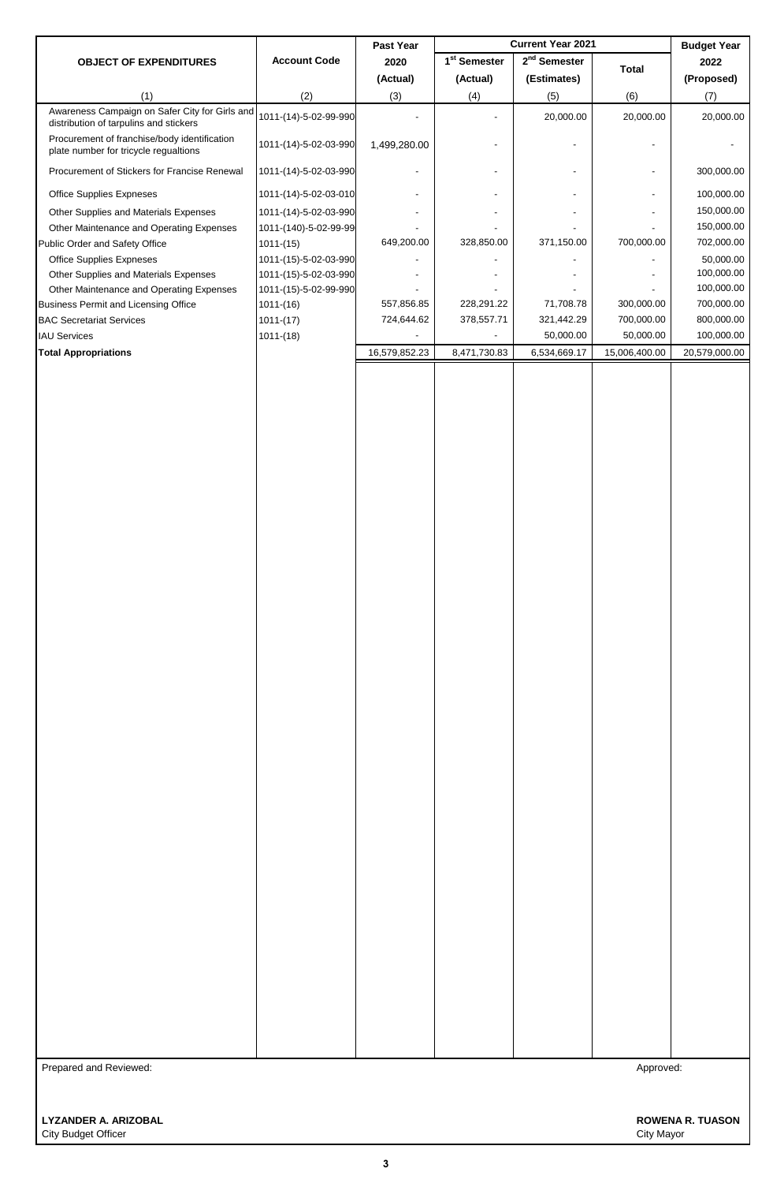| OBJECT OF EXPENDITURES | Account Code | Past Year 2020 (Actual) | Current Year 2021 1st Semester (Actual) | 2nd Semester (Estimates) | Total | Budget Year 2022 (Proposed) |
|---|---|---|---|---|---|---|
| (1) | (2) | (3) | (4) | (5) | (6) | (7) |
| Awareness Campaign on Safer City for Girls and distribution of tarpulins and stickers | 1011-(14)-5-02-99-990 | - | - | 20,000.00 | 20,000.00 | 20,000.00 |
| Procurement of franchise/body identification plate number for tricycle regualtions | 1011-(14)-5-02-03-990 | 1,499,280.00 | - | - | - | - |
| Procurement of Stickers for Francise Renewal | 1011-(14)-5-02-03-990 | - | - | - | - | 300,000.00 |
| Office Supplies Expneses | 1011-(14)-5-02-03-010 | - | - | - | - | 100,000.00 |
| Other Supplies and Materials Expenses | 1011-(14)-5-02-03-990 | - | - | - | - | 150,000.00 |
| Other Maintenance and Operating Expenses | 1011-(140)-5-02-99-99 | - | - | - | - | 150,000.00 |
| Public Order and Safety Office | 1011-(15) | 649,200.00 | 328,850.00 | 371,150.00 | 700,000.00 | 702,000.00 |
| Office Supplies Expneses | 1011-(15)-5-02-03-990 | - | - | - | - | 50,000.00 |
| Other Supplies and Materials Expenses | 1011-(15)-5-02-03-990 | - | - | - | - | 100,000.00 |
| Other Maintenance and Operating Expenses | 1011-(15)-5-02-99-990 | - | - | - | - | 100,000.00 |
| Business Permit and Licensing Office | 1011-(16) | 557,856.85 | 228,291.22 | 71,708.78 | 300,000.00 | 700,000.00 |
| BAC Secretariat Services | 1011-(17) | 724,644.62 | 378,557.71 | 321,442.29 | 700,000.00 | 800,000.00 |
| IAU Services | 1011-(18) | - | - | 50,000.00 | 50,000.00 | 100,000.00 |
| **Total Appropriations** | | 16,579,852.23 | 8,471,730.83 | 6,534,669.17 | 15,006,400.00 | 20,579,000.00 |

Prepared and Reviewed:

**LYZANDER A. ARIZOBAL**
City Budget Officer

Approved:

**ROWENA R. TUASON**
City Mayor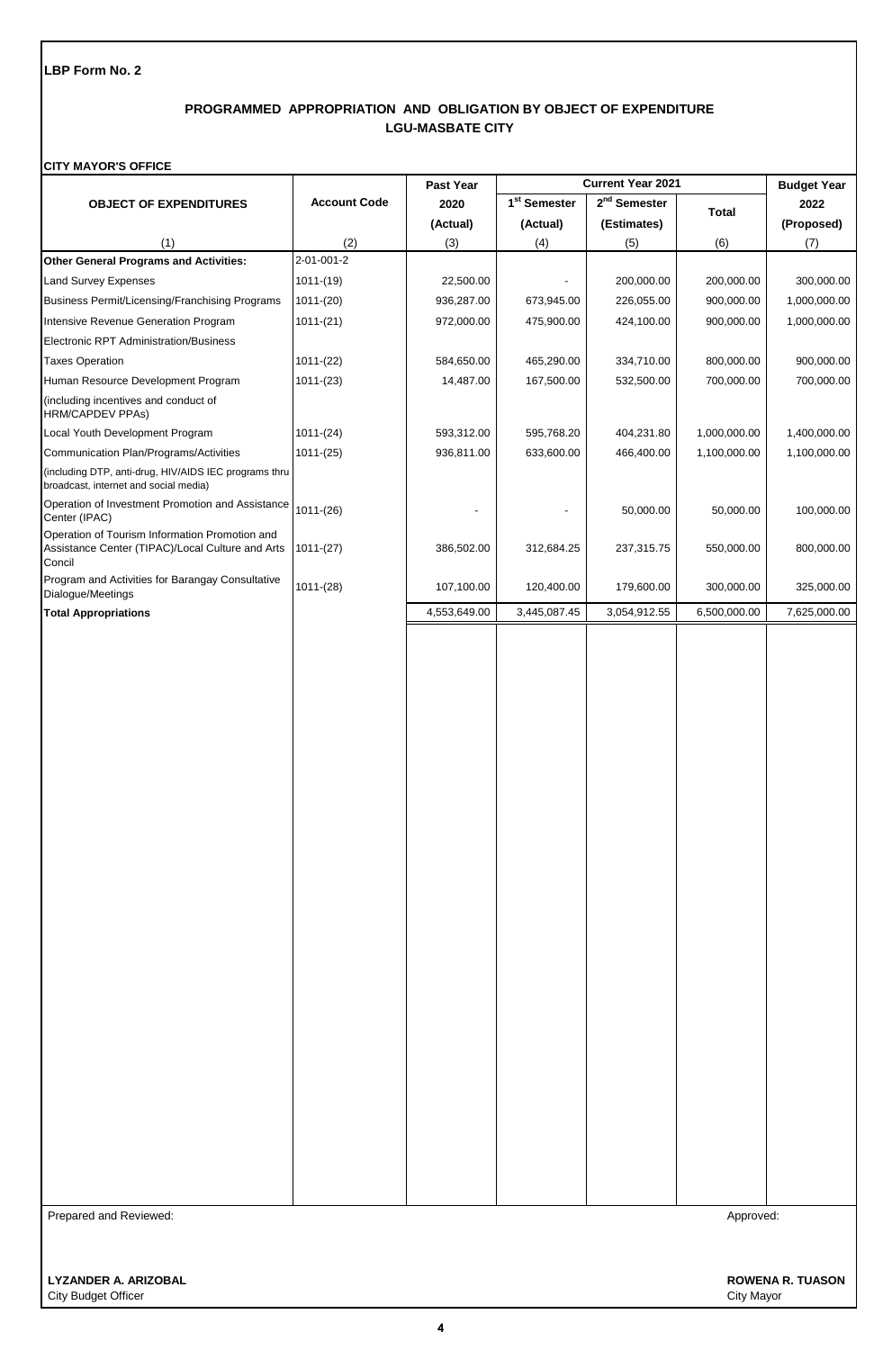**LBP Form No. 2**

## PROGRAMMED APPROPRIATION AND OBLIGATION BY OBJECT OF EXPENDITURE
## LGU-MASBATE CITY

**CITY MAYOR'S OFFICE**

| OBJECT OF EXPENDITURES | Account Code | Past Year 2020 (Actual) | Current Year 2021 | | | Budget Year 2022 (Proposed) |
|---|---|---|---|---|---|---|
| | | | 1st Semester (Actual) | 2nd Semester (Estimates) | Total | |
| (1) | (2) | (3) | (4) | (5) | (6) | (7) |
| **Other General Programs and Activities:** | 2-01-001-2 | | | | | |
| Land Survey Expenses | 1011-(19) | 22,500.00 | - | 200,000.00 | 200,000.00 | 300,000.00 |
| Business Permit/Licensing/Franchising Programs | 1011-(20) | 936,287.00 | 673,945.00 | 226,055.00 | 900,000.00 | 1,000,000.00 |
| Intensive Revenue Generation Program | 1011-(21) | 972,000.00 | 475,900.00 | 424,100.00 | 900,000.00 | 1,000,000.00 |
| Electronic RPT Administration/Business | | | | | | |
| Taxes Operation | 1011-(22) | 584,650.00 | 465,290.00 | 334,710.00 | 800,000.00 | 900,000.00 |
| Human Resource Development Program | 1011-(23) | 14,487.00 | 167,500.00 | 532,500.00 | 700,000.00 | 700,000.00 |
| (including incentives and conduct of HRM/CAPDEV PPAs) | | | | | | |
| Local Youth Development Program | 1011-(24) | 593,312.00 | 595,768.20 | 404,231.80 | 1,000,000.00 | 1,400,000.00 |
| Communication Plan/Programs/Activities | 1011-(25) | 936,811.00 | 633,600.00 | 466,400.00 | 1,100,000.00 | 1,100,000.00 |
| (including DTP, anti-drug, HIV/AIDS IEC programs thru broadcast, internet and social media) | | | | | | |
| Operation of Investment Promotion and Assistance Center (IPAC) | 1011-(26) | - | - | 50,000.00 | 50,000.00 | 100,000.00 |
| Operation of Tourism Information Promotion and Assistance Center (TIPAC)/Local Culture and Arts Concil | 1011-(27) | 386,502.00 | 312,684.25 | 237,315.75 | 550,000.00 | 800,000.00 |
| Program and Activities for Barangay Consultative Dialogue/Meetings | 1011-(28) | 107,100.00 | 120,400.00 | 179,600.00 | 300,000.00 | 325,000.00 |
| **Total Appropriations** | | 4,553,649.00 | 3,445,087.45 | 3,054,912.55 | 6,500,000.00 | 7,625,000.00 |

Prepared and Reviewed:

**LYZANDER A. ARIZOBAL**
City Budget Officer

Approved:

**ROWENA R. TUASON**
City Mayor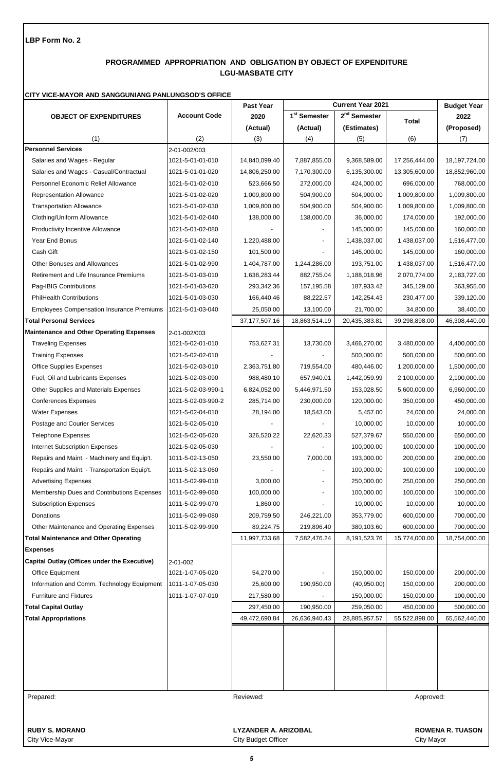**LBP Form No. 2**

## PROGRAMMED APPROPRIATION AND OBLIGATION BY OBJECT OF EXPENDITURE
## LGU-MASBATE CITY

**CITY VICE-MAYOR AND SANGGUNIANG PANLUNGSOD'S OFFICE**

| OBJECT OF EXPENDITURES | Account Code | Past Year 2020 (Actual) | Current Year 2021 1st Semester (Actual) | Current Year 2021 2nd Semester (Estimates) | Current Year 2021 Total | Budget Year 2022 (Proposed) |
|---|---|---|---|---|---|---|
| (1) | (2) | (3) | (4) | (5) | (6) | (7) |
| **Personnel Services** | 2-01-002/003 | | | | | |
| Salaries and Wages - Regular | 1021-5-01-01-010 | 14,840,099.40 | 7,887,855.00 | 9,368,589.00 | 17,256,444.00 | 18,197,724.00 |
| Salaries and Wages - Casual/Contractual | 1021-5-01-01-020 | 14,806,250.00 | 7,170,300.00 | 6,135,300.00 | 13,305,600.00 | 18,852,960.00 |
| Personnel Economic Relief Allowance | 1021-5-01-02-010 | 523,666.50 | 272,000.00 | 424,000.00 | 696,000.00 | 768,000.00 |
| Representation Allowance | 1021-5-01-02-020 | 1,009,800.00 | 504,900.00 | 504,900.00 | 1,009,800.00 | 1,009,800.00 |
| Transportation Allowance | 1021-5-01-02-030 | 1,009,800.00 | 504,900.00 | 504,900.00 | 1,009,800.00 | 1,009,800.00 |
| Clothing/Uniform Allowance | 1021-5-01-02-040 | 138,000.00 | 138,000.00 | 36,000.00 | 174,000.00 | 192,000.00 |
| Productivity Incentive Allowance | 1021-5-01-02-080 | - | - | 145,000.00 | 145,000.00 | 160,000.00 |
| Year End Bonus | 1021-5-01-02-140 | 1,220,488.00 | - | 1,438,037.00 | 1,438,037.00 | 1,516,477.00 |
| Cash Gift | 1021-5-01-02-150 | 101,500.00 | - | 145,000.00 | 145,000.00 | 160,000.00 |
| Other Bonuses and Allowances | 1021-5-01-02-990 | 1,404,787.00 | 1,244,286.00 | 193,751.00 | 1,438,037.00 | 1,516,477.00 |
| Retirement and Life Insurance Premiums | 1021-5-01-03-010 | 1,638,283.44 | 882,755.04 | 1,188,018.96 | 2,070,774.00 | 2,183,727.00 |
| Pag-IBIG Contributions | 1021-5-01-03-020 | 293,342.36 | 157,195.58 | 187,933.42 | 345,129.00 | 363,955.00 |
| PhilHealth Contributions | 1021-5-01-03-030 | 166,440.46 | 88,222.57 | 142,254.43 | 230,477.00 | 339,120.00 |
| Employees Compensation Insurance Premiums | 1021-5-01-03-040 | 25,050.00 | 13,100.00 | 21,700.00 | 34,800.00 | 38,400.00 |
| **Total Personal Services** | | 37,177,507.16 | 18,863,514.19 | 20,435,383.81 | 39,298,898.00 | 46,308,440.00 |
| **Maintenance and Other Operating Expenses** | 2-01-002/003 | | | | | |
| Traveling Expenses | 1021-5-02-01-010 | 753,627.31 | 13,730.00 | 3,466,270.00 | 3,480,000.00 | 4,400,000.00 |
| Training Expenses | 1021-5-02-02-010 | - | - | 500,000.00 | 500,000.00 | 500,000.00 |
| Office Supplies Expenses | 1021-5-02-03-010 | 2,363,751.80 | 719,554.00 | 480,446.00 | 1,200,000.00 | 1,500,000.00 |
| Fuel, Oil and Lubricants Expenses | 1021-5-02-03-090 | 988,480.10 | 657,940.01 | 1,442,059.99 | 2,100,000.00 | 2,100,000.00 |
| Other Supplies and Materials Expenses | 1021-5-02-03-990-1 | 6,824,052.00 | 5,446,971.50 | 153,028.50 | 5,600,000.00 | 6,960,000.00 |
| Conferences Expenses | 1021-5-02-03-990-2 | 285,714.00 | 230,000.00 | 120,000.00 | 350,000.00 | 450,000.00 |
| Water Expenses | 1021-5-02-04-010 | 28,194.00 | 18,543.00 | 5,457.00 | 24,000.00 | 24,000.00 |
| Postage and Courier Services | 1021-5-02-05-010 | - | - | 10,000.00 | 10,000.00 | 10,000.00 |
| Telephone Expenses | 1021-5-02-05-020 | 326,520.22 | 22,620.33 | 527,379.67 | 550,000.00 | 650,000.00 |
| Internet Subscription Expenses | 1021-5-02-05-030 | - | - | 100,000.00 | 100,000.00 | 100,000.00 |
| Repairs and Maint. - Machinery and Equip't. | 1011-5-02-13-050 | 23,550.00 | 7,000.00 | 193,000.00 | 200,000.00 | 200,000.00 |
| Repairs and Maint. - Transportation Equip't. | 1011-5-02-13-060 | - | - | 100,000.00 | 100,000.00 | 100,000.00 |
| Advertising Expenses | 1011-5-02-99-010 | 3,000.00 | - | 250,000.00 | 250,000.00 | 250,000.00 |
| Membership Dues and Contributions Expenses | 1011-5-02-99-060 | 100,000.00 | - | 100,000.00 | 100,000.00 | 100,000.00 |
| Subscription Expenses | 1011-5-02-99-070 | 1,860.00 | - | 10,000.00 | 10,000.00 | 10,000.00 |
| Donations | 1011-5-02-99-080 | 209,759.50 | 246,221.00 | 353,779.00 | 600,000.00 | 700,000.00 |
| Other Maintenance and Operating Expenses | 1011-5-02-99-990 | 89,224.75 | 219,896.40 | 380,103.60 | 600,000.00 | 700,000.00 |
| **Total Maintenance and Other Operating Expenses** | | 11,997,733.68 | 7,582,476.24 | 8,191,523.76 | 15,774,000.00 | 18,754,000.00 |
| **Capital Outlay (Offices under the Executive)** | 2-01-002 | | | | | |
| Office Equipment | 1021-1-07-05-020 | 54,270.00 | - | 150,000.00 | 150,000.00 | 200,000.00 |
| Information and Comm. Technology Equipment | 1011-1-07-05-030 | 25,600.00 | 190,950.00 | (40,950.00) | 150,000.00 | 200,000.00 |
| Furniture and Fixtures | 1011-1-07-07-010 | 217,580.00 | - | 150,000.00 | 150,000.00 | 100,000.00 |
| **Total Capital Outlay** | | 297,450.00 | 190,950.00 | 259,050.00 | 450,000.00 | 500,000.00 |
| **Total Appropriations** | | 49,472,690.84 | 26,636,940.43 | 28,885,957.57 | 55,522,898.00 | 65,562,440.00 |

Prepared: | Reviewed: | Approved:

**RUBY S. MORANO**
City Vice-Mayor

**LYZANDER A. ARIZOBAL**
City Budget Officer

**ROWENA R. TUASON**
City Mayor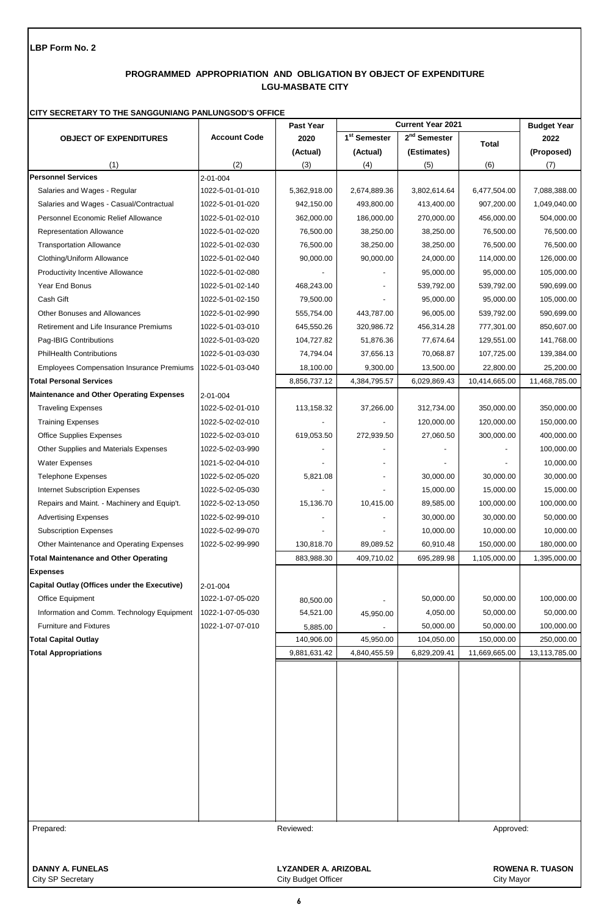**LBP Form No. 2**

## PROGRAMMED APPROPRIATION AND OBLIGATION BY OBJECT OF EXPENDITURE
## LGU-MASBATE CITY

**CITY SECRETARY TO THE SANGGUNIANG PANLUNGSOD'S OFFICE**

| OBJECT OF EXPENDITURES | Account Code | Past Year 2020 (Actual) | Current Year 2021 | | | Budget Year 2022 (Proposed) |
|---|---|---|---|---|---|---|
| | | | 1st Semester (Actual) | 2nd Semester (Estimates) | Total | |
| (1) | (2) | (3) | (4) | (5) | (6) | (7) |
| **Personnel Services** | 2-01-004 | | | | | |
| Salaries and Wages - Regular | 1022-5-01-01-010 | 5,362,918.00 | 2,674,889.36 | 3,802,614.64 | 6,477,504.00 | 7,088,388.00 |
| Salaries and Wages - Casual/Contractual | 1022-5-01-01-020 | 942,150.00 | 493,800.00 | 413,400.00 | 907,200.00 | 1,049,040.00 |
| Personnel Economic Relief Allowance | 1022-5-01-02-010 | 362,000.00 | 186,000.00 | 270,000.00 | 456,000.00 | 504,000.00 |
| Representation Allowance | 1022-5-01-02-020 | 76,500.00 | 38,250.00 | 38,250.00 | 76,500.00 | 76,500.00 |
| Transportation Allowance | 1022-5-01-02-030 | 76,500.00 | 38,250.00 | 38,250.00 | 76,500.00 | 76,500.00 |
| Clothing/Uniform Allowance | 1022-5-01-02-040 | 90,000.00 | 90,000.00 | 24,000.00 | 114,000.00 | 126,000.00 |
| Productivity Incentive Allowance | 1022-5-01-02-080 | - | - | 95,000.00 | 95,000.00 | 105,000.00 |
| Year End Bonus | 1022-5-01-02-140 | 468,243.00 | - | 539,792.00 | 539,792.00 | 590,699.00 |
| Cash Gift | 1022-5-01-02-150 | 79,500.00 | - | 95,000.00 | 95,000.00 | 105,000.00 |
| Other Bonuses and Allowances | 1022-5-01-02-990 | 555,754.00 | 443,787.00 | 96,005.00 | 539,792.00 | 590,699.00 |
| Retirement and Life Insurance Premiums | 1022-5-01-03-010 | 645,550.26 | 320,986.72 | 456,314.28 | 777,301.00 | 850,607.00 |
| Pag-IBIG Contributions | 1022-5-01-03-020 | 104,727.82 | 51,876.36 | 77,674.64 | 129,551.00 | 141,768.00 |
| PhilHealth Contributions | 1022-5-01-03-030 | 74,794.04 | 37,656.13 | 70,068.87 | 107,725.00 | 139,384.00 |
| Employees Compensation Insurance Premiums | 1022-5-01-03-040 | 18,100.00 | 9,300.00 | 13,500.00 | 22,800.00 | 25,200.00 |
| **Total Personal Services** | | 8,856,737.12 | 4,384,795.57 | 6,029,869.43 | 10,414,665.00 | 11,468,785.00 |
| **Maintenance and Other Operating Expenses** | 2-01-004 | | | | | |
| Traveling Expenses | 1022-5-02-01-010 | 113,158.32 | 37,266.00 | 312,734.00 | 350,000.00 | 350,000.00 |
| Training Expenses | 1022-5-02-02-010 | - | - | 120,000.00 | 120,000.00 | 150,000.00 |
| Office Supplies Expenses | 1022-5-02-03-010 | 619,053.50 | 272,939.50 | 27,060.50 | 300,000.00 | 400,000.00 |
| Other Supplies and Materials Expenses | 1022-5-02-03-990 | - | - | - | - | 100,000.00 |
| Water Expenses | 1021-5-02-04-010 | - | - | - | - | 10,000.00 |
| Telephone Expenses | 1022-5-02-05-020 | 5,821.08 | - | 30,000.00 | 30,000.00 | 30,000.00 |
| Internet Subscription Expenses | 1022-5-02-05-030 | - | - | 15,000.00 | 15,000.00 | 15,000.00 |
| Repairs and Maint. - Machinery and Equip't. | 1022-5-02-13-050 | 15,136.70 | 10,415.00 | 89,585.00 | 100,000.00 | 100,000.00 |
| Advertising Expenses | 1022-5-02-99-010 | - | - | 30,000.00 | 30,000.00 | 50,000.00 |
| Subscription Expenses | 1022-5-02-99-070 | - | - | 10,000.00 | 10,000.00 | 10,000.00 |
| Other Maintenance and Operating Expenses | 1022-5-02-99-990 | 130,818.70 | 89,089.52 | 60,910.48 | 150,000.00 | 180,000.00 |
| **Total Maintenance and Other Operating Expenses** | | 883,988.30 | 409,710.02 | 695,289.98 | 1,105,000.00 | 1,395,000.00 |
| **Capital Outlay (Offices under the Executive)** | 2-01-004 | | | | | |
| Office Equipment | 1022-1-07-05-020 | 80,500.00 | - | 50,000.00 | 50,000.00 | 100,000.00 |
| Information and Comm. Technology Equipment | 1022-1-07-05-030 | 54,521.00 | 45,950.00 | 4,050.00 | 50,000.00 | 50,000.00 |
| Furniture and Fixtures | 1022-1-07-07-010 | 5,885.00 | - | 50,000.00 | 50,000.00 | 100,000.00 |
| **Total Capital Outlay** | | 140,906.00 | 45,950.00 | 104,050.00 | 150,000.00 | 250,000.00 |
| **Total Appropriations** | | 9,881,631.42 | 4,840,455.59 | 6,829,209.41 | 11,669,665.00 | 13,113,785.00 |

| Prepared: | Reviewed: | Approved: |
|---|---|---|
| **DANNY A. FUNELAS** | **LYZANDER A. ARIZOBAL** | **ROWENA R. TUASON** |
| City SP Secretary | City Budget Officer | City Mayor |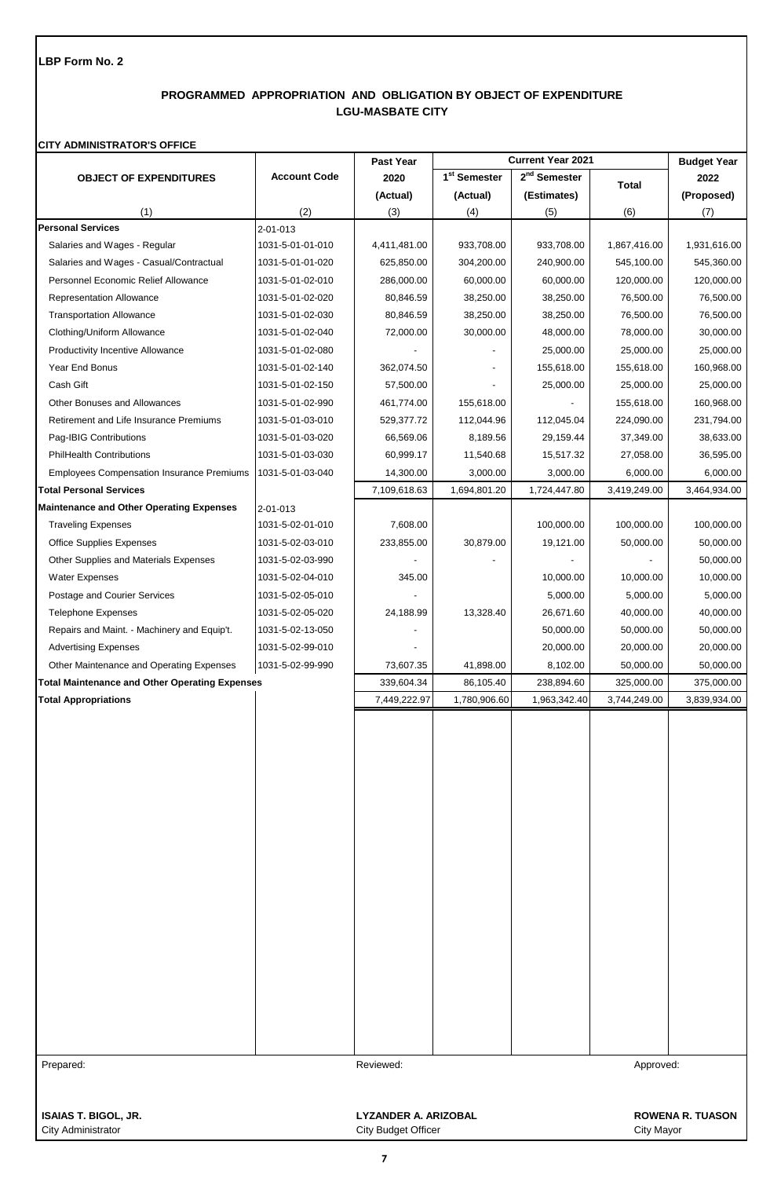**LBP Form No. 2**

## PROGRAMMED APPROPRIATION AND OBLIGATION BY OBJECT OF EXPENDITURE
## LGU-MASBATE CITY

**CITY ADMINISTRATOR'S OFFICE**

| OBJECT OF EXPENDITURES | Account Code | Past Year 2020 (Actual) | Current Year 2021 1st Semester (Actual) | Current Year 2021 2nd Semester (Estimates) | Current Year 2021 Total | Budget Year 2022 (Proposed) |
|---|---|---|---|---|---|---|
| (1) | (2) | (3) | (4) | (5) | (6) | (7) |
| **Personal Services** | 2-01-013 | | | | | |
| Salaries and Wages - Regular | 1031-5-01-01-010 | 4,411,481.00 | 933,708.00 | 933,708.00 | 1,867,416.00 | 1,931,616.00 |
| Salaries and Wages - Casual/Contractual | 1031-5-01-01-020 | 625,850.00 | 304,200.00 | 240,900.00 | 545,100.00 | 545,360.00 |
| Personnel Economic Relief Allowance | 1031-5-01-02-010 | 286,000.00 | 60,000.00 | 60,000.00 | 120,000.00 | 120,000.00 |
| Representation Allowance | 1031-5-01-02-020 | 80,846.59 | 38,250.00 | 38,250.00 | 76,500.00 | 76,500.00 |
| Transportation Allowance | 1031-5-01-02-030 | 80,846.59 | 38,250.00 | 38,250.00 | 76,500.00 | 76,500.00 |
| Clothing/Uniform Allowance | 1031-5-01-02-040 | 72,000.00 | 30,000.00 | 48,000.00 | 78,000.00 | 30,000.00 |
| Productivity Incentive Allowance | 1031-5-01-02-080 | - | - | 25,000.00 | 25,000.00 | 25,000.00 |
| Year End Bonus | 1031-5-01-02-140 | 362,074.50 | - | 155,618.00 | 155,618.00 | 160,968.00 |
| Cash Gift | 1031-5-01-02-150 | 57,500.00 | - | 25,000.00 | 25,000.00 | 25,000.00 |
| Other Bonuses and Allowances | 1031-5-01-02-990 | 461,774.00 | 155,618.00 | - | 155,618.00 | 160,968.00 |
| Retirement and Life Insurance Premiums | 1031-5-01-03-010 | 529,377.72 | 112,044.96 | 112,045.04 | 224,090.00 | 231,794.00 |
| Pag-IBIG Contributions | 1031-5-01-03-020 | 66,569.06 | 8,189.56 | 29,159.44 | 37,349.00 | 38,633.00 |
| PhilHealth Contributions | 1031-5-01-03-030 | 60,999.17 | 11,540.68 | 15,517.32 | 27,058.00 | 36,595.00 |
| Employees Compensation Insurance Premiums | 1031-5-01-03-040 | 14,300.00 | 3,000.00 | 3,000.00 | 6,000.00 | 6,000.00 |
| **Total Personal Services** | | 7,109,618.63 | 1,694,801.20 | 1,724,447.80 | 3,419,249.00 | 3,464,934.00 |
| **Maintenance and Other Operating Expenses** | 2-01-013 | | | | | |
| Traveling Expenses | 1031-5-02-01-010 | 7,608.00 | | 100,000.00 | 100,000.00 | 100,000.00 |
| Office Supplies Expenses | 1031-5-02-03-010 | 233,855.00 | 30,879.00 | 19,121.00 | 50,000.00 | 50,000.00 |
| Other Supplies and Materials Expenses | 1031-5-02-03-990 | - | - | - | - | 50,000.00 |
| Water Expenses | 1031-5-02-04-010 | 345.00 | | 10,000.00 | 10,000.00 | 10,000.00 |
| Postage and Courier Services | 1031-5-02-05-010 | - | | 5,000.00 | 5,000.00 | 5,000.00 |
| Telephone Expenses | 1031-5-02-05-020 | 24,188.99 | 13,328.40 | 26,671.60 | 40,000.00 | 40,000.00 |
| Repairs and Maint. - Machinery and Equip't. | 1031-5-02-13-050 | - | | 50,000.00 | 50,000.00 | 50,000.00 |
| Advertising Expenses | 1031-5-02-99-010 | - | | 20,000.00 | 20,000.00 | 20,000.00 |
| Other Maintenance and Operating Expenses | 1031-5-02-99-990 | 73,607.35 | 41,898.00 | 8,102.00 | 50,000.00 | 50,000.00 |
| **Total Maintenance and Other Operating Expenses** | | 339,604.34 | 86,105.40 | 238,894.60 | 325,000.00 | 375,000.00 |
| **Total Appropriations** | | 7,449,222.97 | 1,780,906.60 | 1,963,342.40 | 3,744,249.00 | 3,839,934.00 |

Prepared:

**ISAIAS T. BIGOL, JR.**
City Administrator

Reviewed:

**LYZANDER A. ARIZOBAL**
City Budget Officer

Approved:

**ROWENA R. TUASON**
City Mayor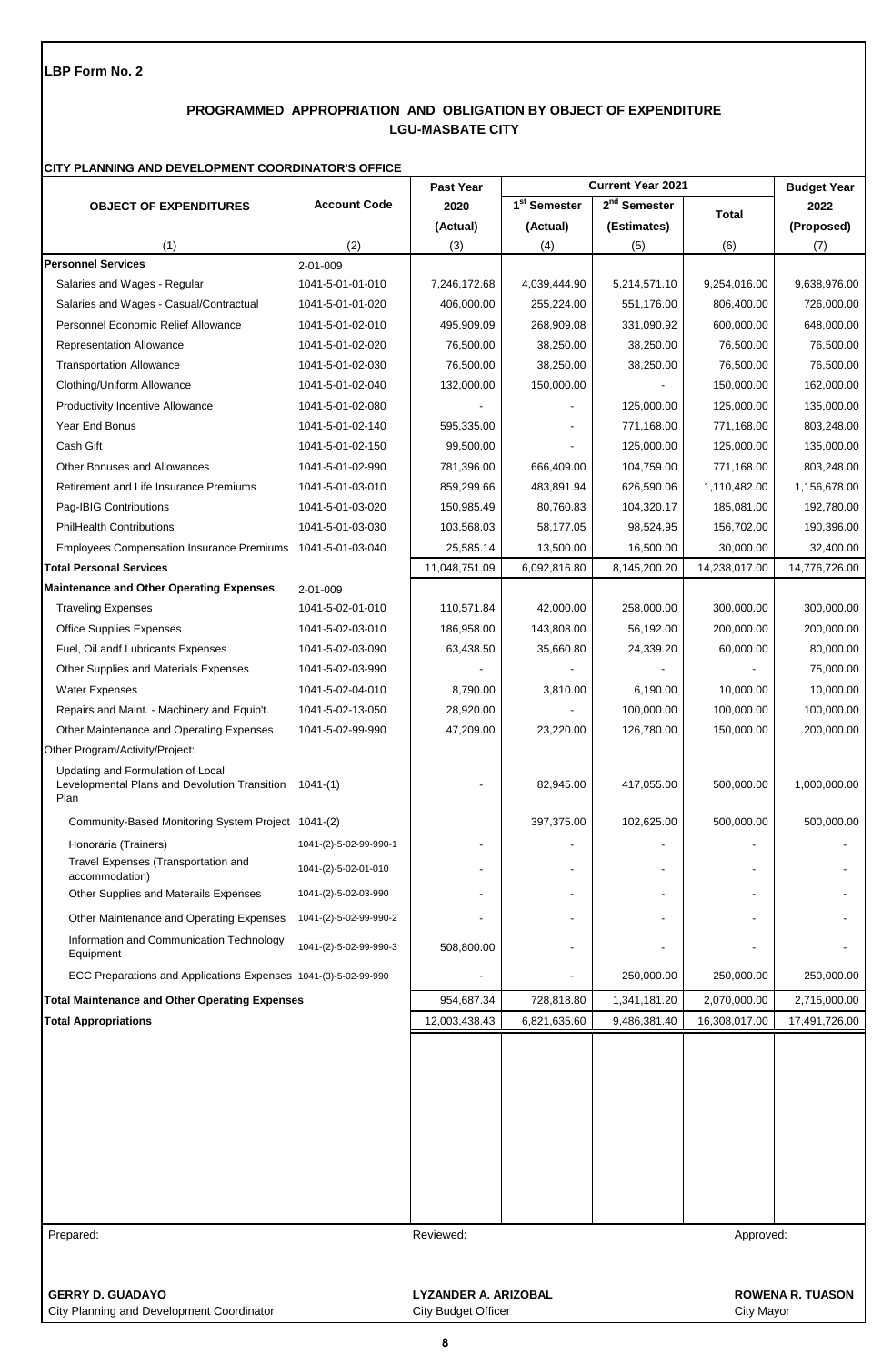**LBP Form No. 2**

## PROGRAMMED APPROPRIATION AND OBLIGATION BY OBJECT OF EXPENDITURE
## LGU-MASBATE CITY

**CITY PLANNING AND DEVELOPMENT COORDINATOR'S OFFICE**

| OBJECT OF EXPENDITURES | Account Code | Past Year 2020 (Actual) | Current Year 2021 1st Semester (Actual) | Current Year 2021 2nd Semester (Estimates) | Current Year 2021 Total | Budget Year 2022 (Proposed) |
|---|---|---|---|---|---|---|
| (1) | (2) | (3) | (4) | (5) | (6) | (7) |
| **Personnel Services** | 2-01-009 | | | | | |
| Salaries and Wages - Regular | 1041-5-01-01-010 | 7,246,172.68 | 4,039,444.90 | 5,214,571.10 | 9,254,016.00 | 9,638,976.00 |
| Salaries and Wages - Casual/Contractual | 1041-5-01-01-020 | 406,000.00 | 255,224.00 | 551,176.00 | 806,400.00 | 726,000.00 |
| Personnel Economic Relief Allowance | 1041-5-01-02-010 | 495,909.09 | 268,909.08 | 331,090.92 | 600,000.00 | 648,000.00 |
| Representation Allowance | 1041-5-01-02-020 | 76,500.00 | 38,250.00 | 38,250.00 | 76,500.00 | 76,500.00 |
| Transportation Allowance | 1041-5-01-02-030 | 76,500.00 | 38,250.00 | 38,250.00 | 76,500.00 | 76,500.00 |
| Clothing/Uniform Allowance | 1041-5-01-02-040 | 132,000.00 | 150,000.00 | - | 150,000.00 | 162,000.00 |
| Productivity Incentive Allowance | 1041-5-01-02-080 | - | - | 125,000.00 | 125,000.00 | 135,000.00 |
| Year End Bonus | 1041-5-01-02-140 | 595,335.00 | - | 771,168.00 | 771,168.00 | 803,248.00 |
| Cash Gift | 1041-5-01-02-150 | 99,500.00 | - | 125,000.00 | 125,000.00 | 135,000.00 |
| Other Bonuses and Allowances | 1041-5-01-02-990 | 781,396.00 | 666,409.00 | 104,759.00 | 771,168.00 | 803,248.00 |
| Retirement and Life Insurance Premiums | 1041-5-01-03-010 | 859,299.66 | 483,891.94 | 626,590.06 | 1,110,482.00 | 1,156,678.00 |
| Pag-IBIG Contributions | 1041-5-01-03-020 | 150,985.49 | 80,760.83 | 104,320.17 | 185,081.00 | 192,780.00 |
| PhilHealth Contributions | 1041-5-01-03-030 | 103,568.03 | 58,177.05 | 98,524.95 | 156,702.00 | 190,396.00 |
| Employees Compensation Insurance Premiums | 1041-5-01-03-040 | 25,585.14 | 13,500.00 | 16,500.00 | 30,000.00 | 32,400.00 |
| **Total Personal Services** | | 11,048,751.09 | 6,092,816.80 | 8,145,200.20 | 14,238,017.00 | 14,776,726.00 |
| **Maintenance and Other Operating Expenses** | 2-01-009 | | | | | |
| Traveling Expenses | 1041-5-02-01-010 | 110,571.84 | 42,000.00 | 258,000.00 | 300,000.00 | 300,000.00 |
| Office Supplies Expenses | 1041-5-02-03-010 | 186,958.00 | 143,808.00 | 56,192.00 | 200,000.00 | 200,000.00 |
| Fuel, Oil andf Lubricants Expenses | 1041-5-02-03-090 | 63,438.50 | 35,660.80 | 24,339.20 | 60,000.00 | 80,000.00 |
| Other Supplies and Materials Expenses | 1041-5-02-03-990 | - | - | - | - | 75,000.00 |
| Water Expenses | 1041-5-02-04-010 | 8,790.00 | 3,810.00 | 6,190.00 | 10,000.00 | 10,000.00 |
| Repairs and Maint. - Machinery and Equip't. | 1041-5-02-13-050 | 28,920.00 | - | 100,000.00 | 100,000.00 | 100,000.00 |
| Other Maintenance and Operating Expenses | 1041-5-02-99-990 | 47,209.00 | 23,220.00 | 126,780.00 | 150,000.00 | 200,000.00 |
| Other Program/Activity/Project: | | | | | | |
| Updating and Formulation of Local Levelopmental Plans and Devolution Transition Plan | 1041-(1) | - | 82,945.00 | 417,055.00 | 500,000.00 | 1,000,000.00 |
| Community-Based Monitoring System Project | 1041-(2) | | 397,375.00 | 102,625.00 | 500,000.00 | 500,000.00 |
| Honoraria (Trainers) | 1041-(2)-5-02-99-990-1 | - | - | - | - | - |
| Travel Expenses (Transportation and accommodation) | 1041-(2)-5-02-01-010 | - | - | - | - | - |
| Other Supplies and Materails Expenses | 1041-(2)-5-02-03-990 | - | - | - | - | - |
| Other Maintenance and Operating Expenses | 1041-(2)-5-02-99-990-2 | - | - | - | - | - |
| Information and Communication Technology Equipment | 1041-(2)-5-02-99-990-3 | 508,800.00 | - | - | - | - |
| ECC Preparations and Applications Expenses | 1041-(3)-5-02-99-990 | - | - | 250,000.00 | 250,000.00 | 250,000.00 |
| **Total Maintenance and Other Operating Expenses** | | 954,687.34 | 728,818.80 | 1,341,181.20 | 2,070,000.00 | 2,715,000.00 |
| **Total Appropriations** | | 12,003,438.43 | 6,821,635.60 | 9,486,381.40 | 16,308,017.00 | 17,491,726.00 |

| Prepared: | Reviewed: | Approved: |
|---|---|---|
| **GERRY D. GUADAYO** | **LYZANDER A. ARIZOBAL** | **ROWENA R. TUASON** |
| City Planning and Development Coordinator | City Budget Officer | City Mayor |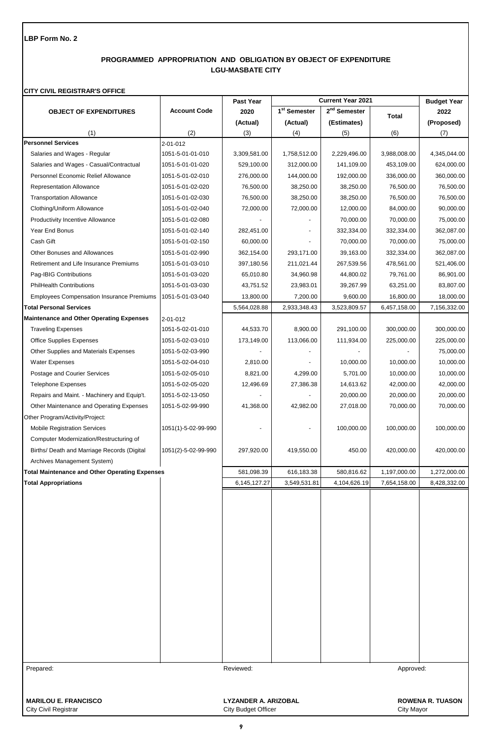**LBP Form No. 2**

## PROGRAMMED APPROPRIATION AND OBLIGATION BY OBJECT OF EXPENDITURE
## LGU-MASBATE CITY

**CITY CIVIL REGISTRAR'S OFFICE**

| OBJECT OF EXPENDITURES | Account Code | Past Year 2020 (Actual) | Current Year 2021 | | | Budget Year 2022 (Proposed) |
|---|---|---|---|---|---|---|
| | | | 1st Semester (Actual) | 2nd Semester (Estimates) | Total | |
| (1) | (2) | (3) | (4) | (5) | (6) | (7) |
| **Personnel Services** | 2-01-012 | | | | | |
| Salaries and Wages - Regular | 1051-5-01-01-010 | 3,309,581.00 | 1,758,512.00 | 2,229,496.00 | 3,988,008.00 | 4,345,044.00 |
| Salaries and Wages - Casual/Contractual | 1051-5-01-01-020 | 529,100.00 | 312,000.00 | 141,109.00 | 453,109.00 | 624,000.00 |
| Personnel Economic Relief Allowance | 1051-5-01-02-010 | 276,000.00 | 144,000.00 | 192,000.00 | 336,000.00 | 360,000.00 |
| Representation Allowance | 1051-5-01-02-020 | 76,500.00 | 38,250.00 | 38,250.00 | 76,500.00 | 76,500.00 |
| Transportation Allowance | 1051-5-01-02-030 | 76,500.00 | 38,250.00 | 38,250.00 | 76,500.00 | 76,500.00 |
| Clothing/Uniform Allowance | 1051-5-01-02-040 | 72,000.00 | 72,000.00 | 12,000.00 | 84,000.00 | 90,000.00 |
| Productivity Incentive Allowance | 1051-5-01-02-080 | - | - | 70,000.00 | 70,000.00 | 75,000.00 |
| Year End Bonus | 1051-5-01-02-140 | 282,451.00 | - | 332,334.00 | 332,334.00 | 362,087.00 |
| Cash Gift | 1051-5-01-02-150 | 60,000.00 | - | 70,000.00 | 70,000.00 | 75,000.00 |
| Other Bonuses and Allowances | 1051-5-01-02-990 | 362,154.00 | 293,171.00 | 39,163.00 | 332,334.00 | 362,087.00 |
| Retirement and Life Insurance Premiums | 1051-5-01-03-010 | 397,180.56 | 211,021.44 | 267,539.56 | 478,561.00 | 521,406.00 |
| Pag-IBIG Contributions | 1051-5-01-03-020 | 65,010.80 | 34,960.98 | 44,800.02 | 79,761.00 | 86,901.00 |
| PhilHealth Contributions | 1051-5-01-03-030 | 43,751.52 | 23,983.01 | 39,267.99 | 63,251.00 | 83,807.00 |
| Employees Compensation Insurance Premiums | 1051-5-01-03-040 | 13,800.00 | 7,200.00 | 9,600.00 | 16,800.00 | 18,000.00 |
| **Total Personal Services** | | 5,564,028.88 | 2,933,348.43 | 3,523,809.57 | 6,457,158.00 | 7,156,332.00 |
| **Maintenance and Other Operating Expenses** | 2-01-012 | | | | | |
| Traveling Expenses | 1051-5-02-01-010 | 44,533.70 | 8,900.00 | 291,100.00 | 300,000.00 | 300,000.00 |
| Office Supplies Expenses | 1051-5-02-03-010 | 173,149.00 | 113,066.00 | 111,934.00 | 225,000.00 | 225,000.00 |
| Other Supplies and Materials Expenses | 1051-5-02-03-990 | - | - | - | - | 75,000.00 |
| Water Expenses | 1051-5-02-04-010 | 2,810.00 | - | 10,000.00 | 10,000.00 | 10,000.00 |
| Postage and Courier Services | 1051-5-02-05-010 | 8,821.00 | 4,299.00 | 5,701.00 | 10,000.00 | 10,000.00 |
| Telephone Expenses | 1051-5-02-05-020 | 12,496.69 | 27,386.38 | 14,613.62 | 42,000.00 | 42,000.00 |
| Repairs and Maint. - Machinery and Equip't. | 1051-5-02-13-050 | - | - | 20,000.00 | 20,000.00 | 20,000.00 |
| Other Maintenance and Operating Expenses | 1051-5-02-99-990 | 41,368.00 | 42,982.00 | 27,018.00 | 70,000.00 | 70,000.00 |
| Other Program/Activity/Project: | | | | | | |
| Mobile Registration Services | 1051(1)-5-02-99-990 | - | - | 100,000.00 | 100,000.00 | 100,000.00 |
| Computer Modernization/Restructuring of Births/ Death and Marriage Records (Digital Archives Management System) | 1051(2)-5-02-99-990 | 297,920.00 | 419,550.00 | 450.00 | 420,000.00 | 420,000.00 |
| **Total Maintenance and Other Operating Expenses** | | 581,098.39 | 616,183.38 | 580,816.62 | 1,197,000.00 | 1,272,000.00 |
| **Total Appropriations** | | 6,145,127.27 | 3,549,531.81 | 4,104,626.19 | 7,654,158.00 | 8,428,332.00 |

Prepared:

**MARILOU E. FRANCISCO**
City Civil Registrar

Reviewed:

**LYZANDER A. ARIZOBAL**
City Budget Officer

Approved:

**ROWENA R. TUASON**
City Mayor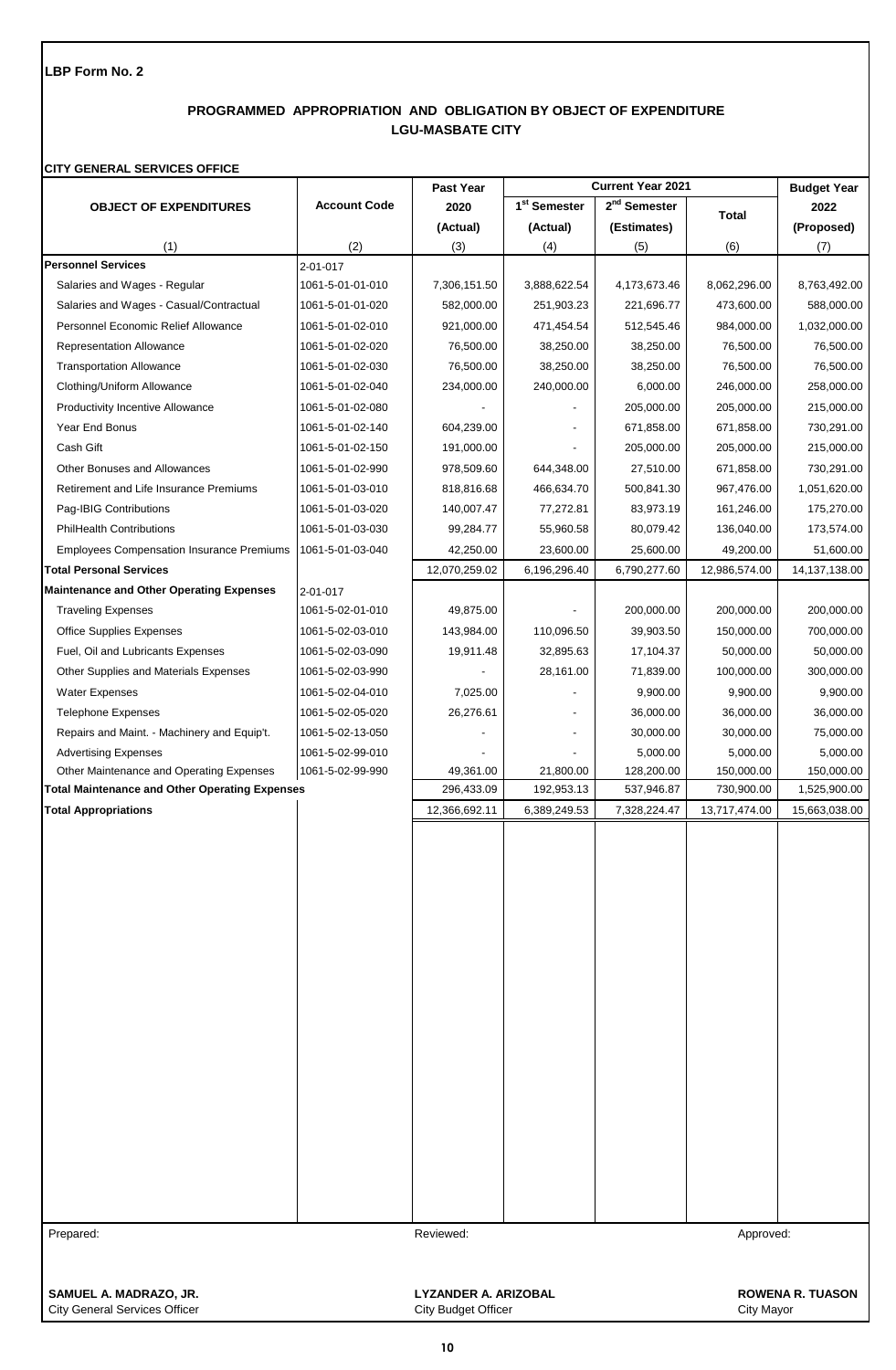**LBP Form No. 2**

## PROGRAMMED APPROPRIATION AND OBLIGATION BY OBJECT OF EXPENDITURE
## LGU-MASBATE CITY

**CITY GENERAL SERVICES OFFICE**

| OBJECT OF EXPENDITURES | Account Code | Past Year 2020 (Actual) | Current Year 2021 | | | Budget Year 2022 (Proposed) |
|---|---|---|---|---|---|---|
| | | | 1st Semester (Actual) | 2nd Semester (Estimates) | Total | |
| (1) | (2) | (3) | (4) | (5) | (6) | (7) |
| **Personnel Services** | 2-01-017 | | | | | |
| Salaries and Wages - Regular | 1061-5-01-01-010 | 7,306,151.50 | 3,888,622.54 | 4,173,673.46 | 8,062,296.00 | 8,763,492.00 |
| Salaries and Wages - Casual/Contractual | 1061-5-01-01-020 | 582,000.00 | 251,903.23 | 221,696.77 | 473,600.00 | 588,000.00 |
| Personnel Economic Relief Allowance | 1061-5-01-02-010 | 921,000.00 | 471,454.54 | 512,545.46 | 984,000.00 | 1,032,000.00 |
| Representation Allowance | 1061-5-01-02-020 | 76,500.00 | 38,250.00 | 38,250.00 | 76,500.00 | 76,500.00 |
| Transportation Allowance | 1061-5-01-02-030 | 76,500.00 | 38,250.00 | 38,250.00 | 76,500.00 | 76,500.00 |
| Clothing/Uniform Allowance | 1061-5-01-02-040 | 234,000.00 | 240,000.00 | 6,000.00 | 246,000.00 | 258,000.00 |
| Productivity Incentive Allowance | 1061-5-01-02-080 | - | - | 205,000.00 | 205,000.00 | 215,000.00 |
| Year End Bonus | 1061-5-01-02-140 | 604,239.00 | - | 671,858.00 | 671,858.00 | 730,291.00 |
| Cash Gift | 1061-5-01-02-150 | 191,000.00 | - | 205,000.00 | 205,000.00 | 215,000.00 |
| Other Bonuses and Allowances | 1061-5-01-02-990 | 978,509.60 | 644,348.00 | 27,510.00 | 671,858.00 | 730,291.00 |
| Retirement and Life Insurance Premiums | 1061-5-01-03-010 | 818,816.68 | 466,634.70 | 500,841.30 | 967,476.00 | 1,051,620.00 |
| Pag-IBIG Contributions | 1061-5-01-03-020 | 140,007.47 | 77,272.81 | 83,973.19 | 161,246.00 | 175,270.00 |
| PhilHealth Contributions | 1061-5-01-03-030 | 99,284.77 | 55,960.58 | 80,079.42 | 136,040.00 | 173,574.00 |
| Employees Compensation Insurance Premiums | 1061-5-01-03-040 | 42,250.00 | 23,600.00 | 25,600.00 | 49,200.00 | 51,600.00 |
| **Total Personal Services** | | 12,070,259.02 | 6,196,296.40 | 6,790,277.60 | 12,986,574.00 | 14,137,138.00 |
| **Maintenance and Other Operating Expenses** | 2-01-017 | | | | | |
| Traveling Expenses | 1061-5-02-01-010 | 49,875.00 | - | 200,000.00 | 200,000.00 | 200,000.00 |
| Office Supplies Expenses | 1061-5-02-03-010 | 143,984.00 | 110,096.50 | 39,903.50 | 150,000.00 | 700,000.00 |
| Fuel, Oil and Lubricants Expenses | 1061-5-02-03-090 | 19,911.48 | 32,895.63 | 17,104.37 | 50,000.00 | 50,000.00 |
| Other Supplies and Materials Expenses | 1061-5-02-03-990 | - | 28,161.00 | 71,839.00 | 100,000.00 | 300,000.00 |
| Water Expenses | 1061-5-02-04-010 | 7,025.00 | - | 9,900.00 | 9,900.00 | 9,900.00 |
| Telephone Expenses | 1061-5-02-05-020 | 26,276.61 | - | 36,000.00 | 36,000.00 | 36,000.00 |
| Repairs and Maint. - Machinery and Equip't. | 1061-5-02-13-050 | - | - | 30,000.00 | 30,000.00 | 75,000.00 |
| Advertising Expenses | 1061-5-02-99-010 | - | - | 5,000.00 | 5,000.00 | 5,000.00 |
| Other Maintenance and Operating Expenses | 1061-5-02-99-990 | 49,361.00 | 21,800.00 | 128,200.00 | 150,000.00 | 150,000.00 |
| **Total Maintenance and Other Operating Expenses** | | 296,433.09 | 192,953.13 | 537,946.87 | 730,900.00 | 1,525,900.00 |
| **Total Appropriations** | | 12,366,692.11 | 6,389,249.53 | 7,328,224.47 | 13,717,474.00 | 15,663,038.00 |

Prepared:

**SAMUEL A. MADRAZO, JR.**
City General Services Officer

Reviewed:

**LYZANDER A. ARIZOBAL**
City Budget Officer

Approved:

**ROWENA R. TUASON**
City Mayor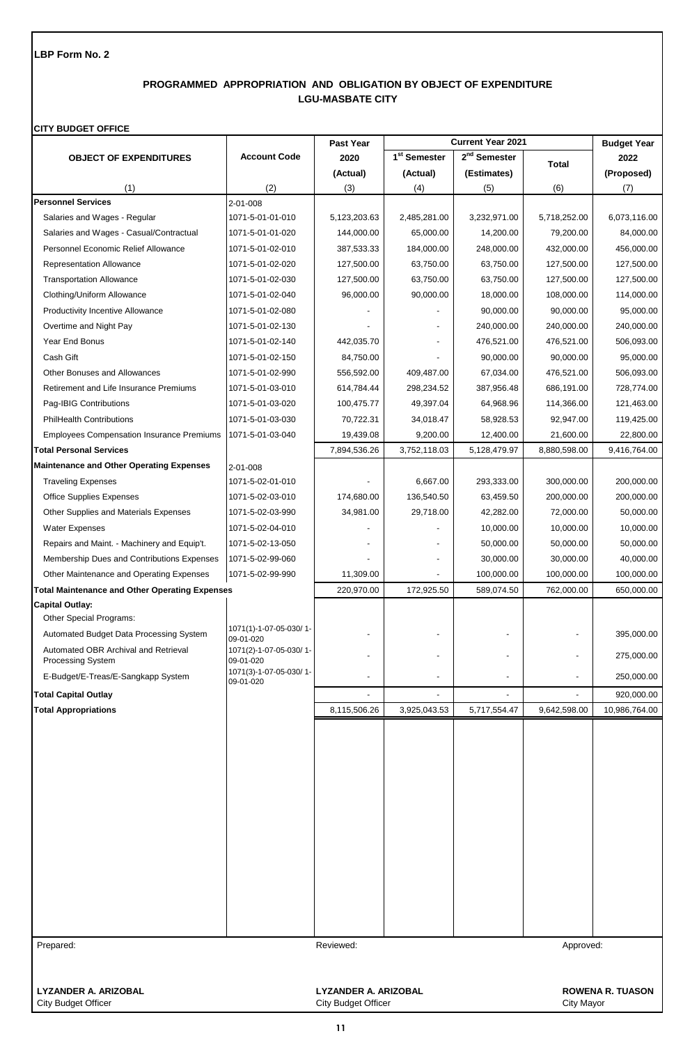**LBP Form No. 2**

## PROGRAMMED APPROPRIATION AND OBLIGATION BY OBJECT OF EXPENDITURE
## LGU-MASBATE CITY

**CITY BUDGET OFFICE**

| OBJECT OF EXPENDITURES | Account Code | Past Year 2020 (Actual) | Current Year 2021 1st Semester (Actual) | Current Year 2021 2nd Semester (Estimates) | Current Year 2021 Total | Budget Year 2022 (Proposed) |
|---|---|---|---|---|---|---|
| (1) | (2) | (3) | (4) | (5) | (6) | (7) |
| **Personnel Services** | 2-01-008 | | | | | |
| Salaries and Wages - Regular | 1071-5-01-01-010 | 5,123,203.63 | 2,485,281.00 | 3,232,971.00 | 5,718,252.00 | 6,073,116.00 |
| Salaries and Wages - Casual/Contractual | 1071-5-01-01-020 | 144,000.00 | 65,000.00 | 14,200.00 | 79,200.00 | 84,000.00 |
| Personnel Economic Relief Allowance | 1071-5-01-02-010 | 387,533.33 | 184,000.00 | 248,000.00 | 432,000.00 | 456,000.00 |
| Representation Allowance | 1071-5-01-02-020 | 127,500.00 | 63,750.00 | 63,750.00 | 127,500.00 | 127,500.00 |
| Transportation Allowance | 1071-5-01-02-030 | 127,500.00 | 63,750.00 | 63,750.00 | 127,500.00 | 127,500.00 |
| Clothing/Uniform Allowance | 1071-5-01-02-040 | 96,000.00 | 90,000.00 | 18,000.00 | 108,000.00 | 114,000.00 |
| Productivity Incentive Allowance | 1071-5-01-02-080 | - | - | 90,000.00 | 90,000.00 | 95,000.00 |
| Overtime and Night Pay | 1071-5-01-02-130 | - | - | 240,000.00 | 240,000.00 | 240,000.00 |
| Year End Bonus | 1071-5-01-02-140 | 442,035.70 | - | 476,521.00 | 476,521.00 | 506,093.00 |
| Cash Gift | 1071-5-01-02-150 | 84,750.00 | - | 90,000.00 | 90,000.00 | 95,000.00 |
| Other Bonuses and Allowances | 1071-5-01-02-990 | 556,592.00 | 409,487.00 | 67,034.00 | 476,521.00 | 506,093.00 |
| Retirement and Life Insurance Premiums | 1071-5-01-03-010 | 614,784.44 | 298,234.52 | 387,956.48 | 686,191.00 | 728,774.00 |
| Pag-IBIG Contributions | 1071-5-01-03-020 | 100,475.77 | 49,397.04 | 64,968.96 | 114,366.00 | 121,463.00 |
| PhilHealth Contributions | 1071-5-01-03-030 | 70,722.31 | 34,018.47 | 58,928.53 | 92,947.00 | 119,425.00 |
| Employees Compensation Insurance Premiums | 1071-5-01-03-040 | 19,439.08 | 9,200.00 | 12,400.00 | 21,600.00 | 22,800.00 |
| **Total Personal Services** | | 7,894,536.26 | 3,752,118.03 | 5,128,479.97 | 8,880,598.00 | 9,416,764.00 |
| **Maintenance and Other Operating Expenses** | 2-01-008 | | | | | |
| Traveling Expenses | 1071-5-02-01-010 | - | 6,667.00 | 293,333.00 | 300,000.00 | 200,000.00 |
| Office Supplies Expenses | 1071-5-02-03-010 | 174,680.00 | 136,540.50 | 63,459.50 | 200,000.00 | 200,000.00 |
| Other Supplies and Materials Expenses | 1071-5-02-03-990 | 34,981.00 | 29,718.00 | 42,282.00 | 72,000.00 | 50,000.00 |
| Water Expenses | 1071-5-02-04-010 | - | - | 10,000.00 | 10,000.00 | 10,000.00 |
| Repairs and Maint. - Machinery and Equip't. | 1071-5-02-13-050 | - | - | 50,000.00 | 50,000.00 | 50,000.00 |
| Membership Dues and Contributions Expenses | 1071-5-02-99-060 | - | - | 30,000.00 | 30,000.00 | 40,000.00 |
| Other Maintenance and Operating Expenses | 1071-5-02-99-990 | 11,309.00 | - | 100,000.00 | 100,000.00 | 100,000.00 |
| **Total Maintenance and Other Operating Expenses** | | 220,970.00 | 172,925.50 | 589,074.50 | 762,000.00 | 650,000.00 |
| **Capital Outlay:** | | | | | | |
| Other Special Programs: | | | | | | |
| Automated Budget Data Processing System | 1071(1)-1-07-05-030/ 1-09-01-020 | - | - | - | - | 395,000.00 |
| Automated OBR Archival and Retrieval Processing System | 1071(2)-1-07-05-030/ 1-09-01-020 | - | - | - | - | 275,000.00 |
| E-Budget/E-Treas/E-Sangkapp System | 1071(3)-1-07-05-030/ 1-09-01-020 | - | - | - | - | 250,000.00 |
| **Total Capital Outlay** | | - | - | - | - | 920,000.00 |
| **Total Appropriations** | | 8,115,506.26 | 3,925,043.53 | 5,717,554.47 | 9,642,598.00 | 10,986,764.00 |

| Prepared: | Reviewed: | Approved: |
|---|---|---|
| **LYZANDER A. ARIZOBAL** | **LYZANDER A. ARIZOBAL** | **ROWENA R. TUASON** |
| City Budget Officer | City Budget Officer | City Mayor |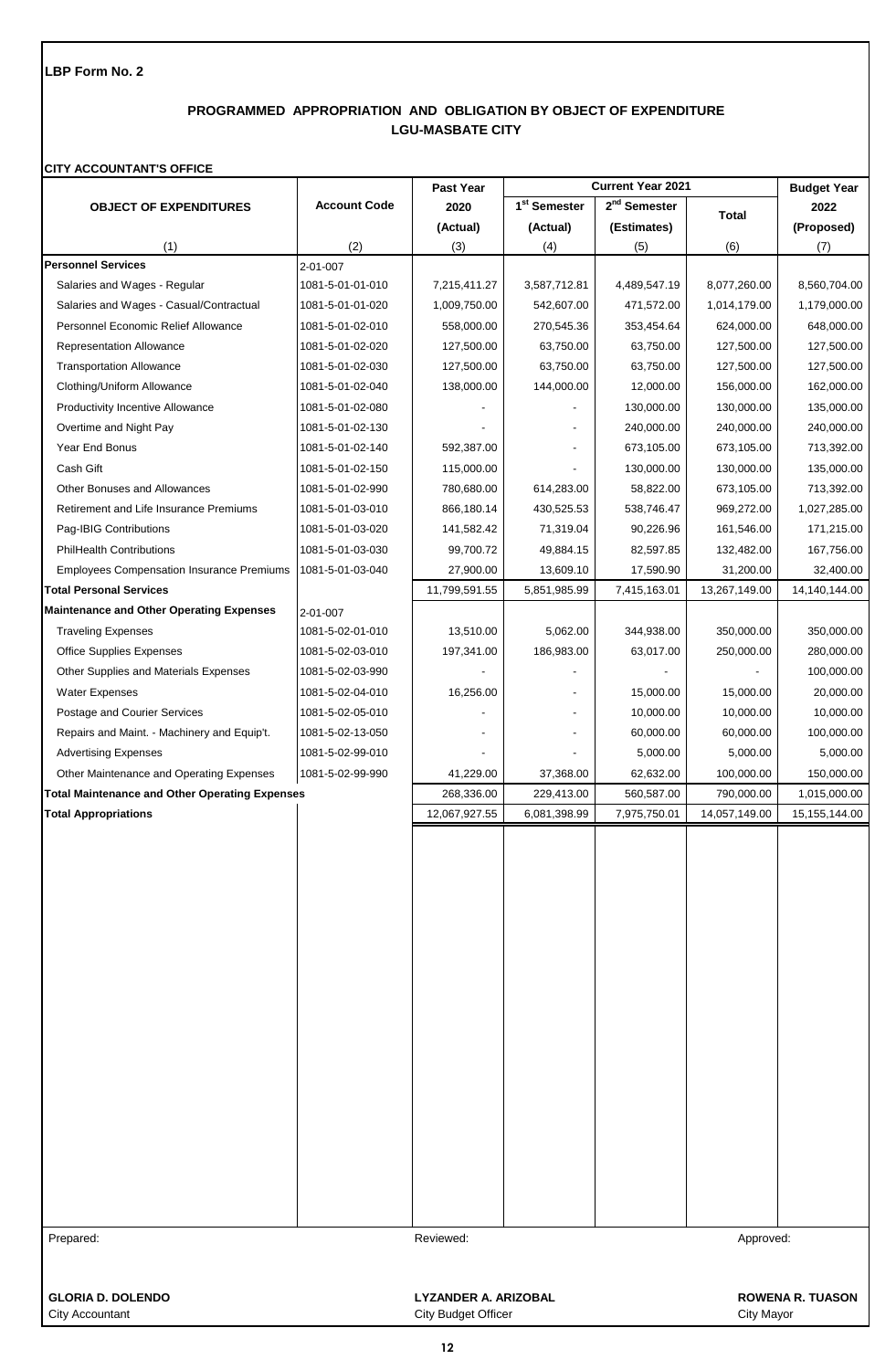**LBP Form No. 2**

## PROGRAMMED APPROPRIATION AND OBLIGATION BY OBJECT OF EXPENDITURE
## LGU-MASBATE CITY

**CITY ACCOUNTANT'S OFFICE**

| OBJECT OF EXPENDITURES | Account Code | Past Year 2020 (Actual) | Current Year 2021 | | | Budget Year 2022 (Proposed) |
|---|---|---|---|---|---|---|
| | | | 1st Semester (Actual) | 2nd Semester (Estimates) | Total | |
| (1) | (2) | (3) | (4) | (5) | (6) | (7) |
| **Personnel Services** | 2-01-007 | | | | | |
| Salaries and Wages - Regular | 1081-5-01-01-010 | 7,215,411.27 | 3,587,712.81 | 4,489,547.19 | 8,077,260.00 | 8,560,704.00 |
| Salaries and Wages - Casual/Contractual | 1081-5-01-01-020 | 1,009,750.00 | 542,607.00 | 471,572.00 | 1,014,179.00 | 1,179,000.00 |
| Personnel Economic Relief Allowance | 1081-5-01-02-010 | 558,000.00 | 270,545.36 | 353,454.64 | 624,000.00 | 648,000.00 |
| Representation Allowance | 1081-5-01-02-020 | 127,500.00 | 63,750.00 | 63,750.00 | 127,500.00 | 127,500.00 |
| Transportation Allowance | 1081-5-01-02-030 | 127,500.00 | 63,750.00 | 63,750.00 | 127,500.00 | 127,500.00 |
| Clothing/Uniform Allowance | 1081-5-01-02-040 | 138,000.00 | 144,000.00 | 12,000.00 | 156,000.00 | 162,000.00 |
| Productivity Incentive Allowance | 1081-5-01-02-080 | - | - | 130,000.00 | 130,000.00 | 135,000.00 |
| Overtime and Night Pay | 1081-5-01-02-130 | - | - | 240,000.00 | 240,000.00 | 240,000.00 |
| Year End Bonus | 1081-5-01-02-140 | 592,387.00 | - | 673,105.00 | 673,105.00 | 713,392.00 |
| Cash Gift | 1081-5-01-02-150 | 115,000.00 | - | 130,000.00 | 130,000.00 | 135,000.00 |
| Other Bonuses and Allowances | 1081-5-01-02-990 | 780,680.00 | 614,283.00 | 58,822.00 | 673,105.00 | 713,392.00 |
| Retirement and Life Insurance Premiums | 1081-5-01-03-010 | 866,180.14 | 430,525.53 | 538,746.47 | 969,272.00 | 1,027,285.00 |
| Pag-IBIG Contributions | 1081-5-01-03-020 | 141,582.42 | 71,319.04 | 90,226.96 | 161,546.00 | 171,215.00 |
| PhilHealth Contributions | 1081-5-01-03-030 | 99,700.72 | 49,884.15 | 82,597.85 | 132,482.00 | 167,756.00 |
| Employees Compensation Insurance Premiums | 1081-5-01-03-040 | 27,900.00 | 13,609.10 | 17,590.90 | 31,200.00 | 32,400.00 |
| **Total Personal Services** | | 11,799,591.55 | 5,851,985.99 | 7,415,163.01 | 13,267,149.00 | 14,140,144.00 |
| **Maintenance and Other Operating Expenses** | 2-01-007 | | | | | |
| Traveling Expenses | 1081-5-02-01-010 | 13,510.00 | 5,062.00 | 344,938.00 | 350,000.00 | 350,000.00 |
| Office Supplies Expenses | 1081-5-02-03-010 | 197,341.00 | 186,983.00 | 63,017.00 | 250,000.00 | 280,000.00 |
| Other Supplies and Materials Expenses | 1081-5-02-03-990 | - | - | - | - | 100,000.00 |
| Water Expenses | 1081-5-02-04-010 | 16,256.00 | - | 15,000.00 | 15,000.00 | 20,000.00 |
| Postage and Courier Services | 1081-5-02-05-010 | - | - | 10,000.00 | 10,000.00 | 10,000.00 |
| Repairs and Maint. - Machinery and Equip't. | 1081-5-02-13-050 | - | - | 60,000.00 | 60,000.00 | 100,000.00 |
| Advertising Expenses | 1081-5-02-99-010 | - | - | 5,000.00 | 5,000.00 | 5,000.00 |
| Other Maintenance and Operating Expenses | 1081-5-02-99-990 | 41,229.00 | 37,368.00 | 62,632.00 | 100,000.00 | 150,000.00 |
| **Total Maintenance and Other Operating Expenses** | | 268,336.00 | 229,413.00 | 560,587.00 | 790,000.00 | 1,015,000.00 |
| **Total Appropriations** | | 12,067,927.55 | 6,081,398.99 | 7,975,750.01 | 14,057,149.00 | 15,155,144.00 |

| Prepared: | Reviewed: | Approved: |
|---|---|---|
| **GLORIA D. DOLENDO** | **LYZANDER A. ARIZOBAL** | **ROWENA R. TUASON** |
| City Accountant | City Budget Officer | City Mayor |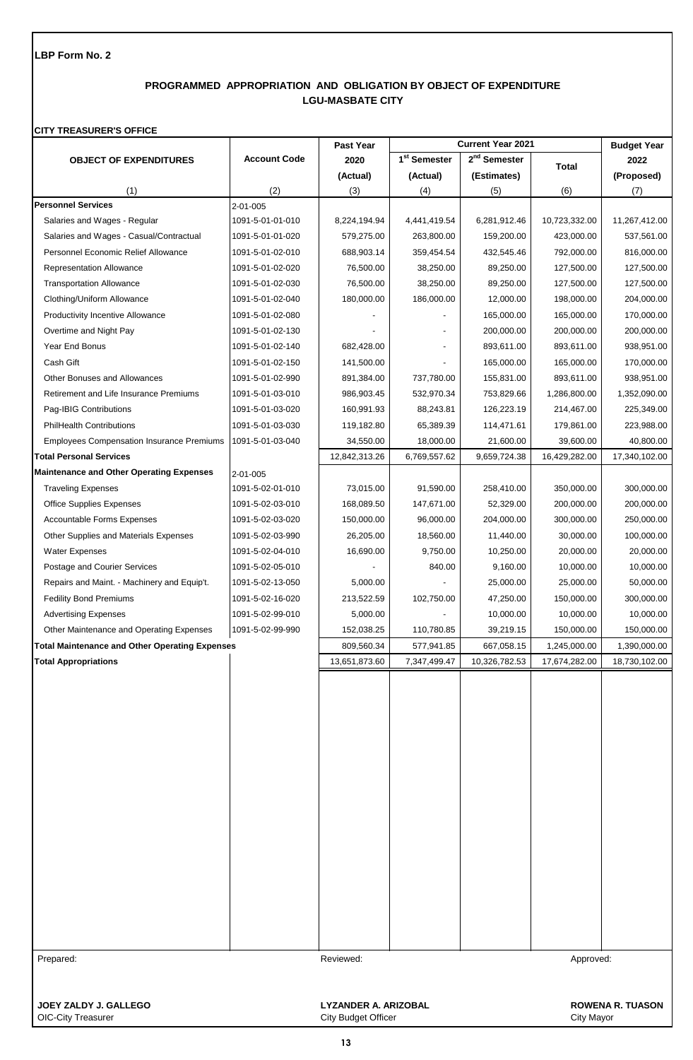LBP Form No. 2

## PROGRAMMED APPROPRIATION AND OBLIGATION BY OBJECT OF EXPENDITURE
## LGU-MASBATE CITY

**CITY TREASURER'S OFFICE**

| OBJECT OF EXPENDITURES | Account Code | Past Year 2020 (Actual) | Current Year 2021 1st Semester (Actual) | Current Year 2021 2nd Semester (Estimates) | Current Year 2021 Total | Budget Year 2022 (Proposed) |
|---|---|---|---|---|---|---|
| (1) | (2) | (3) | (4) | (5) | (6) | (7) |
| **Personnel Services** | 2-01-005 | | | | | |
| Salaries and Wages - Regular | 1091-5-01-01-010 | 8,224,194.94 | 4,441,419.54 | 6,281,912.46 | 10,723,332.00 | 11,267,412.00 |
| Salaries and Wages - Casual/Contractual | 1091-5-01-01-020 | 579,275.00 | 263,800.00 | 159,200.00 | 423,000.00 | 537,561.00 |
| Personnel Economic Relief Allowance | 1091-5-01-02-010 | 688,903.14 | 359,454.54 | 432,545.46 | 792,000.00 | 816,000.00 |
| Representation Allowance | 1091-5-01-02-020 | 76,500.00 | 38,250.00 | 89,250.00 | 127,500.00 | 127,500.00 |
| Transportation Allowance | 1091-5-01-02-030 | 76,500.00 | 38,250.00 | 89,250.00 | 127,500.00 | 127,500.00 |
| Clothing/Uniform Allowance | 1091-5-01-02-040 | 180,000.00 | 186,000.00 | 12,000.00 | 198,000.00 | 204,000.00 |
| Productivity Incentive Allowance | 1091-5-01-02-080 | - | - | 165,000.00 | 165,000.00 | 170,000.00 |
| Overtime and Night Pay | 1091-5-01-02-130 | - | - | 200,000.00 | 200,000.00 | 200,000.00 |
| Year End Bonus | 1091-5-01-02-140 | 682,428.00 | - | 893,611.00 | 893,611.00 | 938,951.00 |
| Cash Gift | 1091-5-01-02-150 | 141,500.00 | - | 165,000.00 | 165,000.00 | 170,000.00 |
| Other Bonuses and Allowances | 1091-5-01-02-990 | 891,384.00 | 737,780.00 | 155,831.00 | 893,611.00 | 938,951.00 |
| Retirement and Life Insurance Premiums | 1091-5-01-03-010 | 986,903.45 | 532,970.34 | 753,829.66 | 1,286,800.00 | 1,352,090.00 |
| Pag-IBIG Contributions | 1091-5-01-03-020 | 160,991.93 | 88,243.81 | 126,223.19 | 214,467.00 | 225,349.00 |
| PhilHealth Contributions | 1091-5-01-03-030 | 119,182.80 | 65,389.39 | 114,471.61 | 179,861.00 | 223,988.00 |
| Employees Compensation Insurance Premiums | 1091-5-01-03-040 | 34,550.00 | 18,000.00 | 21,600.00 | 39,600.00 | 40,800.00 |
| **Total Personal Services** | | 12,842,313.26 | 6,769,557.62 | 9,659,724.38 | 16,429,282.00 | 17,340,102.00 |
| **Maintenance and Other Operating Expenses** | 2-01-005 | | | | | |
| Traveling Expenses | 1091-5-02-01-010 | 73,015.00 | 91,590.00 | 258,410.00 | 350,000.00 | 300,000.00 |
| Office Supplies Expenses | 1091-5-02-03-010 | 168,089.50 | 147,671.00 | 52,329.00 | 200,000.00 | 200,000.00 |
| Accountable Forms Expenses | 1091-5-02-03-020 | 150,000.00 | 96,000.00 | 204,000.00 | 300,000.00 | 250,000.00 |
| Other Supplies and Materials Expenses | 1091-5-02-03-990 | 26,205.00 | 18,560.00 | 11,440.00 | 30,000.00 | 100,000.00 |
| Water Expenses | 1091-5-02-04-010 | 16,690.00 | 9,750.00 | 10,250.00 | 20,000.00 | 20,000.00 |
| Postage and Courier Services | 1091-5-02-05-010 | - | 840.00 | 9,160.00 | 10,000.00 | 10,000.00 |
| Repairs and Maint. - Machinery and Equip't. | 1091-5-02-13-050 | 5,000.00 | - | 25,000.00 | 25,000.00 | 50,000.00 |
| Fedility Bond Premiums | 1091-5-02-16-020 | 213,522.59 | 102,750.00 | 47,250.00 | 150,000.00 | 300,000.00 |
| Advertising Expenses | 1091-5-02-99-010 | 5,000.00 | - | 10,000.00 | 10,000.00 | 10,000.00 |
| Other Maintenance and Operating Expenses | 1091-5-02-99-990 | 152,038.25 | 110,780.85 | 39,219.15 | 150,000.00 | 150,000.00 |
| **Total Maintenance and Other Operating Expenses** | | 809,560.34 | 577,941.85 | 667,058.15 | 1,245,000.00 | 1,390,000.00 |
| **Total Appropriations** | | 13,651,873.60 | 7,347,499.47 | 10,326,782.53 | 17,674,282.00 | 18,730,102.00 |

| Prepared: | Reviewed: | Approved: |
|---|---|---|
| **JOEY ZALDY J. GALLEGO** | **LYZANDER A. ARIZOBAL** | **ROWENA R. TUASON** |
| OIC-City Treasurer | City Budget Officer | City Mayor |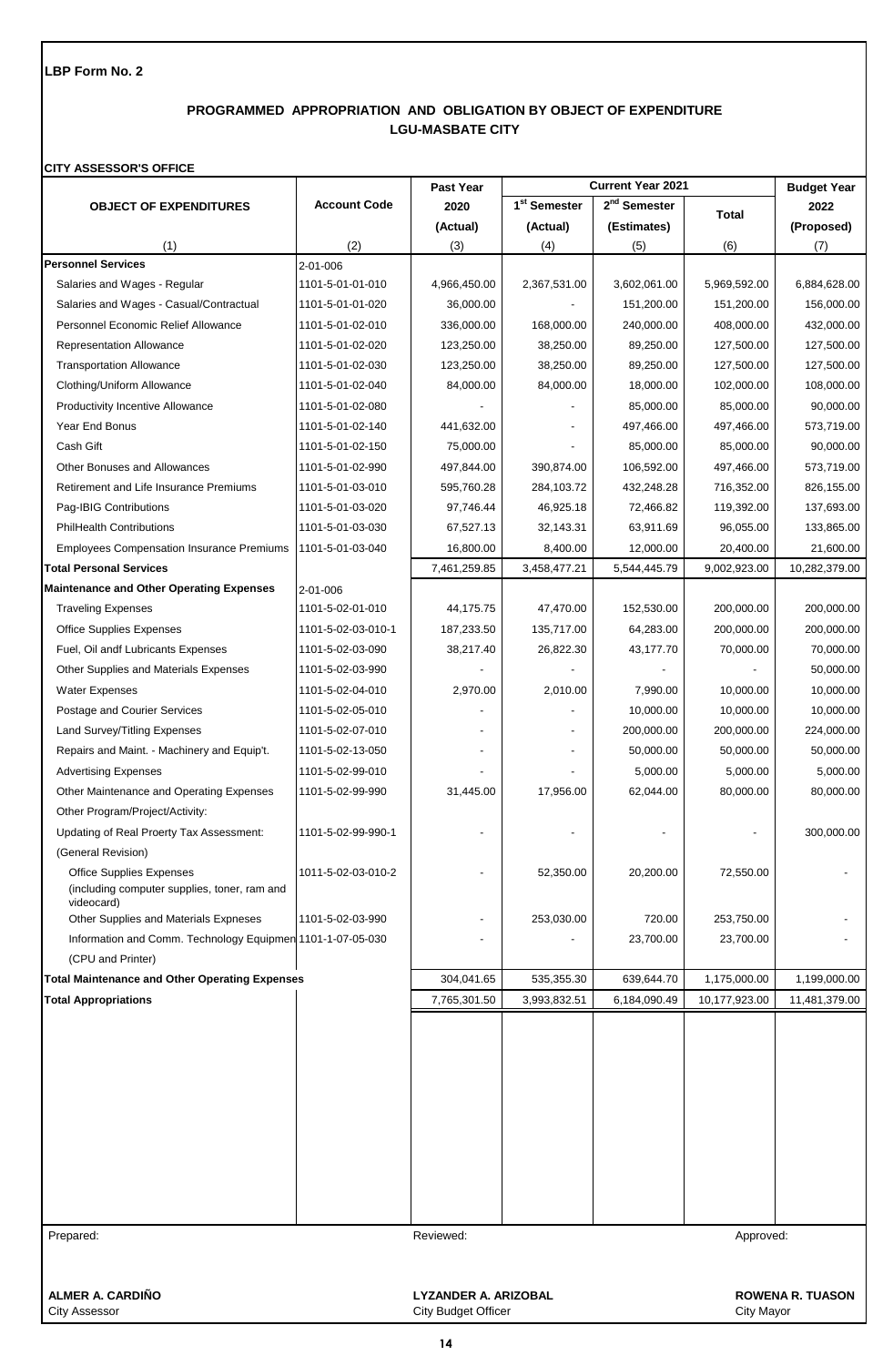**LBP Form No. 2**

## PROGRAMMED APPROPRIATION AND OBLIGATION BY OBJECT OF EXPENDITURE
## LGU-MASBATE CITY

**CITY ASSESSOR'S OFFICE**

| OBJECT OF EXPENDITURES | Account Code | Past Year 2020 (Actual) | Current Year 2021 1st Semester (Actual) | Current Year 2021 2nd Semester (Estimates) | Current Year 2021 Total | Budget Year 2022 (Proposed) |
|---|---|---|---|---|---|---|
| (1) | (2) | (3) | (4) | (5) | (6) | (7) |
| **Personnel Services** | 2-01-006 | | | | | |
| Salaries and Wages - Regular | 1101-5-01-01-010 | 4,966,450.00 | 2,367,531.00 | 3,602,061.00 | 5,969,592.00 | 6,884,628.00 |
| Salaries and Wages - Casual/Contractual | 1101-5-01-01-020 | 36,000.00 | - | 151,200.00 | 151,200.00 | 156,000.00 |
| Personnel Economic Relief Allowance | 1101-5-01-02-010 | 336,000.00 | 168,000.00 | 240,000.00 | 408,000.00 | 432,000.00 |
| Representation Allowance | 1101-5-01-02-020 | 123,250.00 | 38,250.00 | 89,250.00 | 127,500.00 | 127,500.00 |
| Transportation Allowance | 1101-5-01-02-030 | 123,250.00 | 38,250.00 | 89,250.00 | 127,500.00 | 127,500.00 |
| Clothing/Uniform Allowance | 1101-5-01-02-040 | 84,000.00 | 84,000.00 | 18,000.00 | 102,000.00 | 108,000.00 |
| Productivity Incentive Allowance | 1101-5-01-02-080 | - | - | 85,000.00 | 85,000.00 | 90,000.00 |
| Year End Bonus | 1101-5-01-02-140 | 441,632.00 | - | 497,466.00 | 497,466.00 | 573,719.00 |
| Cash Gift | 1101-5-01-02-150 | 75,000.00 | - | 85,000.00 | 85,000.00 | 90,000.00 |
| Other Bonuses and Allowances | 1101-5-01-02-990 | 497,844.00 | 390,874.00 | 106,592.00 | 497,466.00 | 573,719.00 |
| Retirement and Life Insurance Premiums | 1101-5-01-03-010 | 595,760.28 | 284,103.72 | 432,248.28 | 716,352.00 | 826,155.00 |
| Pag-IBIG Contributions | 1101-5-01-03-020 | 97,746.44 | 46,925.18 | 72,466.82 | 119,392.00 | 137,693.00 |
| PhilHealth Contributions | 1101-5-01-03-030 | 67,527.13 | 32,143.31 | 63,911.69 | 96,055.00 | 133,865.00 |
| Employees Compensation Insurance Premiums | 1101-5-01-03-040 | 16,800.00 | 8,400.00 | 12,000.00 | 20,400.00 | 21,600.00 |
| **Total Personal Services** | | 7,461,259.85 | 3,458,477.21 | 5,544,445.79 | 9,002,923.00 | 10,282,379.00 |
| **Maintenance and Other Operating Expenses** | 2-01-006 | | | | | |
| Traveling Expenses | 1101-5-02-01-010 | 44,175.75 | 47,470.00 | 152,530.00 | 200,000.00 | 200,000.00 |
| Office Supplies Expenses | 1101-5-02-03-010-1 | 187,233.50 | 135,717.00 | 64,283.00 | 200,000.00 | 200,000.00 |
| Fuel, Oil andf Lubricants Expenses | 1101-5-02-03-090 | 38,217.40 | 26,822.30 | 43,177.70 | 70,000.00 | 70,000.00 |
| Other Supplies and Materials Expenses | 1101-5-02-03-990 | - | - | - | - | 50,000.00 |
| Water Expenses | 1101-5-02-04-010 | 2,970.00 | 2,010.00 | 7,990.00 | 10,000.00 | 10,000.00 |
| Postage and Courier Services | 1101-5-02-05-010 | - | - | 10,000.00 | 10,000.00 | 10,000.00 |
| Land Survey/Titling Expenses | 1101-5-02-07-010 | - | - | 200,000.00 | 200,000.00 | 224,000.00 |
| Repairs and Maint. - Machinery and Equip't. | 1101-5-02-13-050 | - | - | 50,000.00 | 50,000.00 | 50,000.00 |
| Advertising Expenses | 1101-5-02-99-010 | - | - | 5,000.00 | 5,000.00 | 5,000.00 |
| Other Maintenance and Operating Expenses | 1101-5-02-99-990 | 31,445.00 | 17,956.00 | 62,044.00 | 80,000.00 | 80,000.00 |
| Other Program/Project/Activity: | | | | | | |
| Updating of Real Proerty Tax Assessment: | 1101-5-02-99-990-1 | - | - | - | - | 300,000.00 |
| (General Revision) | | | | | | |
| Office Supplies Expenses (including computer supplies, toner, ram and videocard) | 1011-5-02-03-010-2 | - | 52,350.00 | 20,200.00 | 72,550.00 | - |
| Other Supplies and Materials Expneses | 1101-5-02-03-990 | - | 253,030.00 | 720.00 | 253,750.00 | - |
| Information and Comm. Technology Equipmen (CPU and Printer) | 1101-1-07-05-030 | - | - | 23,700.00 | 23,700.00 | - |
| **Total Maintenance and Other Operating Expenses** | | 304,041.65 | 535,355.30 | 639,644.70 | 1,175,000.00 | 1,199,000.00 |
| **Total Appropriations** | | 7,765,301.50 | 3,993,832.51 | 6,184,090.49 | 10,177,923.00 | 11,481,379.00 |

Prepared: | Reviewed: | Approved:

**ALMER A. CARDIÑO**
City Assessor

**LYZANDER A. ARIZOBAL**
City Budget Officer

**ROWENA R. TUASON**
City Mayor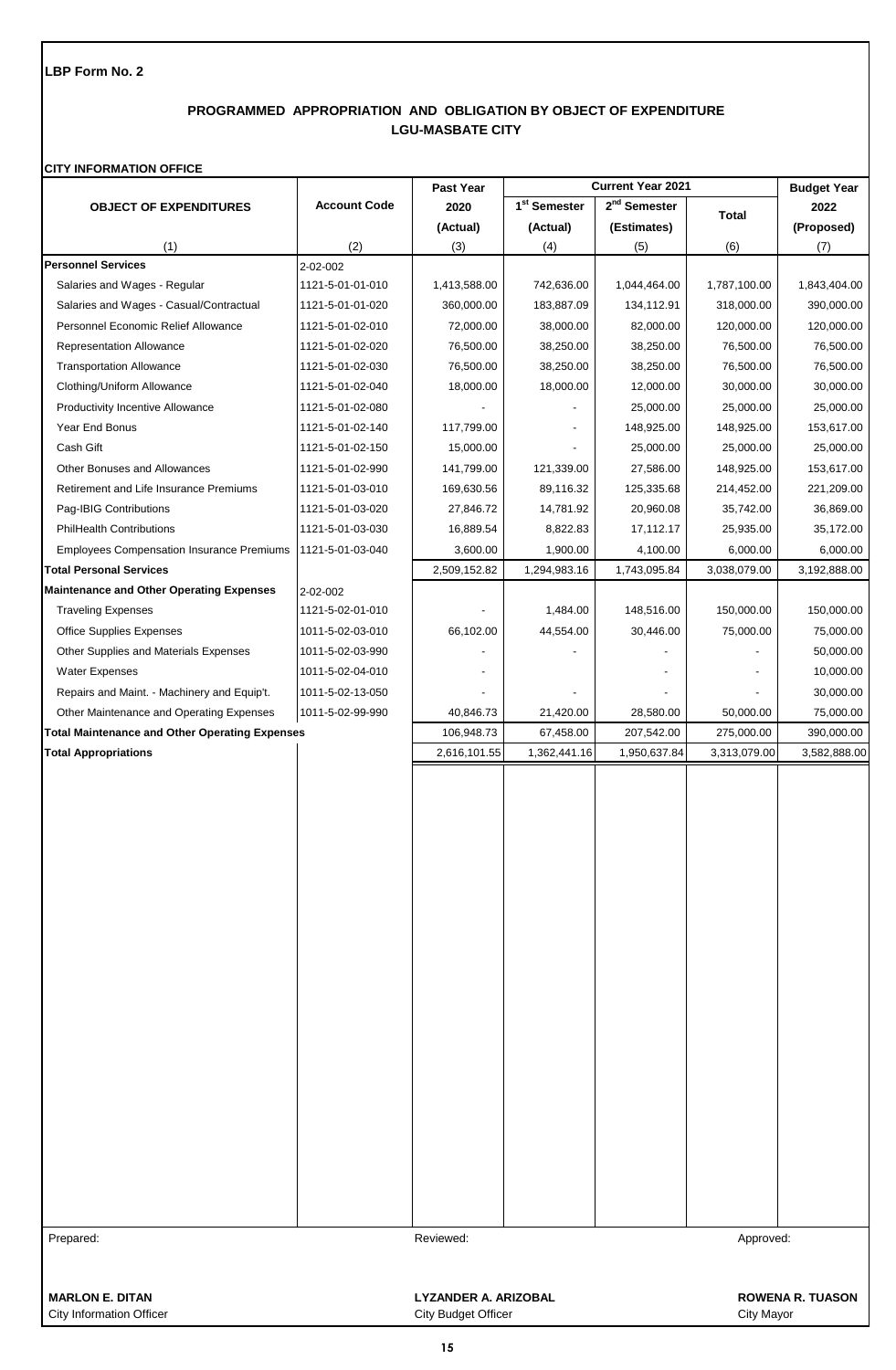**LBP Form No. 2**

## PROGRAMMED APPROPRIATION AND OBLIGATION BY OBJECT OF EXPENDITURE
## LGU-MASBATE CITY

**CITY INFORMATION OFFICE**

| OBJECT OF EXPENDITURES | Account Code | Past Year 2020 (Actual) | Current Year 2021 1st Semester (Actual) | 2nd Semester (Estimates) | Total | Budget Year 2022 (Proposed) |
|---|---|---|---|---|---|---|
| (1) | (2) | (3) | (4) | (5) | (6) | (7) |
| **Personnel Services** | 2-02-002 | | | | | |
| Salaries and Wages - Regular | 1121-5-01-01-010 | 1,413,588.00 | 742,636.00 | 1,044,464.00 | 1,787,100.00 | 1,843,404.00 |
| Salaries and Wages - Casual/Contractual | 1121-5-01-01-020 | 360,000.00 | 183,887.09 | 134,112.91 | 318,000.00 | 390,000.00 |
| Personnel Economic Relief Allowance | 1121-5-01-02-010 | 72,000.00 | 38,000.00 | 82,000.00 | 120,000.00 | 120,000.00 |
| Representation Allowance | 1121-5-01-02-020 | 76,500.00 | 38,250.00 | 38,250.00 | 76,500.00 | 76,500.00 |
| Transportation Allowance | 1121-5-01-02-030 | 76,500.00 | 38,250.00 | 38,250.00 | 76,500.00 | 76,500.00 |
| Clothing/Uniform Allowance | 1121-5-01-02-040 | 18,000.00 | 18,000.00 | 12,000.00 | 30,000.00 | 30,000.00 |
| Productivity Incentive Allowance | 1121-5-01-02-080 | - | - | 25,000.00 | 25,000.00 | 25,000.00 |
| Year End Bonus | 1121-5-01-02-140 | 117,799.00 | - | 148,925.00 | 148,925.00 | 153,617.00 |
| Cash Gift | 1121-5-01-02-150 | 15,000.00 | - | 25,000.00 | 25,000.00 | 25,000.00 |
| Other Bonuses and Allowances | 1121-5-01-02-990 | 141,799.00 | 121,339.00 | 27,586.00 | 148,925.00 | 153,617.00 |
| Retirement and Life Insurance Premiums | 1121-5-01-03-010 | 169,630.56 | 89,116.32 | 125,335.68 | 214,452.00 | 221,209.00 |
| Pag-IBIG Contributions | 1121-5-01-03-020 | 27,846.72 | 14,781.92 | 20,960.08 | 35,742.00 | 36,869.00 |
| PhilHealth Contributions | 1121-5-01-03-030 | 16,889.54 | 8,822.83 | 17,112.17 | 25,935.00 | 35,172.00 |
| Employees Compensation Insurance Premiums | 1121-5-01-03-040 | 3,600.00 | 1,900.00 | 4,100.00 | 6,000.00 | 6,000.00 |
| **Total Personal Services** | | 2,509,152.82 | 1,294,983.16 | 1,743,095.84 | 3,038,079.00 | 3,192,888.00 |
| **Maintenance and Other Operating Expenses** | 2-02-002 | | | | | |
| Traveling Expenses | 1121-5-02-01-010 | - | 1,484.00 | 148,516.00 | 150,000.00 | 150,000.00 |
| Office Supplies Expenses | 1011-5-02-03-010 | 66,102.00 | 44,554.00 | 30,446.00 | 75,000.00 | 75,000.00 |
| Other Supplies and Materials Expenses | 1011-5-02-03-990 | - | - | - | - | 50,000.00 |
| Water Expenses | 1011-5-02-04-010 | - | | - | - | 10,000.00 |
| Repairs and Maint. - Machinery and Equip't. | 1011-5-02-13-050 | - | - | - | - | 30,000.00 |
| Other Maintenance and Operating Expenses | 1011-5-02-99-990 | 40,846.73 | 21,420.00 | 28,580.00 | 50,000.00 | 75,000.00 |
| **Total Maintenance and Other Operating Expenses** | | 106,948.73 | 67,458.00 | 207,542.00 | 275,000.00 | 390,000.00 |
| **Total Appropriations** | | 2,616,101.55 | 1,362,441.16 | 1,950,637.84 | 3,313,079.00 | 3,582,888.00 |

| Prepared: | Reviewed: | Approved: |
|---|---|---|
| **MARLON E. DITAN** | **LYZANDER A. ARIZOBAL** | **ROWENA R. TUASON** |
| City Information Officer | City Budget Officer | City Mayor |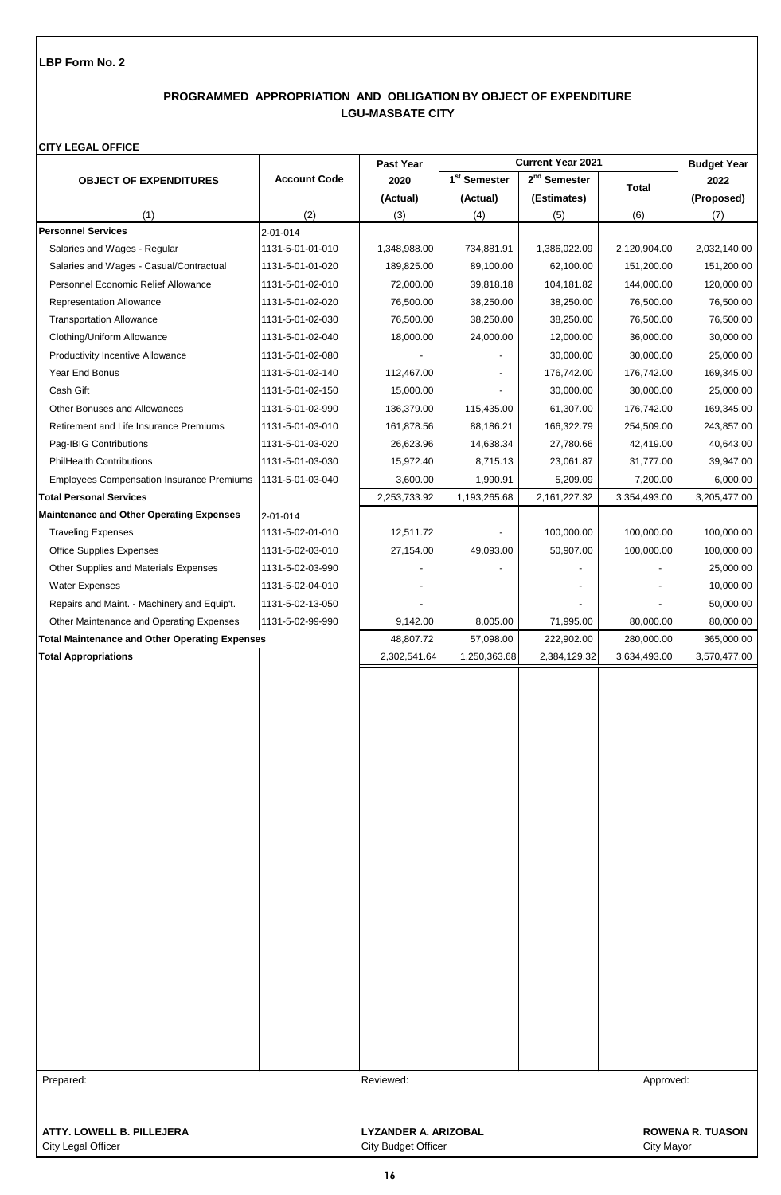**LBP Form No. 2**

## PROGRAMMED APPROPRIATION AND OBLIGATION BY OBJECT OF EXPENDITURE
## LGU-MASBATE CITY

**CITY LEGAL OFFICE**

| OBJECT OF EXPENDITURES | Account Code | Past Year 2020 (Actual) | Current Year 2021 1st Semester (Actual) | 2nd Semester (Estimates) | Total | Budget Year 2022 (Proposed) |
|---|---|---|---|---|---|---|
| (1) | (2) | (3) | (4) | (5) | (6) | (7) |
| **Personnel Services** | 2-01-014 | | | | | |
| Salaries and Wages - Regular | 1131-5-01-01-010 | 1,348,988.00 | 734,881.91 | 1,386,022.09 | 2,120,904.00 | 2,032,140.00 |
| Salaries and Wages - Casual/Contractual | 1131-5-01-01-020 | 189,825.00 | 89,100.00 | 62,100.00 | 151,200.00 | 151,200.00 |
| Personnel Economic Relief Allowance | 1131-5-01-02-010 | 72,000.00 | 39,818.18 | 104,181.82 | 144,000.00 | 120,000.00 |
| Representation Allowance | 1131-5-01-02-020 | 76,500.00 | 38,250.00 | 38,250.00 | 76,500.00 | 76,500.00 |
| Transportation Allowance | 1131-5-01-02-030 | 76,500.00 | 38,250.00 | 38,250.00 | 76,500.00 | 76,500.00 |
| Clothing/Uniform Allowance | 1131-5-01-02-040 | 18,000.00 | 24,000.00 | 12,000.00 | 36,000.00 | 30,000.00 |
| Productivity Incentive Allowance | 1131-5-01-02-080 | - | - | 30,000.00 | 30,000.00 | 25,000.00 |
| Year End Bonus | 1131-5-01-02-140 | 112,467.00 | - | 176,742.00 | 176,742.00 | 169,345.00 |
| Cash Gift | 1131-5-01-02-150 | 15,000.00 | - | 30,000.00 | 30,000.00 | 25,000.00 |
| Other Bonuses and Allowances | 1131-5-01-02-990 | 136,379.00 | 115,435.00 | 61,307.00 | 176,742.00 | 169,345.00 |
| Retirement and Life Insurance Premiums | 1131-5-01-03-010 | 161,878.56 | 88,186.21 | 166,322.79 | 254,509.00 | 243,857.00 |
| Pag-IBIG Contributions | 1131-5-01-03-020 | 26,623.96 | 14,638.34 | 27,780.66 | 42,419.00 | 40,643.00 |
| PhilHealth Contributions | 1131-5-01-03-030 | 15,972.40 | 8,715.13 | 23,061.87 | 31,777.00 | 39,947.00 |
| Employees Compensation Insurance Premiums | 1131-5-01-03-040 | 3,600.00 | 1,990.91 | 5,209.09 | 7,200.00 | 6,000.00 |
| **Total Personal Services** | | 2,253,733.92 | 1,193,265.68 | 2,161,227.32 | 3,354,493.00 | 3,205,477.00 |
| **Maintenance and Other Operating Expenses** | 2-01-014 | | | | | |
| Traveling Expenses | 1131-5-02-01-010 | 12,511.72 | - | 100,000.00 | 100,000.00 | 100,000.00 |
| Office Supplies Expenses | 1131-5-02-03-010 | 27,154.00 | 49,093.00 | 50,907.00 | 100,000.00 | 100,000.00 |
| Other Supplies and Materials Expenses | 1131-5-02-03-990 | - | - | - | - | 25,000.00 |
| Water Expenses | 1131-5-02-04-010 | - | | - | - | 10,000.00 |
| Repairs and Maint. - Machinery and Equip't. | 1131-5-02-13-050 | - | | - | - | 50,000.00 |
| Other Maintenance and Operating Expenses | 1131-5-02-99-990 | 9,142.00 | 8,005.00 | 71,995.00 | 80,000.00 | 80,000.00 |
| **Total Maintenance and Other Operating Expenses** | | 48,807.72 | 57,098.00 | 222,902.00 | 280,000.00 | 365,000.00 |
| **Total Appropriations** | | 2,302,541.64 | 1,250,363.68 | 2,384,129.32 | 3,634,493.00 | 3,570,477.00 |

Prepared: | Reviewed: | Approved:

**ATTY. LOWELL B. PILLEJERA**
City Legal Officer

**LYZANDER A. ARIZOBAL**
City Budget Officer

**ROWENA R. TUASON**
City Mayor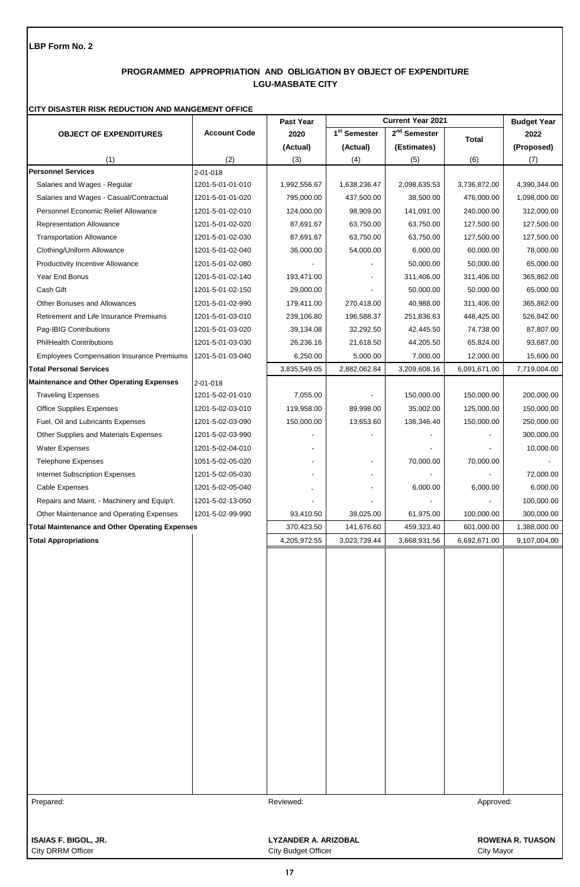**LBP Form No. 2**

## PROGRAMMED APPROPRIATION AND OBLIGATION BY OBJECT OF EXPENDITURE
## LGU-MASBATE CITY

**CITY DISASTER RISK REDUCTION AND MANGEMENT OFFICE**

| OBJECT OF EXPENDITURES | Account Code | Past Year 2020 (Actual) | Current Year 2021 1st Semester (Actual) | Current Year 2021 2nd Semester (Estimates) | Current Year 2021 Total | Budget Year 2022 (Proposed) |
|---|---|---|---|---|---|---|
| (1) | (2) | (3) | (4) | (5) | (6) | (7) |
| **Personnel Services** | 2-01-018 | | | | | |
| Salaries and Wages - Regular | 1201-5-01-01-010 | 1,992,556.67 | 1,638,236.47 | 2,098,635.53 | 3,736,872.00 | 4,390,344.00 |
| Salaries and Wages - Casual/Contractual | 1201-5-01-01-020 | 795,000.00 | 437,500.00 | 38,500.00 | 476,000.00 | 1,098,000.00 |
| Personnel Economic Relief Allowance | 1201-5-01-02-010 | 124,000.00 | 98,909.00 | 141,091.00 | 240,000.00 | 312,000.00 |
| Representation Allowance | 1201-5-01-02-020 | 87,691.67 | 63,750.00 | 63,750.00 | 127,500.00 | 127,500.00 |
| Transportation Allowance | 1201-5-01-02-030 | 87,691.67 | 63,750.00 | 63,750.00 | 127,500.00 | 127,500.00 |
| Clothing/Uniform Allowance | 1201-5-01-02-040 | 36,000.00 | 54,000.00 | 6,000.00 | 60,000.00 | 78,000.00 |
| Productivity Incentive Allowance | 1201-5-01-02-080 | - | - | 50,000.00 | 50,000.00 | 65,000.00 |
| Year End Bonus | 1201-5-01-02-140 | 193,471.00 | - | 311,406.00 | 311,406.00 | 365,862.00 |
| Cash Gift | 1201-5-01-02-150 | 29,000.00 | - | 50,000.00 | 50,000.00 | 65,000.00 |
| Other Bonuses and Allowances | 1201-5-01-02-990 | 179,411.00 | 270,418.00 | 40,988.00 | 311,406.00 | 365,862.00 |
| Retirement and Life Insurance Premiums | 1201-5-01-03-010 | 239,106.80 | 196,588.37 | 251,836.63 | 448,425.00 | 526,842.00 |
| Pag-IBIG Contributions | 1201-5-01-03-020 | 39,134.08 | 32,292.50 | 42,445.50 | 74,738.00 | 87,807.00 |
| PhilHealth Contributions | 1201-5-01-03-030 | 26,236.16 | 21,618.50 | 44,205.50 | 65,824.00 | 93,687.00 |
| Employees Compensation Insurance Premiums | 1201-5-01-03-040 | 6,250.00 | 5,000.00 | 7,000.00 | 12,000.00 | 15,600.00 |
| **Total Personal Services** | | 3,835,549.05 | 2,882,062.84 | 3,209,608.16 | 6,091,671.00 | 7,719,004.00 |
| **Maintenance and Other Operating Expenses** | 2-01-018 | | | | | |
| Traveling Expenses | 1201-5-02-01-010 | 7,055.00 | - | 150,000.00 | 150,000.00 | 200,000.00 |
| Office Supplies Expenses | 1201-5-02-03-010 | 119,958.00 | 89,998.00 | 35,002.00 | 125,000.00 | 150,000.00 |
| Fuel, Oil and Lubricants Expenses | 1201-5-02-03-090 | 150,000.00 | 13,653.60 | 136,346.40 | 150,000.00 | 250,000.00 |
| Other Supplies and Materials Expenses | 1201-5-02-03-990 | - | - | - | - | 300,000.00 |
| Water Expenses | 1201-5-02-04-010 | - | | - | - | 10,000.00 |
| Telephone Expenses | 1051-5-02-05-020 | - | - | 70,000.00 | 70,000.00 | - |
| Internet Subscription Expenses | 1201-5-02-05-030 | - | - | - | - | 72,000.00 |
| Cable Expenses | 1201-5-02-05-040 | - | - | 6,000.00 | 6,000.00 | 6,000.00 |
| Repairs and Maint. - Machinery and Equip't. | 1201-5-02-13-050 | - | - | - | - | 100,000.00 |
| Other Maintenance and Operating Expenses | 1201-5-02-99-990 | 93,410.50 | 38,025.00 | 61,975.00 | 100,000.00 | 300,000.00 |
| **Total Maintenance and Other Operating Expenses** | | 370,423.50 | 141,676.60 | 459,323.40 | 601,000.00 | 1,388,000.00 |
| **Total Appropriations** | | 4,205,972.55 | 3,023,739.44 | 3,668,931.56 | 6,692,671.00 | 9,107,004.00 |

Prepared:

**ISAIAS F. BIGOL, JR.**
City DRRM Officer

Reviewed:

**LYZANDER A. ARIZOBAL**
City Budget Officer

Approved:

**ROWENA R. TUASON**
City Mayor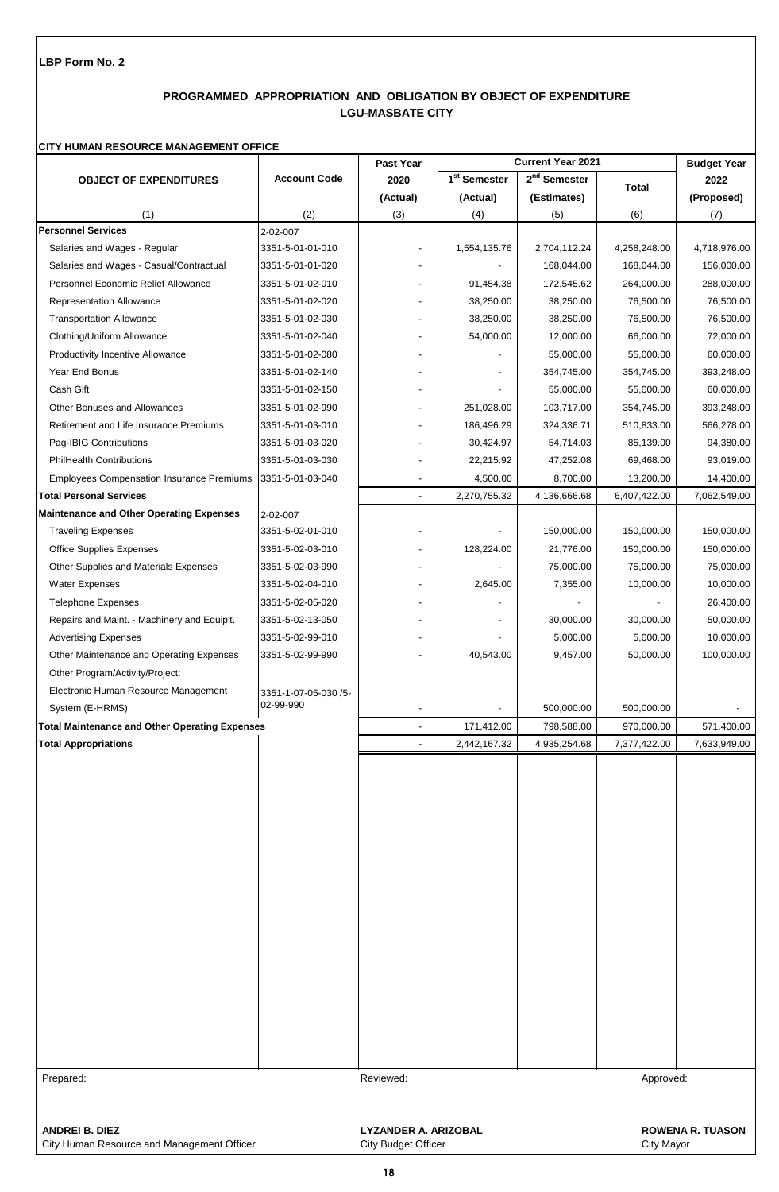**LBP Form No. 2**

## PROGRAMMED APPROPRIATION AND OBLIGATION BY OBJECT OF EXPENDITURE
## LGU-MASBATE CITY

**CITY HUMAN RESOURCE MANAGEMENT OFFICE**

| OBJECT OF EXPENDITURES | Account Code | Past Year 2020 (Actual) | Current Year 2021 1st Semester (Actual) | Current Year 2021 2nd Semester (Estimates) | Current Year 2021 Total | Budget Year 2022 (Proposed) |
|---|---|---|---|---|---|---|
| (1) | (2) | (3) | (4) | (5) | (6) | (7) |
| **Personnel Services** | 2-02-007 | | | | | |
| Salaries and Wages - Regular | 3351-5-01-01-010 | - | 1,554,135.76 | 2,704,112.24 | 4,258,248.00 | 4,718,976.00 |
| Salaries and Wages - Casual/Contractual | 3351-5-01-01-020 | - | - | 168,044.00 | 168,044.00 | 156,000.00 |
| Personnel Economic Relief Allowance | 3351-5-01-02-010 | - | 91,454.38 | 172,545.62 | 264,000.00 | 288,000.00 |
| Representation Allowance | 3351-5-01-02-020 | - | 38,250.00 | 38,250.00 | 76,500.00 | 76,500.00 |
| Transportation Allowance | 3351-5-01-02-030 | - | 38,250.00 | 38,250.00 | 76,500.00 | 76,500.00 |
| Clothing/Uniform Allowance | 3351-5-01-02-040 | - | 54,000.00 | 12,000.00 | 66,000.00 | 72,000.00 |
| Productivity Incentive Allowance | 3351-5-01-02-080 | - | - | 55,000.00 | 55,000.00 | 60,000.00 |
| Year End Bonus | 3351-5-01-02-140 | - | - | 354,745.00 | 354,745.00 | 393,248.00 |
| Cash Gift | 3351-5-01-02-150 | - | - | 55,000.00 | 55,000.00 | 60,000.00 |
| Other Bonuses and Allowances | 3351-5-01-02-990 | - | 251,028.00 | 103,717.00 | 354,745.00 | 393,248.00 |
| Retirement and Life Insurance Premiums | 3351-5-01-03-010 | - | 186,496.29 | 324,336.71 | 510,833.00 | 566,278.00 |
| Pag-IBIG Contributions | 3351-5-01-03-020 | - | 30,424.97 | 54,714.03 | 85,139.00 | 94,380.00 |
| PhilHealth Contributions | 3351-5-01-03-030 | - | 22,215.92 | 47,252.08 | 69,468.00 | 93,019.00 |
| Employees Compensation Insurance Premiums | 3351-5-01-03-040 | - | 4,500.00 | 8,700.00 | 13,200.00 | 14,400.00 |
| **Total Personal Services** | | - | 2,270,755.32 | 4,136,666.68 | 6,407,422.00 | 7,062,549.00 |
| **Maintenance and Other Operating Expenses** | 2-02-007 | | | | | |
| Traveling Expenses | 3351-5-02-01-010 | - | - | 150,000.00 | 150,000.00 | 150,000.00 |
| Office Supplies Expenses | 3351-5-02-03-010 | - | 128,224.00 | 21,776.00 | 150,000.00 | 150,000.00 |
| Other Supplies and Materials Expenses | 3351-5-02-03-990 | - | - | 75,000.00 | 75,000.00 | 75,000.00 |
| Water Expenses | 3351-5-02-04-010 | - | 2,645.00 | 7,355.00 | 10,000.00 | 10,000.00 |
| Telephone Expenses | 3351-5-02-05-020 | - | - | - | - | 26,400.00 |
| Repairs and Maint. - Machinery and Equip't. | 3351-5-02-13-050 | - | - | 30,000.00 | 30,000.00 | 50,000.00 |
| Advertising Expenses | 3351-5-02-99-010 | - | - | 5,000.00 | 5,000.00 | 10,000.00 |
| Other Maintenance and Operating Expenses | 3351-5-02-99-990 | - | 40,543.00 | 9,457.00 | 50,000.00 | 100,000.00 |
| Other Program/Activity/Project: | | | | | | |
| Electronic Human Resource Management System (E-HRMS) | 3351-1-07-05-030 /5-02-99-990 | - | - | 500,000.00 | 500,000.00 | - |
| **Total Maintenance and Other Operating Expenses** | | - | 171,412.00 | 798,588.00 | 970,000.00 | 571,400.00 |
| **Total Appropriations** | | - | 2,442,167.32 | 4,935,254.68 | 7,377,422.00 | 7,633,949.00 |

| Prepared: | Reviewed: | Approved: |
|---|---|---|
| **ANDREI B. DIEZ** | **LYZANDER A. ARIZOBAL** | **ROWENA R. TUASON** |
| City Human Resource and Management Officer | City Budget Officer | City Mayor |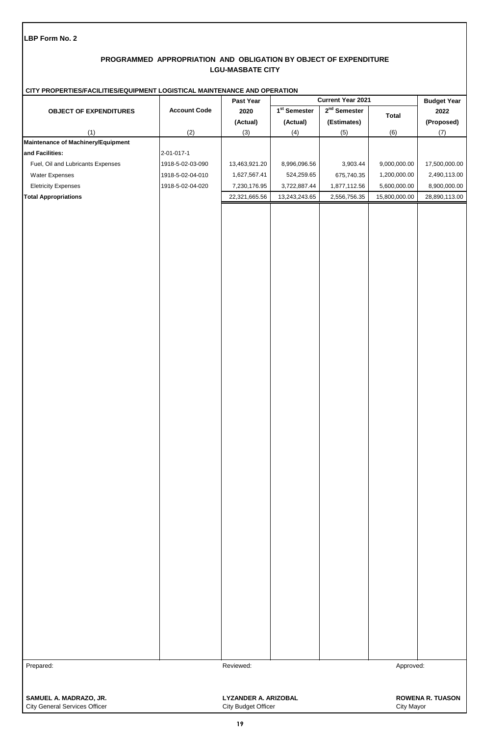LBP Form No. 2

## PROGRAMMED APPROPRIATION AND OBLIGATION BY OBJECT OF EXPENDITURE
## LGU-MASBATE CITY

**CITY PROPERTIES/FACILITIES/EQUIPMENT LOGISTICAL MAINTENANCE AND OPERATION**

| OBJECT OF EXPENDITURES | Account Code | Past Year 2020 (Actual) | Current Year 2021 1st Semester (Actual) | Current Year 2021 2nd Semester (Estimates) | Current Year 2021 Total | Budget Year 2022 (Proposed) |
|---|---|---|---|---|---|---|
| (1) | (2) | (3) | (4) | (5) | (6) | (7) |
| **Maintenance of Machinery/Equipment and Facilities:** | 2-01-017-1 | | | | | |
| Fuel, Oil and Lubricants Expenses | 1918-5-02-03-090 | 13,463,921.20 | 8,996,096.56 | 3,903.44 | 9,000,000.00 | 17,500,000.00 |
| Water Expenses | 1918-5-02-04-010 | 1,627,567.41 | 524,259.65 | 675,740.35 | 1,200,000.00 | 2,490,113.00 |
| Eletricity Expenses | 1918-5-02-04-020 | 7,230,176.95 | 3,722,887.44 | 1,877,112.56 | 5,600,000.00 | 8,900,000.00 |
| **Total Appropriations** | | 22,321,665.56 | 13,243,243.65 | 2,556,756.35 | 15,800,000.00 | 28,890,113.00 |

Prepared:

**SAMUEL A. MADRAZO, JR.**
City General Services Officer

Reviewed:

**LYZANDER A. ARIZOBAL**
City Budget Officer

Approved:

**ROWENA R. TUASON**
City Mayor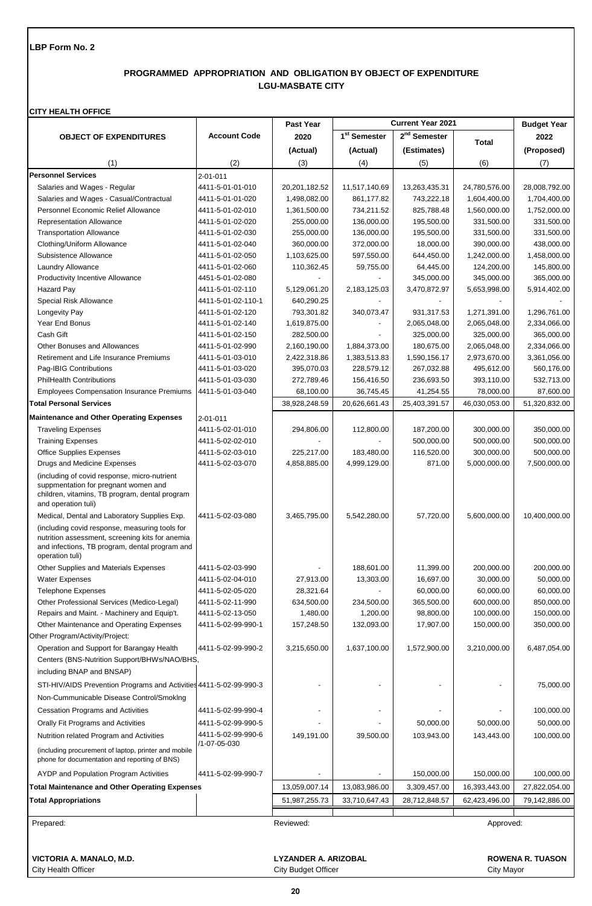**LBP Form No. 2**

## PROGRAMMED APPROPRIATION AND OBLIGATION BY OBJECT OF EXPENDITURE
## LGU-MASBATE CITY

**CITY HEALTH OFFICE**

| OBJECT OF EXPENDITURES | Account Code | Past Year 2020 (Actual) | Current Year 2021 | | | Budget Year 2022 (Proposed) |
|---|---|---|---|---|---|---|
| | | | 1st Semester (Actual) | 2nd Semester (Estimates) | Total | |
| (1) | (2) | (3) | (4) | (5) | (6) | (7) |
| **Personnel Services** | 2-01-011 | | | | | |
| Salaries and Wages - Regular | 4411-5-01-01-010 | 20,201,182.52 | 11,517,140.69 | 13,263,435.31 | 24,780,576.00 | 28,008,792.00 |
| Salaries and Wages - Casual/Contractual | 4411-5-01-01-020 | 1,498,082.00 | 861,177.82 | 743,222.18 | 1,604,400.00 | 1,704,400.00 |
| Personnel Economic Relief Allowance | 4411-5-01-02-010 | 1,361,500.00 | 734,211.52 | 825,788.48 | 1,560,000.00 | 1,752,000.00 |
| Representation Allowance | 4411-5-01-02-020 | 255,000.00 | 136,000.00 | 195,500.00 | 331,500.00 | 331,500.00 |
| Transportation Allowance | 4411-5-01-02-030 | 255,000.00 | 136,000.00 | 195,500.00 | 331,500.00 | 331,500.00 |
| Clothing/Uniform Allowance | 4411-5-01-02-040 | 360,000.00 | 372,000.00 | 18,000.00 | 390,000.00 | 438,000.00 |
| Subsistence Allowance | 4411-5-01-02-050 | 1,103,625.00 | 597,550.00 | 644,450.00 | 1,242,000.00 | 1,458,000.00 |
| Laundry Allowance | 4411-5-01-02-060 | 110,362.45 | 59,755.00 | 64,445.00 | 124,200.00 | 145,800.00 |
| Productivity Incentive Allowance | 4451-5-01-02-080 | - | - | 345,000.00 | 345,000.00 | 365,000.00 |
| Hazard Pay | 4411-5-01-02-110 | 5,129,061.20 | 2,183,125.03 | 3,470,872.97 | 5,653,998.00 | 5,914,402.00 |
| Special Risk Allowance | 4411-5-01-02-110-1 | 640,290.25 | - | - | - | - |
| Longevity Pay | 4411-5-01-02-120 | 793,301.82 | 340,073.47 | 931,317.53 | 1,271,391.00 | 1,296,761.00 |
| Year End Bonus | 4411-5-01-02-140 | 1,619,875.00 | - | 2,065,048.00 | 2,065,048.00 | 2,334,066.00 |
| Cash Gift | 4411-5-01-02-150 | 282,500.00 | - | 325,000.00 | 325,000.00 | 365,000.00 |
| Other Bonuses and Allowances | 4411-5-01-02-990 | 2,160,190.00 | 1,884,373.00 | 180,675.00 | 2,065,048.00 | 2,334,066.00 |
| Retirement and Life Insurance Premiums | 4411-5-01-03-010 | 2,422,318.86 | 1,383,513.83 | 1,590,156.17 | 2,973,670.00 | 3,361,056.00 |
| Pag-IBIG Contributions | 4411-5-01-03-020 | 395,070.03 | 228,579.12 | 267,032.88 | 495,612.00 | 560,176.00 |
| PhilHealth Contributions | 4411-5-01-03-030 | 272,789.46 | 156,416.50 | 236,693.50 | 393,110.00 | 532,713.00 |
| Employees Compensation Insurance Premiums | 4411-5-01-03-040 | 68,100.00 | 36,745.45 | 41,254.55 | 78,000.00 | 87,600.00 |
| **Total Personal Services** | | 38,928,248.59 | 20,626,661.43 | 25,403,391.57 | 46,030,053.00 | 51,320,832.00 |
| **Maintenance and Other Operating Expenses** | 2-01-011 | | | | | |
| Traveling Expenses | 4411-5-02-01-010 | 294,806.00 | 112,800.00 | 187,200.00 | 300,000.00 | 350,000.00 |
| Training Expenses | 4411-5-02-02-010 | - | - | 500,000.00 | 500,000.00 | 500,000.00 |
| Office Supplies Expenses | 4411-5-02-03-010 | 225,217.00 | 183,480.00 | 116,520.00 | 300,000.00 | 500,000.00 |
| Drugs and Medicine Expenses | 4411-5-02-03-070 | 4,858,885.00 | 4,999,129.00 | 871.00 | 5,000,000.00 | 7,500,000.00 |
| (including of covid response, micro-nutrient suppmentation for pregnant women and children, vitamins, TB program, dental program and operation tuli) | | | | | | |
| Medical, Dental and Laboratory Supplies Exp. | 4411-5-02-03-080 | 3,465,795.00 | 5,542,280.00 | 57,720.00 | 5,600,000.00 | 10,400,000.00 |
| (including covid response, measuring tools for nutrition assessment, screening kits for anemia and infections, TB program, dental program and operation tuli) | | | | | | |
| Other Supplies and Materials Expenses | 4411-5-02-03-990 | - | 188,601.00 | 11,399.00 | 200,000.00 | 200,000.00 |
| Water Expenses | 4411-5-02-04-010 | 27,913.00 | 13,303.00 | 16,697.00 | 30,000.00 | 50,000.00 |
| Telephone Expenses | 4411-5-02-05-020 | 28,321.64 | - | 60,000.00 | 60,000.00 | 60,000.00 |
| Other Professional Services (Medico-Legal) | 4411-5-02-11-990 | 634,500.00 | 234,500.00 | 365,500.00 | 600,000.00 | 850,000.00 |
| Repairs and Maint. - Machinery and Equip't. | 4411-5-02-13-050 | 1,480.00 | 1,200.00 | 98,800.00 | 100,000.00 | 150,000.00 |
| Other Maintenance and Operating Expenses | 4411-5-02-99-990-1 | 157,248.50 | 132,093.00 | 17,907.00 | 150,000.00 | 350,000.00 |
| Other Program/Activity/Project: | | | | | | |
| Operation and Support for Barangay Health Centers (BNS-Nutrition Support/BHWs/NAO/BHS, including BNAP and BNSAP) | 4411-5-02-99-990-2 | 3,215,650.00 | 1,637,100.00 | 1,572,900.00 | 3,210,000.00 | 6,487,054.00 |
| STI-HIV/AIDS Prevention Programs and Activities | 4411-5-02-99-990-3 | - | - | - | - | 75,000.00 |
| Non-Cummunicable Disease Control/Smoking Cessation Programs and Activities | 4411-5-02-99-990-4 | - | - | - | - | 100,000.00 |
| Orally Fit Programs and Activities | 4411-5-02-99-990-5 | - | - | 50,000.00 | 50,000.00 | 50,000.00 |
| Nutrition related Program and Activities | 4411-5-02-99-990-6 /1-07-05-030 | 149,191.00 | 39,500.00 | 103,943.00 | 143,443.00 | 100,000.00 |
| (including procurement of laptop, printer and mobile phone for documentation and reporting of BNS) | | | | | | |
| AYDP and Population Program Activities | 4411-5-02-99-990-7 | - | - | 150,000.00 | 150,000.00 | 100,000.00 |
| **Total Maintenance and Other Operating Expenses** | | 13,059,007.14 | 13,083,986.00 | 3,309,457.00 | 16,393,443.00 | 27,822,054.00 |
| **Total Appropriations** | | 51,987,255.73 | 33,710,647.43 | 28,712,848.57 | 62,423,496.00 | 79,142,886.00 |

| Prepared: | Reviewed: | Approved: |
|---|---|---|
| **VICTORIA A. MANALO, M.D.** | **LYZANDER A. ARIZOBAL** | **ROWENA R. TUASON** |
| City Health Officer | City Budget Officer | City Mayor |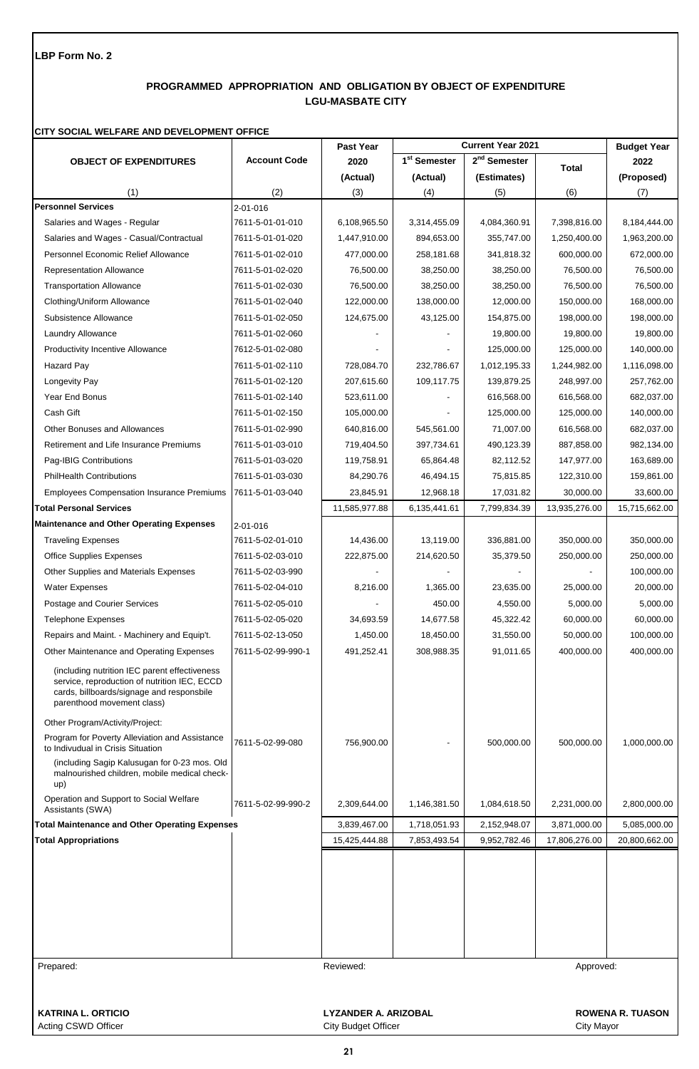**LBP Form No. 2**

## PROGRAMMED APPROPRIATION AND OBLIGATION BY OBJECT OF EXPENDITURE
## LGU-MASBATE CITY

**CITY SOCIAL WELFARE AND DEVELOPMENT OFFICE**

| OBJECT OF EXPENDITURES | Account Code | Past Year 2020 (Actual) | Current Year 2021 1st Semester (Actual) | Current Year 2021 2nd Semester (Estimates) | Current Year 2021 Total | Budget Year 2022 (Proposed) |
|---|---|---|---|---|---|---|
| (1) | (2) | (3) | (4) | (5) | (6) | (7) |
| **Personnel Services** | 2-01-016 | | | | | |
| Salaries and Wages - Regular | 7611-5-01-01-010 | 6,108,965.50 | 3,314,455.09 | 4,084,360.91 | 7,398,816.00 | 8,184,444.00 |
| Salaries and Wages - Casual/Contractual | 7611-5-01-01-020 | 1,447,910.00 | 894,653.00 | 355,747.00 | 1,250,400.00 | 1,963,200.00 |
| Personnel Economic Relief Allowance | 7611-5-01-02-010 | 477,000.00 | 258,181.68 | 341,818.32 | 600,000.00 | 672,000.00 |
| Representation Allowance | 7611-5-01-02-020 | 76,500.00 | 38,250.00 | 38,250.00 | 76,500.00 | 76,500.00 |
| Transportation Allowance | 7611-5-01-02-030 | 76,500.00 | 38,250.00 | 38,250.00 | 76,500.00 | 76,500.00 |
| Clothing/Uniform Allowance | 7611-5-01-02-040 | 122,000.00 | 138,000.00 | 12,000.00 | 150,000.00 | 168,000.00 |
| Subsistence Allowance | 7611-5-01-02-050 | 124,675.00 | 43,125.00 | 154,875.00 | 198,000.00 | 198,000.00 |
| Laundry Allowance | 7611-5-01-02-060 | - | - | 19,800.00 | 19,800.00 | 19,800.00 |
| Productivity Incentive Allowance | 7612-5-01-02-080 | - | - | 125,000.00 | 125,000.00 | 140,000.00 |
| Hazard Pay | 7611-5-01-02-110 | 728,084.70 | 232,786.67 | 1,012,195.33 | 1,244,982.00 | 1,116,098.00 |
| Longevity Pay | 7611-5-01-02-120 | 207,615.60 | 109,117.75 | 139,879.25 | 248,997.00 | 257,762.00 |
| Year End Bonus | 7611-5-01-02-140 | 523,611.00 | - | 616,568.00 | 616,568.00 | 682,037.00 |
| Cash Gift | 7611-5-01-02-150 | 105,000.00 | - | 125,000.00 | 125,000.00 | 140,000.00 |
| Other Bonuses and Allowances | 7611-5-01-02-990 | 640,816.00 | 545,561.00 | 71,007.00 | 616,568.00 | 682,037.00 |
| Retirement and Life Insurance Premiums | 7611-5-01-03-010 | 719,404.50 | 397,734.61 | 490,123.39 | 887,858.00 | 982,134.00 |
| Pag-IBIG Contributions | 7611-5-01-03-020 | 119,758.91 | 65,864.48 | 82,112.52 | 147,977.00 | 163,689.00 |
| PhilHealth Contributions | 7611-5-01-03-030 | 84,290.76 | 46,494.15 | 75,815.85 | 122,310.00 | 159,861.00 |
| Employees Compensation Insurance Premiums | 7611-5-01-03-040 | 23,845.91 | 12,968.18 | 17,031.82 | 30,000.00 | 33,600.00 |
| **Total Personal Services** | | 11,585,977.88 | 6,135,441.61 | 7,799,834.39 | 13,935,276.00 | 15,715,662.00 |
| **Maintenance and Other Operating Expenses** | 2-01-016 | | | | | |
| Traveling Expenses | 7611-5-02-01-010 | 14,436.00 | 13,119.00 | 336,881.00 | 350,000.00 | 350,000.00 |
| Office Supplies Expenses | 7611-5-02-03-010 | 222,875.00 | 214,620.50 | 35,379.50 | 250,000.00 | 250,000.00 |
| Other Supplies and Materials Expenses | 7611-5-02-03-990 | - | - | - | - | 100,000.00 |
| Water Expenses | 7611-5-02-04-010 | 8,216.00 | 1,365.00 | 23,635.00 | 25,000.00 | 20,000.00 |
| Postage and Courier Services | 7611-5-02-05-010 | - | 450.00 | 4,550.00 | 5,000.00 | 5,000.00 |
| Telephone Expenses | 7611-5-02-05-020 | 34,693.59 | 14,677.58 | 45,322.42 | 60,000.00 | 60,000.00 |
| Repairs and Maint. - Machinery and Equip't. | 7611-5-02-13-050 | 1,450.00 | 18,450.00 | 31,550.00 | 50,000.00 | 100,000.00 |
| Other Maintenance and Operating Expenses | 7611-5-02-99-990-1 | 491,252.41 | 308,988.35 | 91,011.65 | 400,000.00 | 400,000.00 |
| (including nutrition IEC parent effectiveness service, reproduction of nutrition IEC, ECCD cards, billboards/signage and responsbile parenthood movement class) | | | | | | |
| Other Program/Activity/Project: | | | | | | |
| Program for Poverty Alleviation and Assistance to Indivudual in Crisis Situation | 7611-5-02-99-080 | 756,900.00 | - | 500,000.00 | 500,000.00 | 1,000,000.00 |
| (including Sagip Kalusugan for 0-23 mos. Old malnourished children, mobile medical check-up) | | | | | | |
| Operation and Support to Social Welfare Assistants (SWA) | 7611-5-02-99-990-2 | 2,309,644.00 | 1,146,381.50 | 1,084,618.50 | 2,231,000.00 | 2,800,000.00 |
| **Total Maintenance and Other Operating Expenses** | | 3,839,467.00 | 1,718,051.93 | 2,152,948.07 | 3,871,000.00 | 5,085,000.00 |
| **Total Appropriations** | | 15,425,444.88 | 7,853,493.54 | 9,952,782.46 | 17,806,276.00 | 20,800,662.00 |

| Prepared: | Reviewed: | Approved: |
|---|---|---|
| **KATRINA L. ORTICIO** | **LYZANDER A. ARIZOBAL** | **ROWENA R. TUASON** |
| Acting CSWD Officer | City Budget Officer | City Mayor |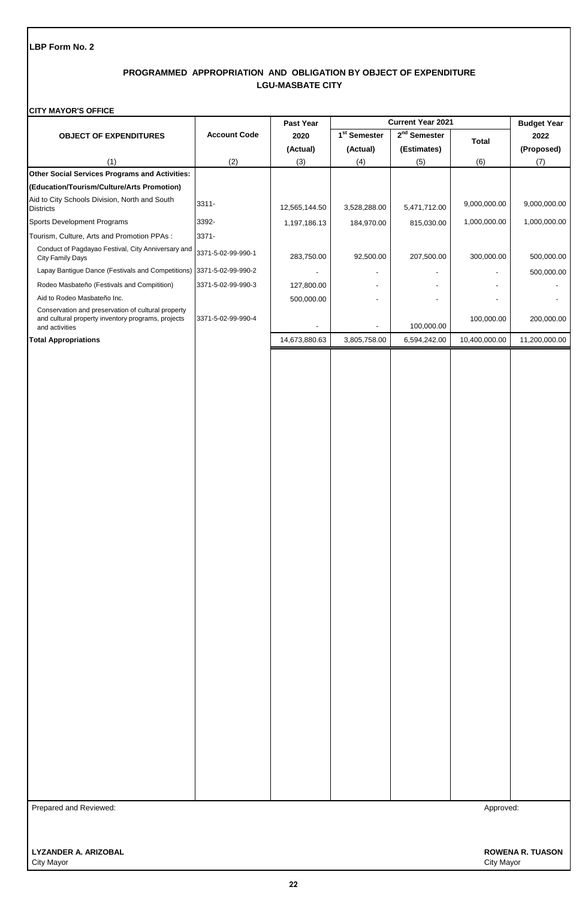LBP Form No. 2

## PROGRAMMED APPROPRIATION AND OBLIGATION BY OBJECT OF EXPENDITURE
## LGU-MASBATE CITY

**CITY MAYOR'S OFFICE**

| OBJECT OF EXPENDITURES | Account Code | Past Year 2020 (Actual) | Current Year 2021 1st Semester (Actual) | Current Year 2021 2nd Semester (Estimates) | Current Year 2021 Total | Budget Year 2022 (Proposed) |
|---|---|---|---|---|---|---|
| (1) | (2) | (3) | (4) | (5) | (6) | (7) |
| **Other Social Services Programs and Activities:** | | | | | | |
| **(Education/Tourism/Culture/Arts Promotion)** | | | | | | |
| Aid to City Schools Division, North and South Districts | 3311- | 12,565,144.50 | 3,528,288.00 | 5,471,712.00 | 9,000,000.00 | 9,000,000.00 |
| Sports Development Programs | 3392- | 1,197,186.13 | 184,970.00 | 815,030.00 | 1,000,000.00 | 1,000,000.00 |
| Tourism, Culture, Arts and Promotion PPAs : | 3371- | | | | | |
| Conduct of Pagdayao Festival, City Anniversary and City Family Days | 3371-5-02-99-990-1 | 283,750.00 | 92,500.00 | 207,500.00 | 300,000.00 | 500,000.00 |
| Lapay Bantigue Dance (Festivals and Competitions) | 3371-5-02-99-990-2 | - | - | - | - | 500,000.00 |
| Rodeo Masbateño (Festivals and Compitition) | 3371-5-02-99-990-3 | 127,800.00 | - | - | - | - |
| Aid to Rodeo Masbateño Inc. | | 500,000.00 | - | - | - | - |
| Conservation and preservation of cultural property and cultural property inventory programs, projects and activities | 3371-5-02-99-990-4 | - | - | 100,000.00 | 100,000.00 | 200,000.00 |
| **Total Appropriations** | | 14,673,880.63 | 3,805,758.00 | 6,594,242.00 | 10,400,000.00 | 11,200,000.00 |

Prepared and Reviewed:

**LYZANDER A. ARIZOBAL**
City Mayor

Approved:

**ROWENA R. TUASON**
City Mayor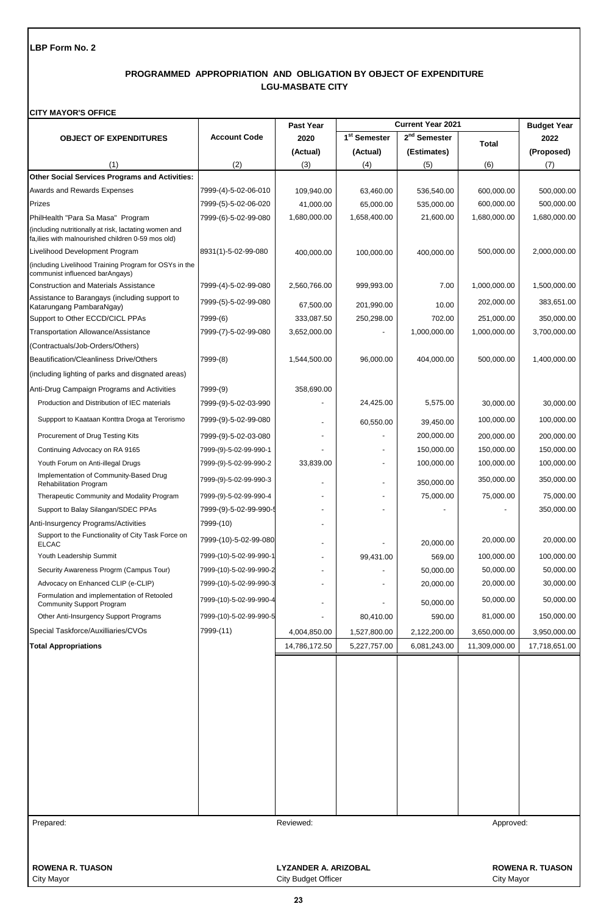**LBP Form No. 2**

## PROGRAMMED APPROPRIATION AND OBLIGATION BY OBJECT OF EXPENDITURE
## LGU-MASBATE CITY

**CITY MAYOR'S OFFICE**

| OBJECT OF EXPENDITURES | Account Code | Past Year 2020 (Actual) | Current Year 2021 1st Semester (Actual) | Current Year 2021 2nd Semester (Estimates) | Current Year 2021 Total | Budget Year 2022 (Proposed) |
|---|---|---|---|---|---|---|
| (1) | (2) | (3) | (4) | (5) | (6) | (7) |
| **Other Social Services Programs and Activities:** | | | | | | |
| Awards and Rewards Expenses | 7999-(4)-5-02-06-010 | 109,940.00 | 63,460.00 | 536,540.00 | 600,000.00 | 500,000.00 |
| Prizes | 7999-(5)-5-02-06-020 | 41,000.00 | 65,000.00 | 535,000.00 | 600,000.00 | 500,000.00 |
| PhilHealth "Para Sa Masa" Program | 7999-(6)-5-02-99-080 | 1,680,000.00 | 1,658,400.00 | 21,600.00 | 1,680,000.00 | 1,680,000.00 |
| (including nutritionally at risk, lactating women and fa,ilies with malnourished children 0-59 mos old) | | | | | | |
| Livelihood Development Program | 8931(1)-5-02-99-080 | 400,000.00 | 100,000.00 | 400,000.00 | 500,000.00 | 2,000,000.00 |
| (including Livelihood Training Program for OSYs in the communist influenced barAngays) | | | | | | |
| Construction and Materials Assistance | 7999-(4)-5-02-99-080 | 2,560,766.00 | 999,993.00 | 7.00 | 1,000,000.00 | 1,500,000.00 |
| Assistance to Barangays (including support to Katarungang PambaraNgay) | 7999-(5)-5-02-99-080 | 67,500.00 | 201,990.00 | 10.00 | 202,000.00 | 383,651.00 |
| Support to Other ECCD/CICL PPAs | 7999-(6) | 333,087.50 | 250,298.00 | 702.00 | 251,000.00 | 350,000.00 |
| Transportation Allowance/Assistance | 7999-(7)-5-02-99-080 | 3,652,000.00 | - | 1,000,000.00 | 1,000,000.00 | 3,700,000.00 |
| (Contractuals/Job-Orders/Others) | | | | | | |
| Beautification/Cleanliness Drive/Others | 7999-(8) | 1,544,500.00 | 96,000.00 | 404,000.00 | 500,000.00 | 1,400,000.00 |
| (including lighting of parks and disgnated areas) | | | | | | |
| Anti-Drug Campaign Programs and Activities | 7999-(9) | 358,690.00 | | | | |
| Production and Distribution of IEC materials | 7999-(9)-5-02-03-990 | - | 24,425.00 | 5,575.00 | 30,000.00 | 30,000.00 |
| Suppport to Kaataan Konttra Droga at Terorismo | 7999-(9)-5-02-99-080 | - | 60,550.00 | 39,450.00 | 100,000.00 | 100,000.00 |
| Procurement of Drug Testing Kits | 7999-(9)-5-02-03-080 | - | - | 200,000.00 | 200,000.00 | 200,000.00 |
| Continuing Advocacy on RA 9165 | 7999-(9)-5-02-99-990-1 | - | - | 150,000.00 | 150,000.00 | 150,000.00 |
| Youth Forum on Anti-illegal Drugs | 7999-(9)-5-02-99-990-2 | 33,839.00 | - | 100,000.00 | 100,000.00 | 100,000.00 |
| Implementation of Community-Based Drug Rehabilitation Program | 7999-(9)-5-02-99-990-3 | - | - | 350,000.00 | 350,000.00 | 350,000.00 |
| Therapeutic Community and Modality Program | 7999-(9)-5-02-99-990-4 | - | - | 75,000.00 | 75,000.00 | 75,000.00 |
| Support to Balay Silangan/SDEC PPAs | 7999-(9)-5-02-99-990-5 | - | - | - | - | 350,000.00 |
| Anti-Insurgency Programs/Activities | 7999-(10) | - | | | | |
| Support to the Functionality of City Task Force on ELCAC | 7999-(10)-5-02-99-080 | - | - | 20,000.00 | 20,000.00 | 20,000.00 |
| Youth Leadership Summit | 7999-(10)-5-02-99-990-1 | - | 99,431.00 | 569.00 | 100,000.00 | 100,000.00 |
| Security Awareness Progrm (Campus Tour) | 7999-(10)-5-02-99-990-2 | - | - | 50,000.00 | 50,000.00 | 50,000.00 |
| Advocacy on Enhanced CLIP (e-CLIP) | 7999-(10)-5-02-99-990-3 | - | - | 20,000.00 | 20,000.00 | 30,000.00 |
| Formulation and implementation of Retooled Community Support Program | 7999-(10)-5-02-99-990-4 | - | - | 50,000.00 | 50,000.00 | 50,000.00 |
| Other Anti-Insurgency Support Programs | 7999-(10)-5-02-99-990-5 | - | 80,410.00 | 590.00 | 81,000.00 | 150,000.00 |
| Special Taskforce/Auxilliaries/CVOs | 7999-(11) | 4,004,850.00 | 1,527,800.00 | 2,122,200.00 | 3,650,000.00 | 3,950,000.00 |
| **Total Appropriations** | | 14,786,172.50 | 5,227,757.00 | 6,081,243.00 | 11,309,000.00 | 17,718,651.00 |

Prepared:

**ROWENA R. TUASON**
City Mayor

Reviewed:

**LYZANDER A. ARIZOBAL**
City Budget Officer

Approved:

**ROWENA R. TUASON**
City Mayor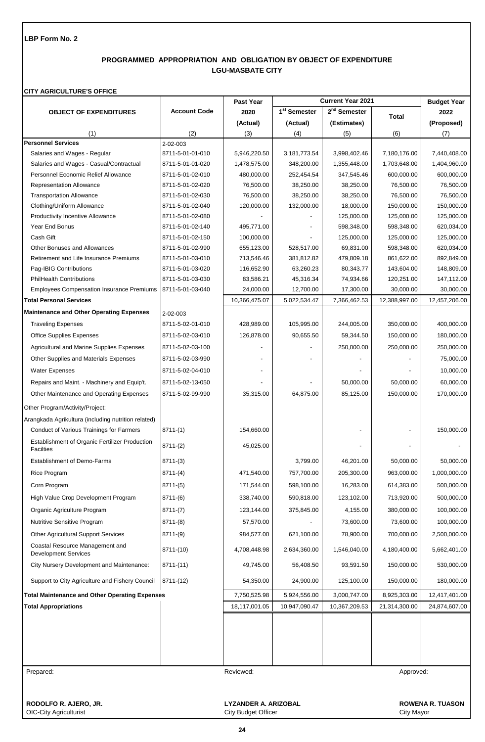**LBP Form No. 2**

## PROGRAMMED APPROPRIATION AND OBLIGATION BY OBJECT OF EXPENDITURE
## LGU-MASBATE CITY

**CITY AGRICULTURE'S OFFICE**

| OBJECT OF EXPENDITURES | Account Code | Past Year 2020 (Actual) | Current Year 2021 1st Semester (Actual) | Current Year 2021 2nd Semester (Estimates) | Current Year 2021 Total | Budget Year 2022 (Proposed) |
|---|---|---|---|---|---|---|
| (1) | (2) | (3) | (4) | (5) | (6) | (7) |
| **Personnel Services** | 2-02-003 | | | | | |
| Salaries and Wages - Regular | 8711-5-01-01-010 | 5,946,220.50 | 3,181,773.54 | 3,998,402.46 | 7,180,176.00 | 7,440,408.00 |
| Salaries and Wages - Casual/Contractual | 8711-5-01-01-020 | 1,478,575.00 | 348,200.00 | 1,355,448.00 | 1,703,648.00 | 1,404,960.00 |
| Personnel Economic Relief Allowance | 8711-5-01-02-010 | 480,000.00 | 252,454.54 | 347,545.46 | 600,000.00 | 600,000.00 |
| Representation Allowance | 8711-5-01-02-020 | 76,500.00 | 38,250.00 | 38,250.00 | 76,500.00 | 76,500.00 |
| Transportation Allowance | 8711-5-01-02-030 | 76,500.00 | 38,250.00 | 38,250.00 | 76,500.00 | 76,500.00 |
| Clothing/Uniform Allowance | 8711-5-01-02-040 | 120,000.00 | 132,000.00 | 18,000.00 | 150,000.00 | 150,000.00 |
| Productivity Incentive Allowance | 8711-5-01-02-080 | - | - | 125,000.00 | 125,000.00 | 125,000.00 |
| Year End Bonus | 8711-5-01-02-140 | 495,771.00 | - | 598,348.00 | 598,348.00 | 620,034.00 |
| Cash Gift | 8711-5-01-02-150 | 100,000.00 | - | 125,000.00 | 125,000.00 | 125,000.00 |
| Other Bonuses and Allowances | 8711-5-01-02-990 | 655,123.00 | 528,517.00 | 69,831.00 | 598,348.00 | 620,034.00 |
| Retirement and Life Insurance Premiums | 8711-5-01-03-010 | 713,546.46 | 381,812.82 | 479,809.18 | 861,622.00 | 892,849.00 |
| Pag-IBIG Contributions | 8711-5-01-03-020 | 116,652.90 | 63,260.23 | 80,343.77 | 143,604.00 | 148,809.00 |
| PhilHealth Contributions | 8711-5-01-03-030 | 83,586.21 | 45,316.34 | 74,934.66 | 120,251.00 | 147,112.00 |
| Employees Compensation Insurance Premiums | 8711-5-01-03-040 | 24,000.00 | 12,700.00 | 17,300.00 | 30,000.00 | 30,000.00 |
| **Total Personal Services** | | 10,366,475.07 | 5,022,534.47 | 7,366,462.53 | 12,388,997.00 | 12,457,206.00 |
| **Maintenance and Other Operating Expenses** | 2-02-003 | | | | | |
| Traveling Expenses | 8711-5-02-01-010 | 428,989.00 | 105,995.00 | 244,005.00 | 350,000.00 | 400,000.00 |
| Office Supplies Expenses | 8711-5-02-03-010 | 126,878.00 | 90,655.50 | 59,344.50 | 150,000.00 | 180,000.00 |
| Agricultural and Marine Supplies Expenses | 8711-5-02-03-100 | - | - | 250,000.00 | 250,000.00 | 250,000.00 |
| Other Supplies and Materials Expenses | 8711-5-02-03-990 | - | - | - | - | 75,000.00 |
| Water Expenses | 8711-5-02-04-010 | - | | - | - | 10,000.00 |
| Repairs and Maint. - Machinery and Equip't. | 8711-5-02-13-050 | - | - | 50,000.00 | 50,000.00 | 60,000.00 |
| Other Maintenance and Operating Expenses | 8711-5-02-99-990 | 35,315.00 | 64,875.00 | 85,125.00 | 150,000.00 | 170,000.00 |
| Other Program/Activity/Project: | | | | | | |
| Arangkada Agrikultura (including nutrition related) | | | | | | |
| Conduct of Various Trainings for Farmers | 8711-(1) | 154,660.00 | | - | - | 150,000.00 |
| Establishment of Organic Fertilizer Production Facilties | 8711-(2) | 45,025.00 | | - | - | - |
| Establishment of Demo-Farms | 8711-(3) | | 3,799.00 | 46,201.00 | 50,000.00 | 50,000.00 |
| Rice Program | 8711-(4) | 471,540.00 | 757,700.00 | 205,300.00 | 963,000.00 | 1,000,000.00 |
| Corn Program | 8711-(5) | 171,544.00 | 598,100.00 | 16,283.00 | 614,383.00 | 500,000.00 |
| High Value Crop Development Program | 8711-(6) | 338,740.00 | 590,818.00 | 123,102.00 | 713,920.00 | 500,000.00 |
| Organic Agriculture Program | 8711-(7) | 123,144.00 | 375,845.00 | 4,155.00 | 380,000.00 | 100,000.00 |
| Nutritive Sensitive Program | 8711-(8) | 57,570.00 | - | 73,600.00 | 73,600.00 | 100,000.00 |
| Other Agricultural Support Services | 8711-(9) | 984,577.00 | 621,100.00 | 78,900.00 | 700,000.00 | 2,500,000.00 |
| Coastal Resource Management and Development Services | 8711-(10) | 4,708,448.98 | 2,634,360.00 | 1,546,040.00 | 4,180,400.00 | 5,662,401.00 |
| City Nursery Development and Maintenance: | 8711-(11) | 49,745.00 | 56,408.50 | 93,591.50 | 150,000.00 | 530,000.00 |
| Support to City Agriculture and Fishery Council | 8711-(12) | 54,350.00 | 24,900.00 | 125,100.00 | 150,000.00 | 180,000.00 |
| **Total Maintenance and Other Operating Expenses** | | 7,750,525.98 | 5,924,556.00 | 3,000,747.00 | 8,925,303.00 | 12,417,401.00 |
| **Total Appropriations** | | 18,117,001.05 | 10,947,090.47 | 10,367,209.53 | 21,314,300.00 | 24,874,607.00 |

Prepared: Reviewed: Approved:

**RODOLFO R. AJERO, JR.**
OIC-City Agriculturist

**LYZANDER A. ARIZOBAL**
City Budget Officer

**ROWENA R. TUASON**
City Mayor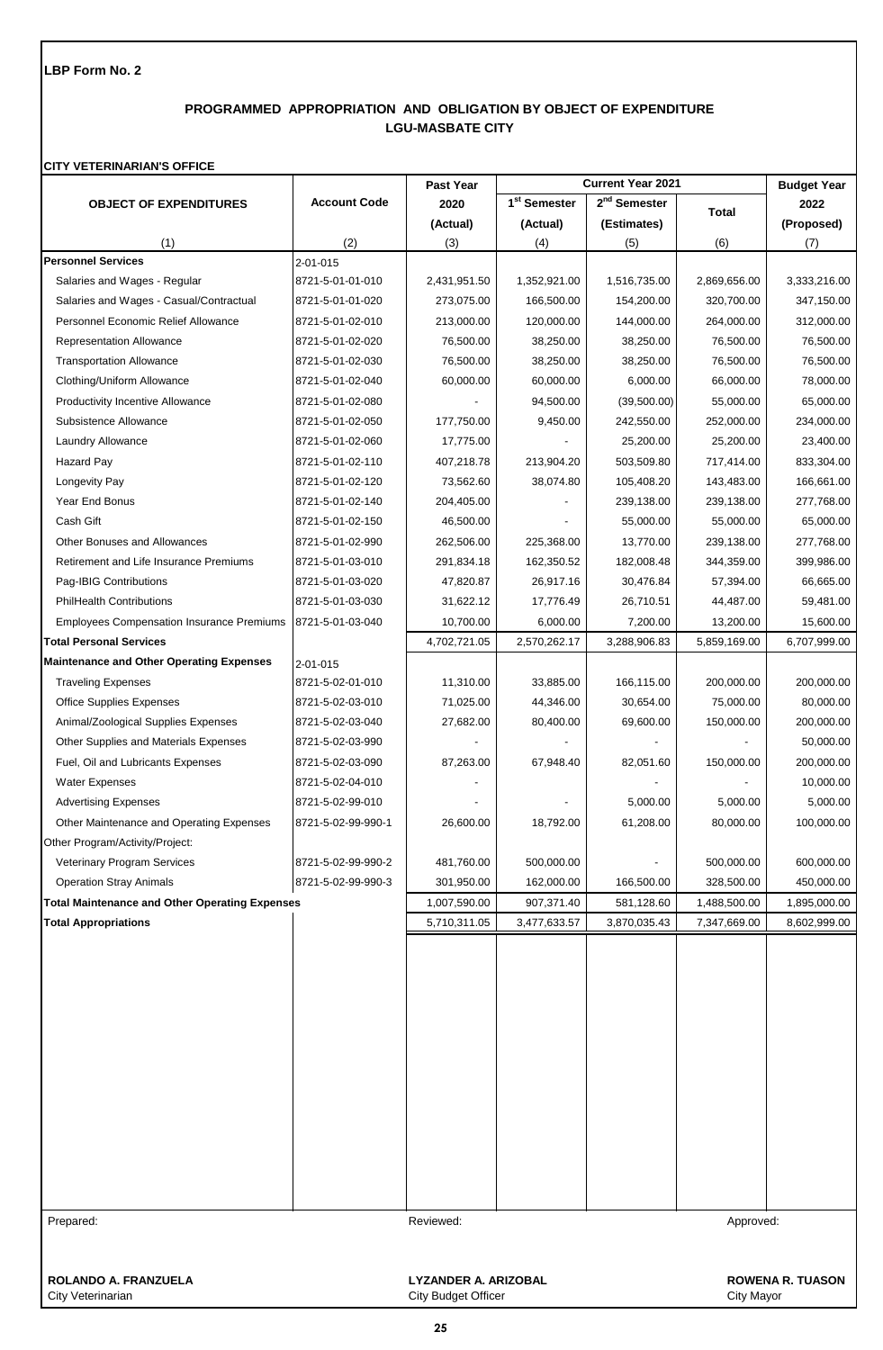**LBP Form No. 2**

## PROGRAMMED APPROPRIATION AND OBLIGATION BY OBJECT OF EXPENDITURE
## LGU-MASBATE CITY

**CITY VETERINARIAN'S OFFICE**

| OBJECT OF EXPENDITURES | Account Code | Past Year 2020 (Actual) | Current Year 2021 | | | Budget Year 2022 (Proposed) |
|---|---|---|---|---|---|---|
| | | | 1st Semester (Actual) | 2nd Semester (Estimates) | Total | |
| (1) | (2) | (3) | (4) | (5) | (6) | (7) |
| **Personnel Services** | 2-01-015 | | | | | |
| Salaries and Wages - Regular | 8721-5-01-01-010 | 2,431,951.50 | 1,352,921.00 | 1,516,735.00 | 2,869,656.00 | 3,333,216.00 |
| Salaries and Wages - Casual/Contractual | 8721-5-01-01-020 | 273,075.00 | 166,500.00 | 154,200.00 | 320,700.00 | 347,150.00 |
| Personnel Economic Relief Allowance | 8721-5-01-02-010 | 213,000.00 | 120,000.00 | 144,000.00 | 264,000.00 | 312,000.00 |
| Representation Allowance | 8721-5-01-02-020 | 76,500.00 | 38,250.00 | 38,250.00 | 76,500.00 | 76,500.00 |
| Transportation Allowance | 8721-5-01-02-030 | 76,500.00 | 38,250.00 | 38,250.00 | 76,500.00 | 76,500.00 |
| Clothing/Uniform Allowance | 8721-5-01-02-040 | 60,000.00 | 60,000.00 | 6,000.00 | 66,000.00 | 78,000.00 |
| Productivity Incentive Allowance | 8721-5-01-02-080 | - | 94,500.00 | (39,500.00) | 55,000.00 | 65,000.00 |
| Subsistence Allowance | 8721-5-01-02-050 | 177,750.00 | 9,450.00 | 242,550.00 | 252,000.00 | 234,000.00 |
| Laundry Allowance | 8721-5-01-02-060 | 17,775.00 | - | 25,200.00 | 25,200.00 | 23,400.00 |
| Hazard Pay | 8721-5-01-02-110 | 407,218.78 | 213,904.20 | 503,509.80 | 717,414.00 | 833,304.00 |
| Longevity Pay | 8721-5-01-02-120 | 73,562.60 | 38,074.80 | 105,408.20 | 143,483.00 | 166,661.00 |
| Year End Bonus | 8721-5-01-02-140 | 204,405.00 | - | 239,138.00 | 239,138.00 | 277,768.00 |
| Cash Gift | 8721-5-01-02-150 | 46,500.00 | - | 55,000.00 | 55,000.00 | 65,000.00 |
| Other Bonuses and Allowances | 8721-5-01-02-990 | 262,506.00 | 225,368.00 | 13,770.00 | 239,138.00 | 277,768.00 |
| Retirement and Life Insurance Premiums | 8721-5-01-03-010 | 291,834.18 | 162,350.52 | 182,008.48 | 344,359.00 | 399,986.00 |
| Pag-IBIG Contributions | 8721-5-01-03-020 | 47,820.87 | 26,917.16 | 30,476.84 | 57,394.00 | 66,665.00 |
| PhilHealth Contributions | 8721-5-01-03-030 | 31,622.12 | 17,776.49 | 26,710.51 | 44,487.00 | 59,481.00 |
| Employees Compensation Insurance Premiums | 8721-5-01-03-040 | 10,700.00 | 6,000.00 | 7,200.00 | 13,200.00 | 15,600.00 |
| **Total Personal Services** | | 4,702,721.05 | 2,570,262.17 | 3,288,906.83 | 5,859,169.00 | 6,707,999.00 |
| **Maintenance and Other Operating Expenses** | 2-01-015 | | | | | |
| Traveling Expenses | 8721-5-02-01-010 | 11,310.00 | 33,885.00 | 166,115.00 | 200,000.00 | 200,000.00 |
| Office Supplies Expenses | 8721-5-02-03-010 | 71,025.00 | 44,346.00 | 30,654.00 | 75,000.00 | 80,000.00 |
| Animal/Zoological Supplies Expenses | 8721-5-02-03-040 | 27,682.00 | 80,400.00 | 69,600.00 | 150,000.00 | 200,000.00 |
| Other Supplies and Materials Expenses | 8721-5-02-03-990 | - | - | - | - | 50,000.00 |
| Fuel, Oil and Lubricants Expenses | 8721-5-02-03-090 | 87,263.00 | 67,948.40 | 82,051.60 | 150,000.00 | 200,000.00 |
| Water Expenses | 8721-5-02-04-010 | - | | - | - | 10,000.00 |
| Advertising Expenses | 8721-5-02-99-010 | - | - | 5,000.00 | 5,000.00 | 5,000.00 |
| Other Maintenance and Operating Expenses | 8721-5-02-99-990-1 | 26,600.00 | 18,792.00 | 61,208.00 | 80,000.00 | 100,000.00 |
| Other Program/Activity/Project: | | | | | | |
| Veterinary Program Services | 8721-5-02-99-990-2 | 481,760.00 | 500,000.00 | - | 500,000.00 | 600,000.00 |
| Operation Stray Animals | 8721-5-02-99-990-3 | 301,950.00 | 162,000.00 | 166,500.00 | 328,500.00 | 450,000.00 |
| **Total Maintenance and Other Operating Expenses** | | 1,007,590.00 | 907,371.40 | 581,128.60 | 1,488,500.00 | 1,895,000.00 |
| **Total Appropriations** | | 5,710,311.05 | 3,477,633.57 | 3,870,035.43 | 7,347,669.00 | 8,602,999.00 |

Prepared: Reviewed: Approved:

**ROLANDO A. FRANZUELA**
City Veterinarian

**LYZANDER A. ARIZOBAL**
City Budget Officer

**ROWENA R. TUASON**
City Mayor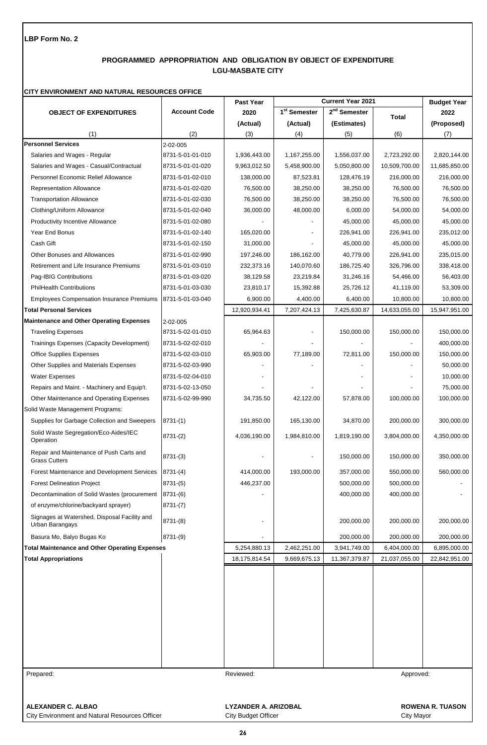**LBP Form No. 2**

## PROGRAMMED APPROPRIATION AND OBLIGATION BY OBJECT OF EXPENDITURE
## LGU-MASBATE CITY

**CITY ENVIRONMENT AND NATURAL RESOURCES OFFICE**

| OBJECT OF EXPENDITURES | Account Code | Past Year 2020 (Actual) | Current Year 2021 1st Semester (Actual) | Current Year 2021 2nd Semester (Estimates) | Current Year 2021 Total | Budget Year 2022 (Proposed) |
|---|---|---|---|---|---|---|
| (1) | (2) | (3) | (4) | (5) | (6) | (7) |
| **Personnel Services** | 2-02-005 | | | | | |
| Salaries and Wages - Regular | 8731-5-01-01-010 | 1,936,443.00 | 1,167,255.00 | 1,556,037.00 | 2,723,292.00 | 2,820,144.00 |
| Salaries and Wages - Casual/Contractual | 8731-5-01-01-020 | 9,963,012.50 | 5,458,900.00 | 5,050,800.00 | 10,509,700.00 | 11,685,850.00 |
| Personnel Economic Relief Allowance | 8731-5-01-02-010 | 138,000.00 | 87,523.81 | 128,476.19 | 216,000.00 | 216,000.00 |
| Representation Allowance | 8731-5-01-02-020 | 76,500.00 | 38,250.00 | 38,250.00 | 76,500.00 | 76,500.00 |
| Transportation Allowance | 8731-5-01-02-030 | 76,500.00 | 38,250.00 | 38,250.00 | 76,500.00 | 76,500.00 |
| Clothing/Uniform Allowance | 8731-5-01-02-040 | 36,000.00 | 48,000.00 | 6,000.00 | 54,000.00 | 54,000.00 |
| Productivity Incentive Allowance | 8731-5-01-02-080 | - | - | 45,000.00 | 45,000.00 | 45,000.00 |
| Year End Bonus | 8731-5-01-02-140 | 165,020.00 | - | 226,941.00 | 226,941.00 | 235,012.00 |
| Cash Gift | 8731-5-01-02-150 | 31,000.00 | - | 45,000.00 | 45,000.00 | 45,000.00 |
| Other Bonuses and Allowances | 8731-5-01-02-990 | 197,246.00 | 186,162.00 | 40,779.00 | 226,941.00 | 235,015.00 |
| Retirement and Life Insurance Premiums | 8731-5-01-03-010 | 232,373.16 | 140,070.60 | 186,725.40 | 326,796.00 | 338,418.00 |
| Pag-IBIG Contributions | 8731-5-01-03-020 | 38,129.58 | 23,219.84 | 31,246.16 | 54,466.00 | 56,403.00 |
| PhilHealth Contributions | 8731-5-01-03-030 | 23,810.17 | 15,392.88 | 25,726.12 | 41,119.00 | 53,309.00 |
| Employees Compensation Insurance Premiums | 8731-5-01-03-040 | 6,900.00 | 4,400.00 | 6,400.00 | 10,800.00 | 10,800.00 |
| **Total Personal Services** | | 12,920,934.41 | 7,207,424.13 | 7,425,630.87 | 14,633,055.00 | 15,947,951.00 |
| **Maintenance and Other Operating Expenses** | 2-02-005 | | | | | |
| Traveling Expenses | 8731-5-02-01-010 | 65,964.63 | - | 150,000.00 | 150,000.00 | 150,000.00 |
| Trainings Expenses (Capacity Development) | 8731-5-02-02-010 | - | - | - | - | 400,000.00 |
| Office Supplies Expenses | 8731-5-02-03-010 | 65,903.00 | 77,189.00 | 72,811.00 | 150,000.00 | 150,000.00 |
| Other Supplies and Materials Expenses | 8731-5-02-03-990 | - | - | - | - | 50,000.00 |
| Water Expenses | 8731-5-02-04-010 | - | | - | - | 10,000.00 |
| Repairs and Maint. - Machinery and Equip't. | 8731-5-02-13-050 | - | - | - | - | 75,000.00 |
| Other Maintenance and Operating Expenses | 8731-5-02-99-990 | 34,735.50 | 42,122.00 | 57,878.00 | 100,000.00 | 100,000.00 |
| Solid Waste Management Programs: | | | | | | |
| Supplies for Garbage Collection and Sweepers | 8731-(1) | 191,850.00 | 165,130.00 | 34,870.00 | 200,000.00 | 300,000.00 |
| Solid Waste Segregation/Eco-Aides/IEC Operation | 8731-(2) | 4,036,190.00 | 1,984,810.00 | 1,819,190.00 | 3,804,000.00 | 4,350,000.00 |
| Repair and Maintenance of Push Carts and Grass Cutters | 8731-(3) | - | - | 150,000.00 | 150,000.00 | 350,000.00 |
| Forest Maintenance and Development Services | 8731-(4) | 414,000.00 | 193,000.00 | 357,000.00 | 550,000.00 | 560,000.00 |
| Forest Delineation Project | 8731-(5) | 446,237.00 | | 500,000.00 | 500,000.00 | - |
| Decontamination of Solid Wastes (procurement | 8731-(6) | - | | 400,000.00 | 400,000.00 | - |
| of enzyme/chlorine/backyard sprayer) | 8731-(7) | | | | | |
| Signages at Watershed, Disposal Facility and Urban Barangays | 8731-(8) | - | | 200,000.00 | 200,000.00 | 200,000.00 |
| Basura Mo, Balyo Bugas Ko | 8731-(9) | - | | 200,000.00 | 200,000.00 | 200,000.00 |
| **Total Maintenance and Other Operating Expenses** | | 5,254,880.13 | 2,462,251.00 | 3,941,749.00 | 6,404,000.00 | 6,895,000.00 |
| **Total Appropriations** | | 18,175,814.54 | 9,669,675.13 | 11,367,379.87 | 21,037,055.00 | 22,842,951.00 |

| Prepared: | Reviewed: | Approved: |
|---|---|---|
| **ALEXANDER C. ALBAO** | **LYZANDER A. ARIZOBAL** | **ROWENA R. TUASON** |
| City Environment and Natural Resources Officer | City Budget Officer | City Mayor |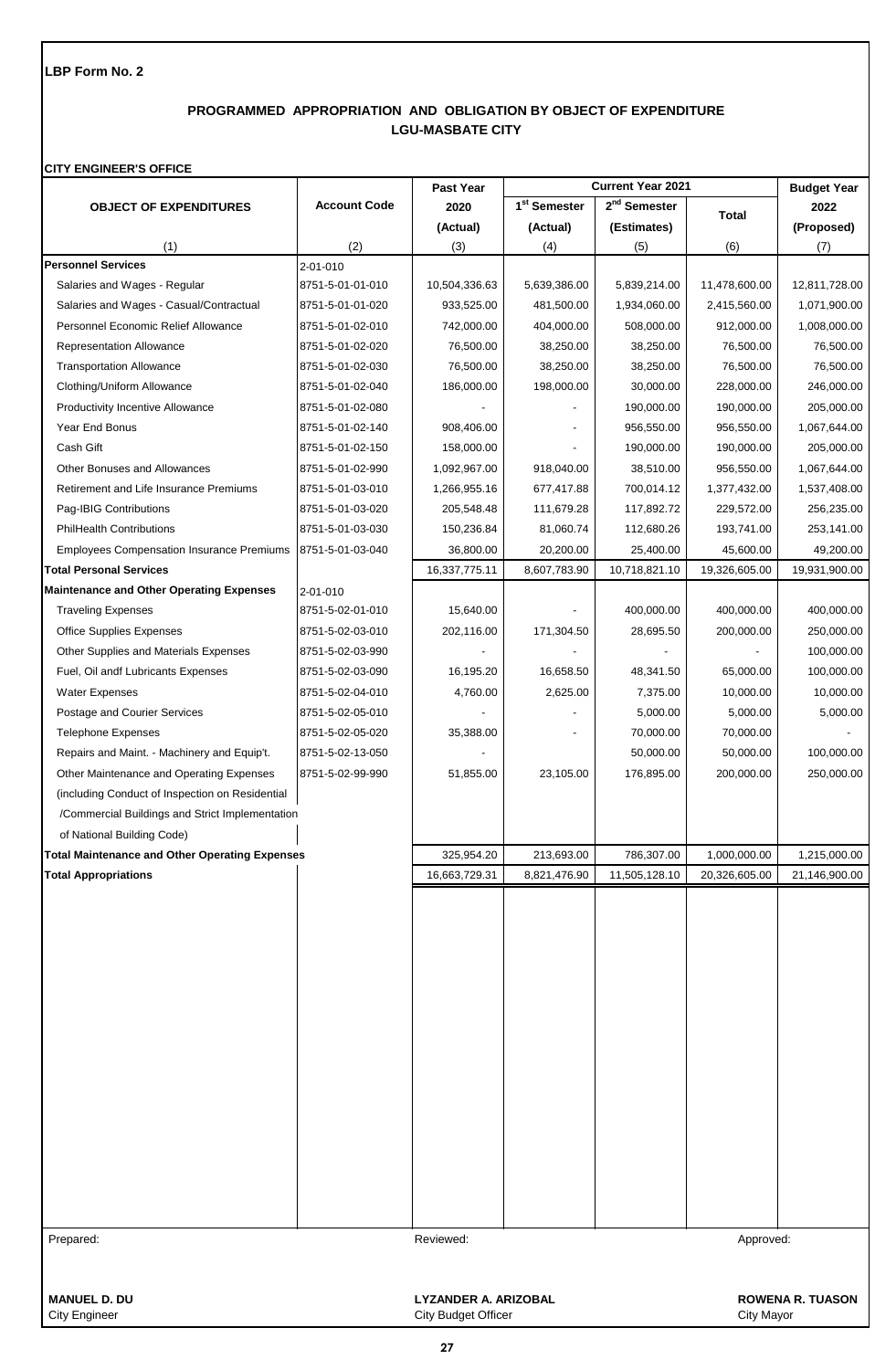**LBP Form No. 2**

## PROGRAMMED APPROPRIATION AND OBLIGATION BY OBJECT OF EXPENDITURE
## LGU-MASBATE CITY

**CITY ENGINEER'S OFFICE**

| OBJECT OF EXPENDITURES | Account Code | Past Year 2020 (Actual) | Current Year 2021 1st Semester (Actual) | Current Year 2021 2nd Semester (Estimates) | Current Year 2021 Total | Budget Year 2022 (Proposed) |
|---|---|---|---|---|---|---|
| (1) | (2) | (3) | (4) | (5) | (6) | (7) |
| **Personnel Services** | 2-01-010 | | | | | |
| Salaries and Wages - Regular | 8751-5-01-01-010 | 10,504,336.63 | 5,639,386.00 | 5,839,214.00 | 11,478,600.00 | 12,811,728.00 |
| Salaries and Wages - Casual/Contractual | 8751-5-01-01-020 | 933,525.00 | 481,500.00 | 1,934,060.00 | 2,415,560.00 | 1,071,900.00 |
| Personnel Economic Relief Allowance | 8751-5-01-02-010 | 742,000.00 | 404,000.00 | 508,000.00 | 912,000.00 | 1,008,000.00 |
| Representation Allowance | 8751-5-01-02-020 | 76,500.00 | 38,250.00 | 38,250.00 | 76,500.00 | 76,500.00 |
| Transportation Allowance | 8751-5-01-02-030 | 76,500.00 | 38,250.00 | 38,250.00 | 76,500.00 | 76,500.00 |
| Clothing/Uniform Allowance | 8751-5-01-02-040 | 186,000.00 | 198,000.00 | 30,000.00 | 228,000.00 | 246,000.00 |
| Productivity Incentive Allowance | 8751-5-01-02-080 | - | - | 190,000.00 | 190,000.00 | 205,000.00 |
| Year End Bonus | 8751-5-01-02-140 | 908,406.00 | - | 956,550.00 | 956,550.00 | 1,067,644.00 |
| Cash Gift | 8751-5-01-02-150 | 158,000.00 | - | 190,000.00 | 190,000.00 | 205,000.00 |
| Other Bonuses and Allowances | 8751-5-01-02-990 | 1,092,967.00 | 918,040.00 | 38,510.00 | 956,550.00 | 1,067,644.00 |
| Retirement and Life Insurance Premiums | 8751-5-01-03-010 | 1,266,955.16 | 677,417.88 | 700,014.12 | 1,377,432.00 | 1,537,408.00 |
| Pag-IBIG Contributions | 8751-5-01-03-020 | 205,548.48 | 111,679.28 | 117,892.72 | 229,572.00 | 256,235.00 |
| PhilHealth Contributions | 8751-5-01-03-030 | 150,236.84 | 81,060.74 | 112,680.26 | 193,741.00 | 253,141.00 |
| Employees Compensation Insurance Premiums | 8751-5-01-03-040 | 36,800.00 | 20,200.00 | 25,400.00 | 45,600.00 | 49,200.00 |
| **Total Personal Services** | | 16,337,775.11 | 8,607,783.90 | 10,718,821.10 | 19,326,605.00 | 19,931,900.00 |
| **Maintenance and Other Operating Expenses** | 2-01-010 | | | | | |
| Traveling Expenses | 8751-5-02-01-010 | 15,640.00 | - | 400,000.00 | 400,000.00 | 400,000.00 |
| Office Supplies Expenses | 8751-5-02-03-010 | 202,116.00 | 171,304.50 | 28,695.50 | 200,000.00 | 250,000.00 |
| Other Supplies and Materials Expenses | 8751-5-02-03-990 | - | - | - | - | 100,000.00 |
| Fuel, Oil andf Lubricants Expenses | 8751-5-02-03-090 | 16,195.20 | 16,658.50 | 48,341.50 | 65,000.00 | 100,000.00 |
| Water Expenses | 8751-5-02-04-010 | 4,760.00 | 2,625.00 | 7,375.00 | 10,000.00 | 10,000.00 |
| Postage and Courier Services | 8751-5-02-05-010 | - | - | 5,000.00 | 5,000.00 | 5,000.00 |
| Telephone Expenses | 8751-5-02-05-020 | 35,388.00 | - | 70,000.00 | 70,000.00 | - |
| Repairs and Maint. - Machinery and Equip't. | 8751-5-02-13-050 | - | | 50,000.00 | 50,000.00 | 100,000.00 |
| Other Maintenance and Operating Expenses (including Conduct of Inspection on Residential /Commercial Buildings and Strict Implementation of National Building Code) | 8751-5-02-99-990 | 51,855.00 | 23,105.00 | 176,895.00 | 200,000.00 | 250,000.00 |
| **Total Maintenance and Other Operating Expenses** | | 325,954.20 | 213,693.00 | 786,307.00 | 1,000,000.00 | 1,215,000.00 |
| **Total Appropriations** | | 16,663,729.31 | 8,821,476.90 | 11,505,128.10 | 20,326,605.00 | 21,146,900.00 |

Prepared:

**MANUEL D. DU**
City Engineer

Reviewed:

**LYZANDER A. ARIZOBAL**
City Budget Officer

Approved:

**ROWENA R. TUASON**
City Mayor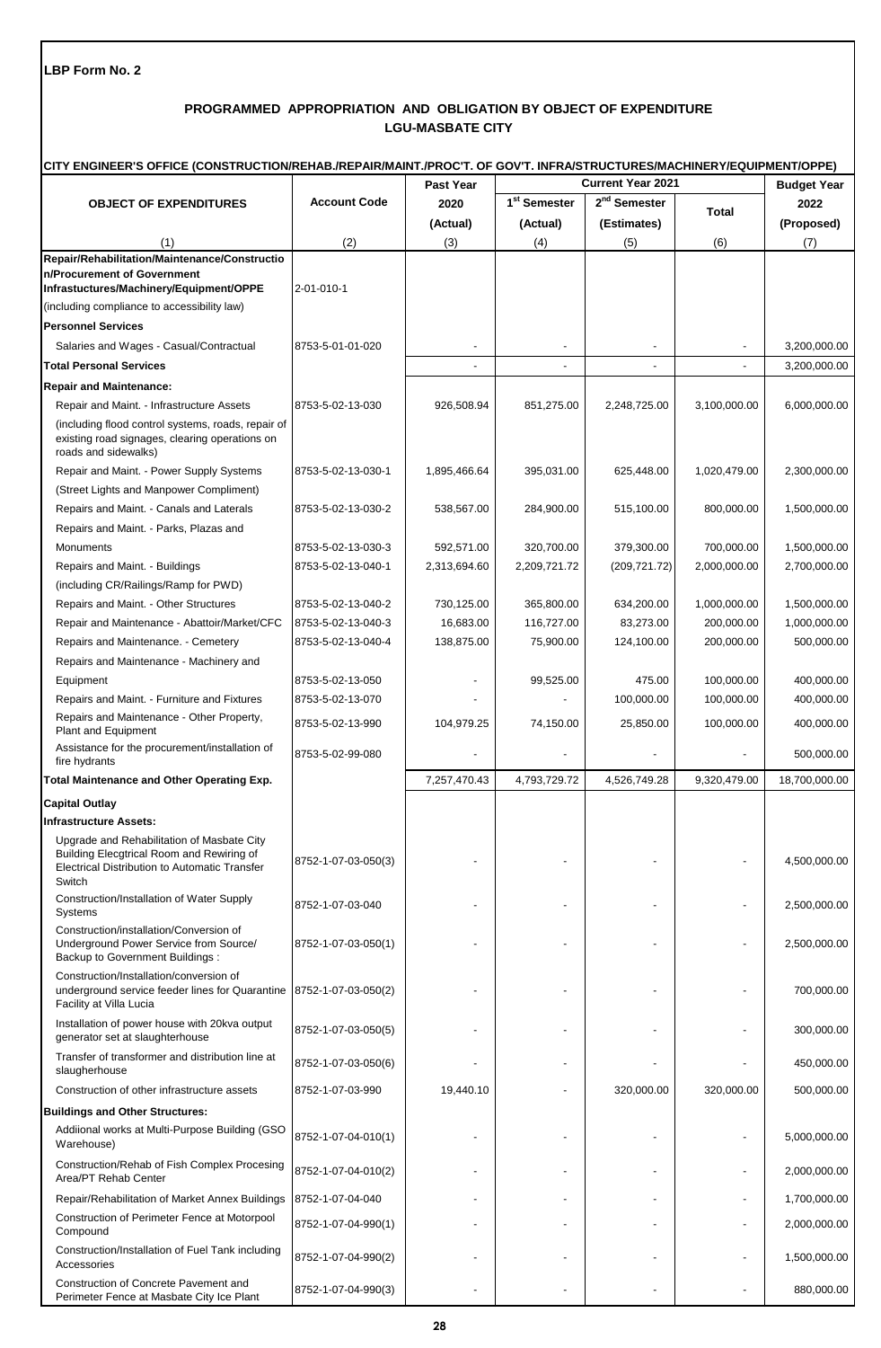**LBP Form No. 2**

## PROGRAMMED APPROPRIATION AND OBLIGATION BY OBJECT OF EXPENDITURE
## LGU-MASBATE CITY

**CITY ENGINEER'S OFFICE (CONSTRUCTION/REHAB./REPAIR/MAINT./PROC'T. OF GOV'T. INFRA/STRUCTURES/MACHINERY/EQUIPMENT/OPPE)**

| OBJECT OF EXPENDITURES | Account Code | Past Year 2020 (Actual) | Current Year 2021 1st Semester (Actual) | Current Year 2021 2nd Semester (Estimates) | Current Year 2021 Total | Budget Year 2022 (Proposed) |
|---|---|---|---|---|---|---|
| (1) | (2) | (3) | (4) | (5) | (6) | (7) |
| **Repair/Rehabilitation/Maintenance/Construction/Procurement of Government Infrastuctures/Machinery/Equipment/OPPE** | 2-01-010-1 | | | | | |
| (including compliance to accessibility law) | | | | | | |
| **Personnel Services** | | | | | | |
| Salaries and Wages - Casual/Contractual | 8753-5-01-01-020 | - | - | - | - | 3,200,000.00 |
| **Total Personal Services** | | - | - | - | - | 3,200,000.00 |
| **Repair and Maintenance:** | | | | | | |
| Repair and Maint. - Infrastructure Assets | 8753-5-02-13-030 | 926,508.94 | 851,275.00 | 2,248,725.00 | 3,100,000.00 | 6,000,000.00 |
| (including flood control systems, roads, repair of existing road signages, clearing operations on roads and sidewalks) | | | | | | |
| Repair and Maint. - Power Supply Systems | 8753-5-02-13-030-1 | 1,895,466.64 | 395,031.00 | 625,448.00 | 1,020,479.00 | 2,300,000.00 |
| (Street Lights and Manpower Compliment) | | | | | | |
| Repairs and Maint. - Canals and Laterals | 8753-5-02-13-030-2 | 538,567.00 | 284,900.00 | 515,100.00 | 800,000.00 | 1,500,000.00 |
| Repairs and Maint. - Parks, Plazas and Monuments | 8753-5-02-13-030-3 | 592,571.00 | 320,700.00 | 379,300.00 | 700,000.00 | 1,500,000.00 |
| Repairs and Maint. - Buildings | 8753-5-02-13-040-1 | 2,313,694.60 | 2,209,721.72 | (209,721.72) | 2,000,000.00 | 2,700,000.00 |
| (including CR/Railings/Ramp for PWD) | | | | | | |
| Repairs and Maint. - Other Structures | 8753-5-02-13-040-2 | 730,125.00 | 365,800.00 | 634,200.00 | 1,000,000.00 | 1,500,000.00 |
| Repair and Maintenance - Abattoir/Market/CFC | 8753-5-02-13-040-3 | 16,683.00 | 116,727.00 | 83,273.00 | 200,000.00 | 1,000,000.00 |
| Repairs and Maintenance. - Cemetery | 8753-5-02-13-040-4 | 138,875.00 | 75,900.00 | 124,100.00 | 200,000.00 | 500,000.00 |
| Repairs and Maintenance - Machinery and Equipment | 8753-5-02-13-050 | - | 99,525.00 | 475.00 | 100,000.00 | 400,000.00 |
| Repairs and Maint. - Furniture and Fixtures | 8753-5-02-13-070 | - | - | 100,000.00 | 100,000.00 | 400,000.00 |
| Repairs and Maintenance - Other Property, Plant and Equipment | 8753-5-02-13-990 | 104,979.25 | 74,150.00 | 25,850.00 | 100,000.00 | 400,000.00 |
| Assistance for the procurement/installation of fire hydrants | 8753-5-02-99-080 | - | - | - | - | 500,000.00 |
| **Total Maintenance and Other Operating Exp.** | | 7,257,470.43 | 4,793,729.72 | 4,526,749.28 | 9,320,479.00 | 18,700,000.00 |
| **Capital Outlay** | | | | | | |
| **Infrastructure Assets:** | | | | | | |
| Upgrade and Rehabilitation of Masbate City Building Elecgtrical Room and Rewiring of Electrical Distribution to Automatic Transfer Switch | 8752-1-07-03-050(3) | - | - | - | - | 4,500,000.00 |
| Construction/Installation of Water Supply Systems | 8752-1-07-03-040 | - | - | - | - | 2,500,000.00 |
| Construction/installation/Conversion of Underground Power Service from Source/ Backup to Government Buildings : | 8752-1-07-03-050(1) | - | - | - | - | 2,500,000.00 |
| Construction/Installation/conversion of underground service feeder lines for Quarantine Facility at Villa Lucia | 8752-1-07-03-050(2) | - | - | - | - | 700,000.00 |
| Installation of power house with 20kva output generator set at slaughterhouse | 8752-1-07-03-050(5) | - | - | - | - | 300,000.00 |
| Transfer of transformer and distribution line at slaugherhouse | 8752-1-07-03-050(6) | - | - | - | - | 450,000.00 |
| Construction of other infrastructure assets | 8752-1-07-03-990 | 19,440.10 | - | 320,000.00 | 320,000.00 | 500,000.00 |
| **Buildings and Other Structures:** | | | | | | |
| Addiional works at Multi-Purpose Building (GSO Warehouse) | 8752-1-07-04-010(1) | - | - | - | - | 5,000,000.00 |
| Construction/Rehab of Fish Complex Procesing Area/PT Rehab Center | 8752-1-07-04-010(2) | - | - | - | - | 2,000,000.00 |
| Repair/Rehabilitation of Market Annex Buildings | 8752-1-07-04-040 | - | - | - | - | 1,700,000.00 |
| Construction of Perimeter Fence at Motorpool Compound | 8752-1-07-04-990(1) | - | - | - | - | 2,000,000.00 |
| Construction/Installation of Fuel Tank including Accessories | 8752-1-07-04-990(2) | - | - | - | - | 1,500,000.00 |
| Construction of Concrete Pavement and Perimeter Fence at Masbate City Ice Plant | 8752-1-07-04-990(3) | - | - | - | - | 880,000.00 |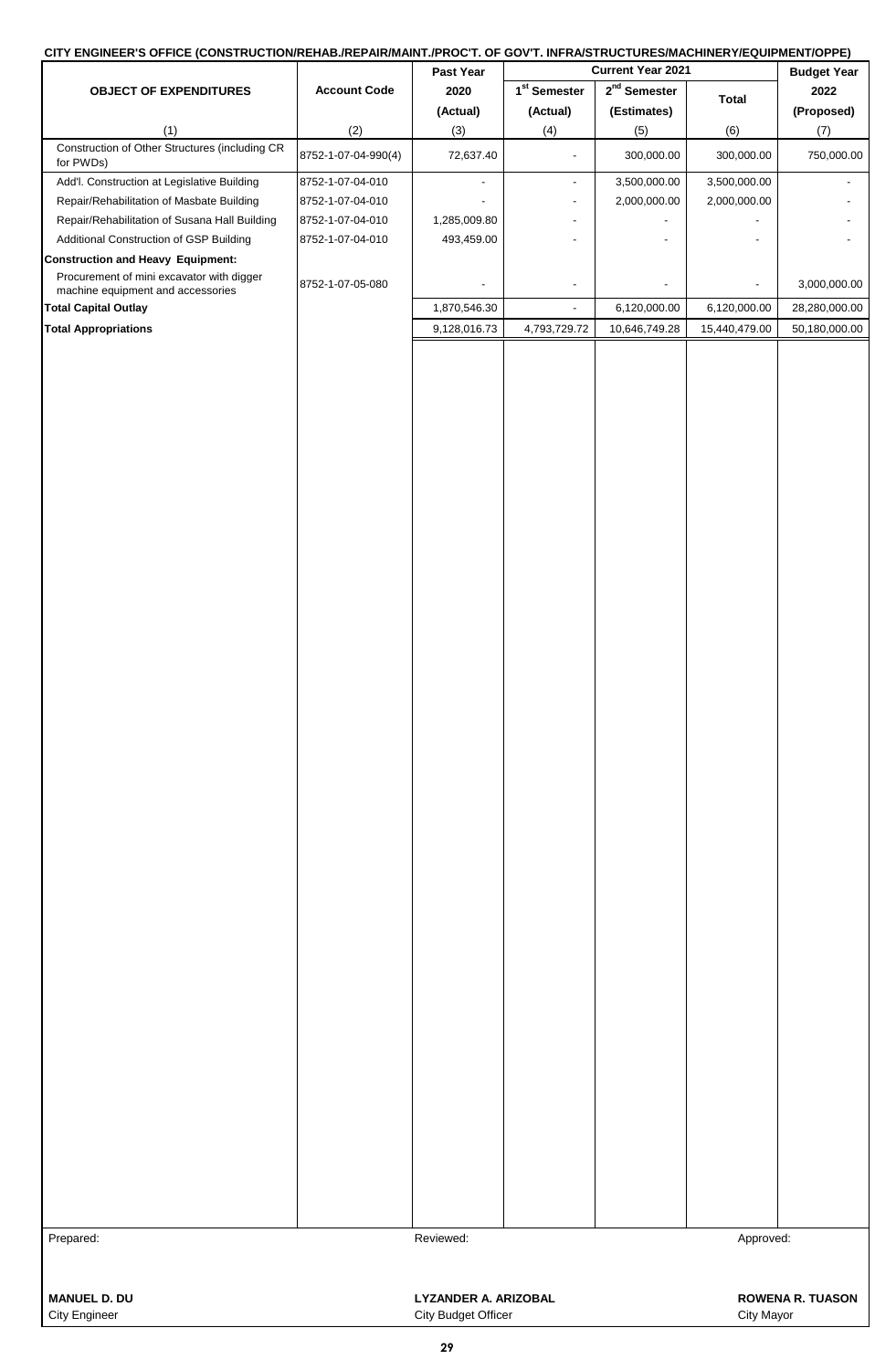**CITY ENGINEER'S OFFICE (CONSTRUCTION/REHAB./REPAIR/MAINT./PROC'T. OF GOV'T. INFRA/STRUCTURES/MACHINERY/EQUIPMENT/OPPE)**

| OBJECT OF EXPENDITURES | Account Code | Past Year 2020 (Actual) | Current Year 2021 | | | Budget Year 2022 (Proposed) |
|---|---|---|---|---|---|---|
| | | | 1st Semester (Actual) | 2nd Semester (Estimates) | Total | |
| (1) | (2) | (3) | (4) | (5) | (6) | (7) |
| Construction of Other Structures (including CR for PWDs) | 8752-1-07-04-990(4) | 72,637.40 | - | 300,000.00 | 300,000.00 | 750,000.00 |
| Add'l. Construction at Legislative Building | 8752-1-07-04-010 | - | - | 3,500,000.00 | 3,500,000.00 | - |
| Repair/Rehabilitation of Masbate Building | 8752-1-07-04-010 | - | - | 2,000,000.00 | 2,000,000.00 | - |
| Repair/Rehabilitation of Susana Hall Building | 8752-1-07-04-010 | 1,285,009.80 | - | - | - | - |
| Additional Construction of GSP Building | 8752-1-07-04-010 | 493,459.00 | - | - | - | - |
| **Construction and Heavy Equipment:** | | | | | | |
| Procurement of mini excavator with digger machine equipment and accessories | 8752-1-07-05-080 | - | - | - | - | 3,000,000.00 |
| **Total Capital Outlay** | | 1,870,546.30 | - | 6,120,000.00 | 6,120,000.00 | 28,280,000.00 |
| **Total Appropriations** | | 9,128,016.73 | 4,793,729.72 | 10,646,749.28 | 15,440,479.00 | 50,180,000.00 |

| Prepared: | Reviewed: | Approved: |
|---|---|---|
| **MANUEL D. DU** | **LYZANDER A. ARIZOBAL** | **ROWENA R. TUASON** |
| City Engineer | City Budget Officer | City Mayor |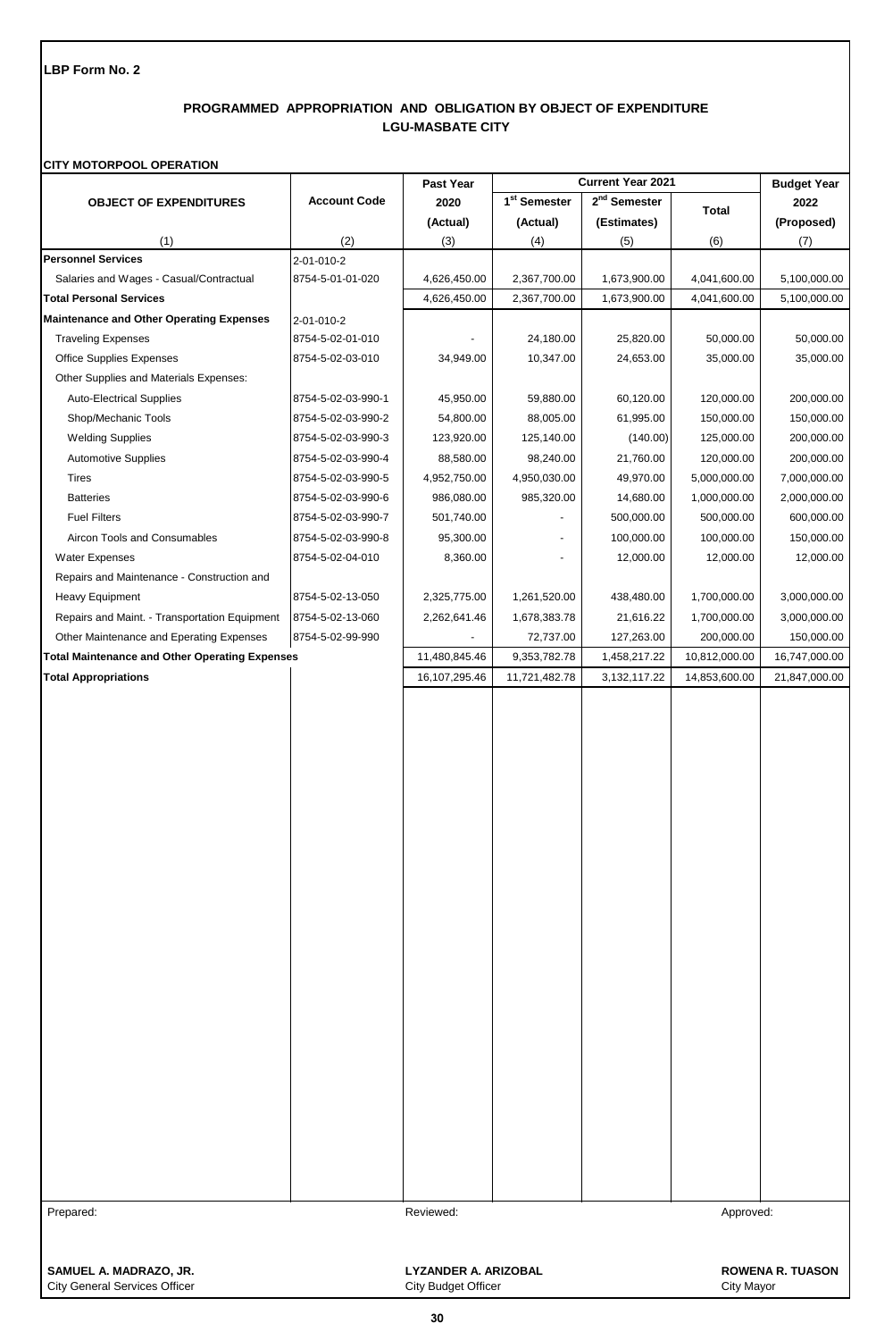**LBP Form No. 2**

## PROGRAMMED APPROPRIATION AND OBLIGATION BY OBJECT OF EXPENDITURE
## LGU-MASBATE CITY

**CITY MOTORPOOL OPERATION**

| OBJECT OF EXPENDITURES | Account Code | Past Year 2020 (Actual) | Current Year 2021 1st Semester (Actual) | Current Year 2021 2nd Semester (Estimates) | Current Year 2021 Total | Budget Year 2022 (Proposed) |
|---|---|---|---|---|---|---|
| (1) | (2) | (3) | (4) | (5) | (6) | (7) |
| **Personnel Services** | 2-01-010-2 | | | | | |
| Salaries and Wages - Casual/Contractual | 8754-5-01-01-020 | 4,626,450.00 | 2,367,700.00 | 1,673,900.00 | 4,041,600.00 | 5,100,000.00 |
| **Total Personal Services** | | 4,626,450.00 | 2,367,700.00 | 1,673,900.00 | 4,041,600.00 | 5,100,000.00 |
| **Maintenance and Other Operating Expenses** | 2-01-010-2 | | | | | |
| Traveling Expenses | 8754-5-02-01-010 | - | 24,180.00 | 25,820.00 | 50,000.00 | 50,000.00 |
| Office Supplies Expenses | 8754-5-02-03-010 | 34,949.00 | 10,347.00 | 24,653.00 | 35,000.00 | 35,000.00 |
| Other Supplies and Materials Expenses: | | | | | | |
| Auto-Electrical Supplies | 8754-5-02-03-990-1 | 45,950.00 | 59,880.00 | 60,120.00 | 120,000.00 | 200,000.00 |
| Shop/Mechanic Tools | 8754-5-02-03-990-2 | 54,800.00 | 88,005.00 | 61,995.00 | 150,000.00 | 150,000.00 |
| Welding Supplies | 8754-5-02-03-990-3 | 123,920.00 | 125,140.00 | (140.00) | 125,000.00 | 200,000.00 |
| Automotive Supplies | 8754-5-02-03-990-4 | 88,580.00 | 98,240.00 | 21,760.00 | 120,000.00 | 200,000.00 |
| Tires | 8754-5-02-03-990-5 | 4,952,750.00 | 4,950,030.00 | 49,970.00 | 5,000,000.00 | 7,000,000.00 |
| Batteries | 8754-5-02-03-990-6 | 986,080.00 | 985,320.00 | 14,680.00 | 1,000,000.00 | 2,000,000.00 |
| Fuel Filters | 8754-5-02-03-990-7 | 501,740.00 | - | 500,000.00 | 500,000.00 | 600,000.00 |
| Aircon Tools and Consumables | 8754-5-02-03-990-8 | 95,300.00 | - | 100,000.00 | 100,000.00 | 150,000.00 |
| Water Expenses | 8754-5-02-04-010 | 8,360.00 | - | 12,000.00 | 12,000.00 | 12,000.00 |
| Repairs and Maintenance - Construction and Heavy Equipment | 8754-5-02-13-050 | 2,325,775.00 | 1,261,520.00 | 438,480.00 | 1,700,000.00 | 3,000,000.00 |
| Repairs and Maint. - Transportation Equipment | 8754-5-02-13-060 | 2,262,641.46 | 1,678,383.78 | 21,616.22 | 1,700,000.00 | 3,000,000.00 |
| Other Maintenance and Eperating Expenses | 8754-5-02-99-990 | - | 72,737.00 | 127,263.00 | 200,000.00 | 150,000.00 |
| **Total Maintenance and Other Operating Expenses** | | 11,480,845.46 | 9,353,782.78 | 1,458,217.22 | 10,812,000.00 | 16,747,000.00 |
| **Total Appropriations** | | 16,107,295.46 | 11,721,482.78 | 3,132,117.22 | 14,853,600.00 | 21,847,000.00 |

| Prepared: | Reviewed: | Approved: |
|---|---|---|
| **SAMUEL A. MADRAZO, JR.** | **LYZANDER A. ARIZOBAL** | **ROWENA R. TUASON** |
| City General Services Officer | City Budget Officer | City Mayor |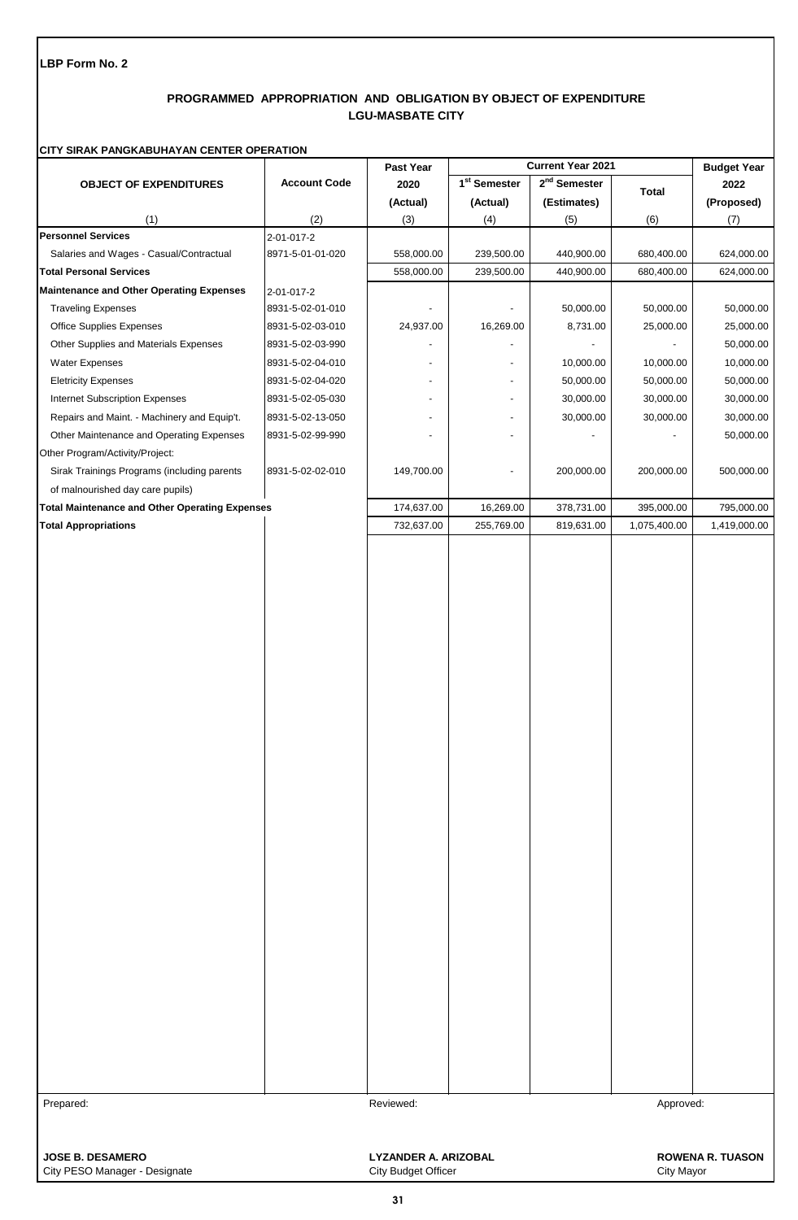**LBP Form No. 2**

## PROGRAMMED APPROPRIATION AND OBLIGATION BY OBJECT OF EXPENDITURE
## LGU-MASBATE CITY

**CITY SIRAK PANGKABUHAYAN CENTER OPERATION**

| OBJECT OF EXPENDITURES | Account Code | Past Year 2020 (Actual) | Current Year 2021 1st Semester (Actual) | Current Year 2021 2nd Semester (Estimates) | Current Year 2021 Total | Budget Year 2022 (Proposed) |
|---|---|---|---|---|---|---|
| (1) | (2) | (3) | (4) | (5) | (6) | (7) |
| **Personnel Services** | 2-01-017-2 | | | | | |
| Salaries and Wages - Casual/Contractual | 8971-5-01-01-020 | 558,000.00 | 239,500.00 | 440,900.00 | 680,400.00 | 624,000.00 |
| **Total Personal Services** | | 558,000.00 | 239,500.00 | 440,900.00 | 680,400.00 | 624,000.00 |
| **Maintenance and Other Operating Expenses** | 2-01-017-2 | | | | | |
| Traveling Expenses | 8931-5-02-01-010 | - | - | 50,000.00 | 50,000.00 | 50,000.00 |
| Office Supplies Expenses | 8931-5-02-03-010 | 24,937.00 | 16,269.00 | 8,731.00 | 25,000.00 | 25,000.00 |
| Other Supplies and Materials Expenses | 8931-5-02-03-990 | - | - | - | - | 50,000.00 |
| Water Expenses | 8931-5-02-04-010 | - | - | 10,000.00 | 10,000.00 | 10,000.00 |
| Eletricity Expenses | 8931-5-02-04-020 | - | - | 50,000.00 | 50,000.00 | 50,000.00 |
| Internet Subscription Expenses | 8931-5-02-05-030 | - | - | 30,000.00 | 30,000.00 | 30,000.00 |
| Repairs and Maint. - Machinery and Equip't. | 8931-5-02-13-050 | - | - | 30,000.00 | 30,000.00 | 30,000.00 |
| Other Maintenance and Operating Expenses | 8931-5-02-99-990 | - | - | - | - | 50,000.00 |
| Other Program/Activity/Project: | | | | | | |
| Sirak Trainings Programs (including parents of malnourished day care pupils) | 8931-5-02-02-010 | 149,700.00 | - | 200,000.00 | 200,000.00 | 500,000.00 |
| **Total Maintenance and Other Operating Expenses** | | 174,637.00 | 16,269.00 | 378,731.00 | 395,000.00 | 795,000.00 |
| **Total Appropriations** | | 732,637.00 | 255,769.00 | 819,631.00 | 1,075,400.00 | 1,419,000.00 |

| Prepared: | Reviewed: | Approved: |
|---|---|---|
| **JOSE B. DESAMERO** | **LYZANDER A. ARIZOBAL** | **ROWENA R. TUASON** |
| City PESO Manager - Designate | City Budget Officer | City Mayor |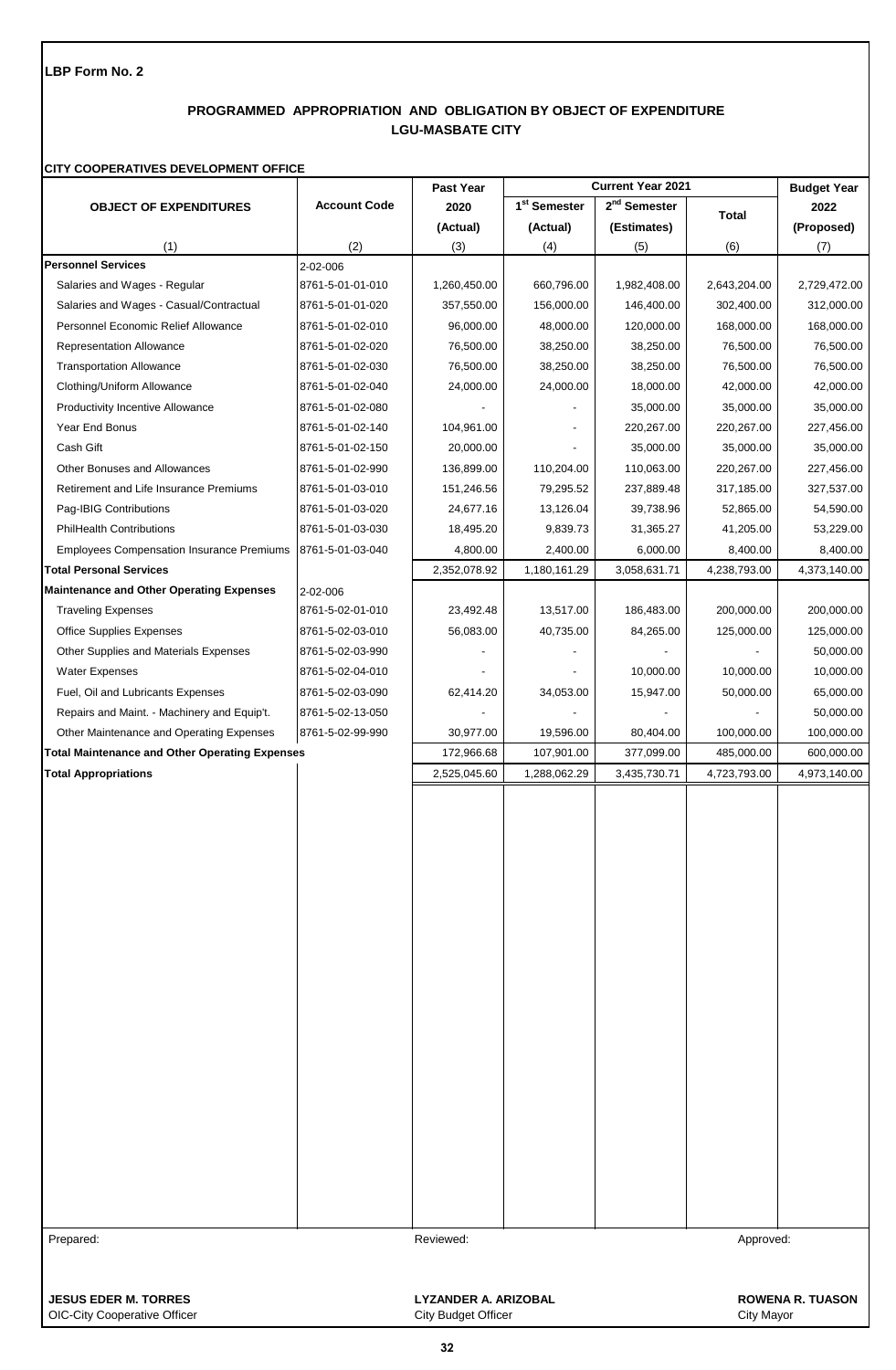**LBP Form No. 2**

## PROGRAMMED APPROPRIATION AND OBLIGATION BY OBJECT OF EXPENDITURE
## LGU-MASBATE CITY

**CITY COOPERATIVES DEVELOPMENT OFFICE**

| OBJECT OF EXPENDITURES | Account Code | Past Year 2020 (Actual) | Current Year 2021 1st Semester (Actual) | Current Year 2021 2nd Semester (Estimates) | Current Year 2021 Total | Budget Year 2022 (Proposed) |
|---|---|---|---|---|---|---|
| (1) | (2) | (3) | (4) | (5) | (6) | (7) |
| **Personnel Services** | 2-02-006 | | | | | |
| Salaries and Wages - Regular | 8761-5-01-01-010 | 1,260,450.00 | 660,796.00 | 1,982,408.00 | 2,643,204.00 | 2,729,472.00 |
| Salaries and Wages - Casual/Contractual | 8761-5-01-01-020 | 357,550.00 | 156,000.00 | 146,400.00 | 302,400.00 | 312,000.00 |
| Personnel Economic Relief Allowance | 8761-5-01-02-010 | 96,000.00 | 48,000.00 | 120,000.00 | 168,000.00 | 168,000.00 |
| Representation Allowance | 8761-5-01-02-020 | 76,500.00 | 38,250.00 | 38,250.00 | 76,500.00 | 76,500.00 |
| Transportation Allowance | 8761-5-01-02-030 | 76,500.00 | 38,250.00 | 38,250.00 | 76,500.00 | 76,500.00 |
| Clothing/Uniform Allowance | 8761-5-01-02-040 | 24,000.00 | 24,000.00 | 18,000.00 | 42,000.00 | 42,000.00 |
| Productivity Incentive Allowance | 8761-5-01-02-080 | - | - | 35,000.00 | 35,000.00 | 35,000.00 |
| Year End Bonus | 8761-5-01-02-140 | 104,961.00 | - | 220,267.00 | 220,267.00 | 227,456.00 |
| Cash Gift | 8761-5-01-02-150 | 20,000.00 | - | 35,000.00 | 35,000.00 | 35,000.00 |
| Other Bonuses and Allowances | 8761-5-01-02-990 | 136,899.00 | 110,204.00 | 110,063.00 | 220,267.00 | 227,456.00 |
| Retirement and Life Insurance Premiums | 8761-5-01-03-010 | 151,246.56 | 79,295.52 | 237,889.48 | 317,185.00 | 327,537.00 |
| Pag-IBIG Contributions | 8761-5-01-03-020 | 24,677.16 | 13,126.04 | 39,738.96 | 52,865.00 | 54,590.00 |
| PhilHealth Contributions | 8761-5-01-03-030 | 18,495.20 | 9,839.73 | 31,365.27 | 41,205.00 | 53,229.00 |
| Employees Compensation Insurance Premiums | 8761-5-01-03-040 | 4,800.00 | 2,400.00 | 6,000.00 | 8,400.00 | 8,400.00 |
| **Total Personal Services** | | 2,352,078.92 | 1,180,161.29 | 3,058,631.71 | 4,238,793.00 | 4,373,140.00 |
| **Maintenance and Other Operating Expenses** | 2-02-006 | | | | | |
| Traveling Expenses | 8761-5-02-01-010 | 23,492.48 | 13,517.00 | 186,483.00 | 200,000.00 | 200,000.00 |
| Office Supplies Expenses | 8761-5-02-03-010 | 56,083.00 | 40,735.00 | 84,265.00 | 125,000.00 | 125,000.00 |
| Other Supplies and Materials Expenses | 8761-5-02-03-990 | - | - | - | - | 50,000.00 |
| Water Expenses | 8761-5-02-04-010 | - | - | 10,000.00 | 10,000.00 | 10,000.00 |
| Fuel, Oil and Lubricants Expenses | 8761-5-02-03-090 | 62,414.20 | 34,053.00 | 15,947.00 | 50,000.00 | 65,000.00 |
| Repairs and Maint. - Machinery and Equip't. | 8761-5-02-13-050 | - | - | - | - | 50,000.00 |
| Other Maintenance and Operating Expenses | 8761-5-02-99-990 | 30,977.00 | 19,596.00 | 80,404.00 | 100,000.00 | 100,000.00 |
| **Total Maintenance and Other Operating Expenses** | | 172,966.68 | 107,901.00 | 377,099.00 | 485,000.00 | 600,000.00 |
| **Total Appropriations** | | 2,525,045.60 | 1,288,062.29 | 3,435,730.71 | 4,723,793.00 | 4,973,140.00 |

| Prepared: | Reviewed: | Approved: |
|---|---|---|
| **JESUS EDER M. TORRES** | **LYZANDER A. ARIZOBAL** | **ROWENA R. TUASON** |
| OIC-City Cooperative Officer | City Budget Officer | City Mayor |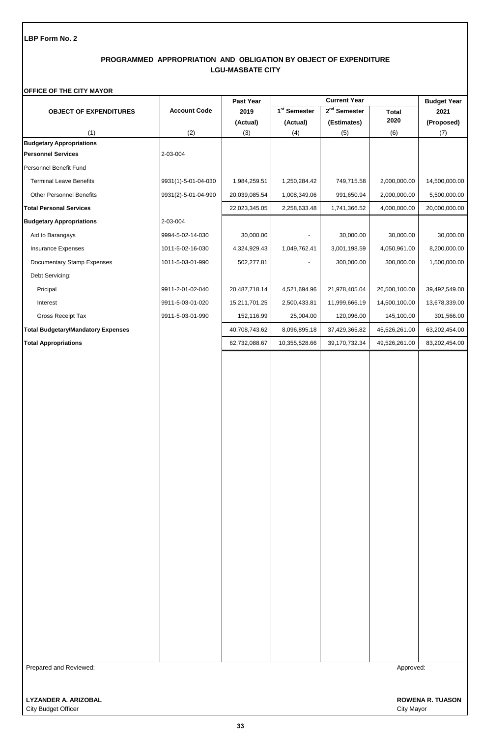LBP Form No. 2

## PROGRAMMED APPROPRIATION AND OBLIGATION BY OBJECT OF EXPENDITURE
## LGU-MASBATE CITY

**OFFICE OF THE CITY MAYOR**

| OBJECT OF EXPENDITURES | Account Code | Past Year 2019 (Actual) | Current Year | | | Budget Year 2021 (Proposed) |
|---|---|---|---|---|---|---|
| | | | 1st Semester (Actual) | 2nd Semester (Estimates) | Total 2020 | |
| (1) | (2) | (3) | (4) | (5) | (6) | (7) |
| **Budgetary Appropriations** | | | | | | |
| **Personnel Services** | 2-03-004 | | | | | |
| Personnel Benefit Fund | | | | | | |
| Terminal Leave Benefits | 9931(1)-5-01-04-030 | 1,984,259.51 | 1,250,284.42 | 749,715.58 | 2,000,000.00 | 14,500,000.00 |
| Other Personnel Benefits | 9931(2)-5-01-04-990 | 20,039,085.54 | 1,008,349.06 | 991,650.94 | 2,000,000.00 | 5,500,000.00 |
| **Total Personal Services** | | 22,023,345.05 | 2,258,633.48 | 1,741,366.52 | 4,000,000.00 | 20,000,000.00 |
| **Budgetary Appropriations** | 2-03-004 | | | | | |
| Aid to Barangays | 9994-5-02-14-030 | 30,000.00 | - | 30,000.00 | 30,000.00 | 30,000.00 |
| Insurance Expenses | 1011-5-02-16-030 | 4,324,929.43 | 1,049,762.41 | 3,001,198.59 | 4,050,961.00 | 8,200,000.00 |
| Documentary Stamp Expenses | 1011-5-03-01-990 | 502,277.81 | - | 300,000.00 | 300,000.00 | 1,500,000.00 |
| Debt Servicing: | | | | | | |
| Pricipal | 9911-2-01-02-040 | 20,487,718.14 | 4,521,694.96 | 21,978,405.04 | 26,500,100.00 | 39,492,549.00 |
| Interest | 9911-5-03-01-020 | 15,211,701.25 | 2,500,433.81 | 11,999,666.19 | 14,500,100.00 | 13,678,339.00 |
| Gross Receipt Tax | 9911-5-03-01-990 | 152,116.99 | 25,004.00 | 120,096.00 | 145,100.00 | 301,566.00 |
| **Total Budgetary/Mandatory Expenses** | | 40,708,743.62 | 8,096,895.18 | 37,429,365.82 | 45,526,261.00 | 63,202,454.00 |
| **Total Appropriations** | | 62,732,088.67 | 10,355,528.66 | 39,170,732.34 | 49,526,261.00 | 83,202,454.00 |

Prepared and Reviewed:

**LYZANDER A. ARIZOBAL**
City Budget Officer

Approved:

**ROWENA R. TUASON**
City Mayor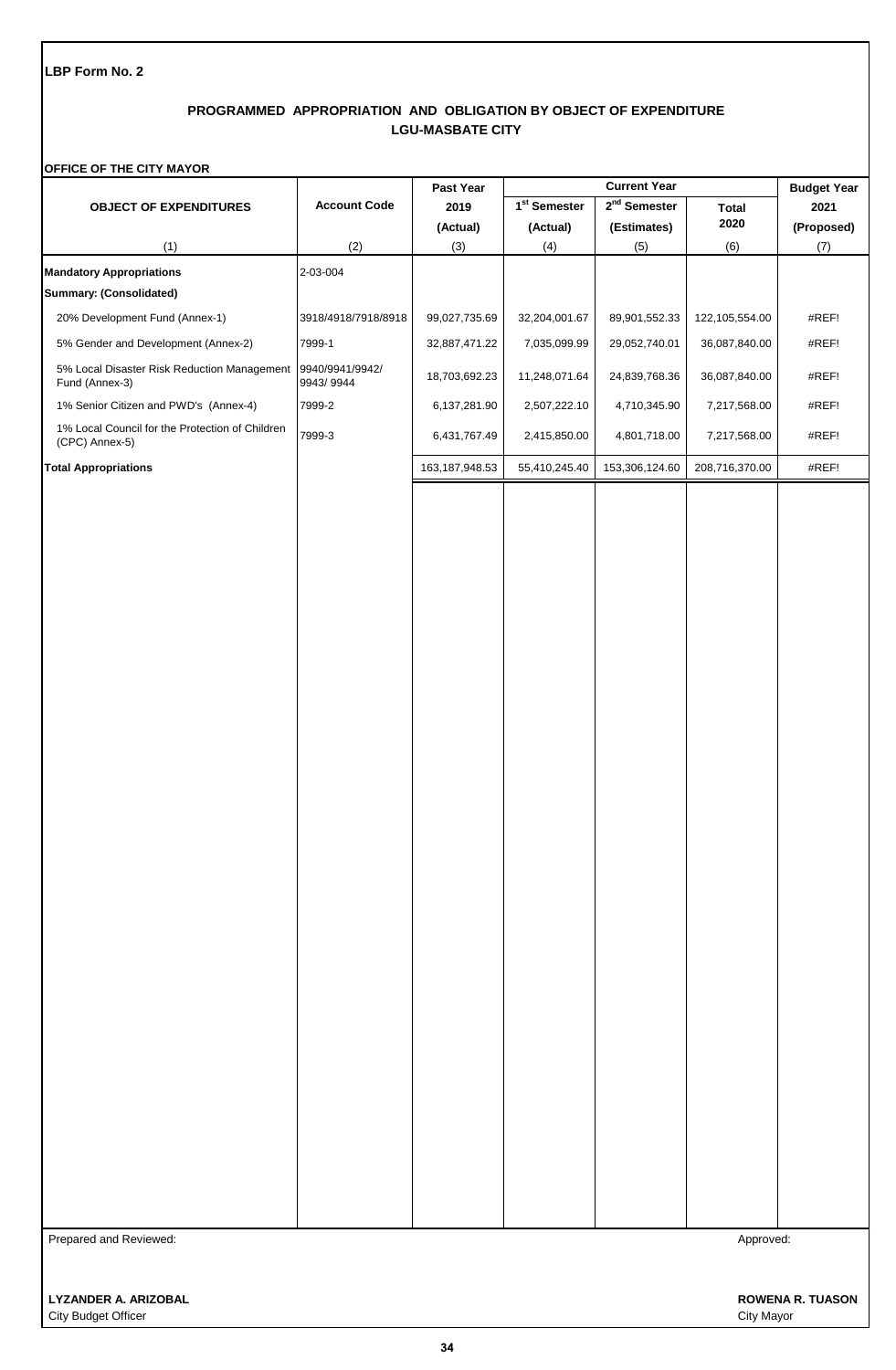**LBP Form No. 2**

## PROGRAMMED APPROPRIATION AND OBLIGATION BY OBJECT OF EXPENDITURE
## LGU-MASBATE CITY

**OFFICE OF THE CITY MAYOR**

| OBJECT OF EXPENDITURES | Account Code | Past Year 2019 (Actual) | Current Year 1st Semester (Actual) | Current Year 2nd Semester (Estimates) | Current Year Total 2020 | Budget Year 2021 (Proposed) |
|---|---|---|---|---|---|---|
| (1) | (2) | (3) | (4) | (5) | (6) | (7) |
| **Mandatory Appropriations** | 2-03-004 | | | | | |
| **Summary: (Consolidated)** | | | | | | |
| 20% Development Fund (Annex-1) | 3918/4918/7918/8918 | 99,027,735.69 | 32,204,001.67 | 89,901,552.33 | 122,105,554.00 | #REF! |
| 5% Gender and Development (Annex-2) | 7999-1 | 32,887,471.22 | 7,035,099.99 | 29,052,740.01 | 36,087,840.00 | #REF! |
| 5% Local Disaster Risk Reduction Management Fund (Annex-3) | 9940/9941/9942/ 9943/ 9944 | 18,703,692.23 | 11,248,071.64 | 24,839,768.36 | 36,087,840.00 | #REF! |
| 1% Senior Citizen and PWD's (Annex-4) | 7999-2 | 6,137,281.90 | 2,507,222.10 | 4,710,345.90 | 7,217,568.00 | #REF! |
| 1% Local Council for the Protection of Children (CPC) Annex-5) | 7999-3 | 6,431,767.49 | 2,415,850.00 | 4,801,718.00 | 7,217,568.00 | #REF! |
| **Total Appropriations** | | 163,187,948.53 | 55,410,245.40 | 153,306,124.60 | 208,716,370.00 | #REF! |

Prepared and Reviewed:

**LYZANDER A. ARIZOBAL**
City Budget Officer

Approved:

**ROWENA R. TUASON**
City Mayor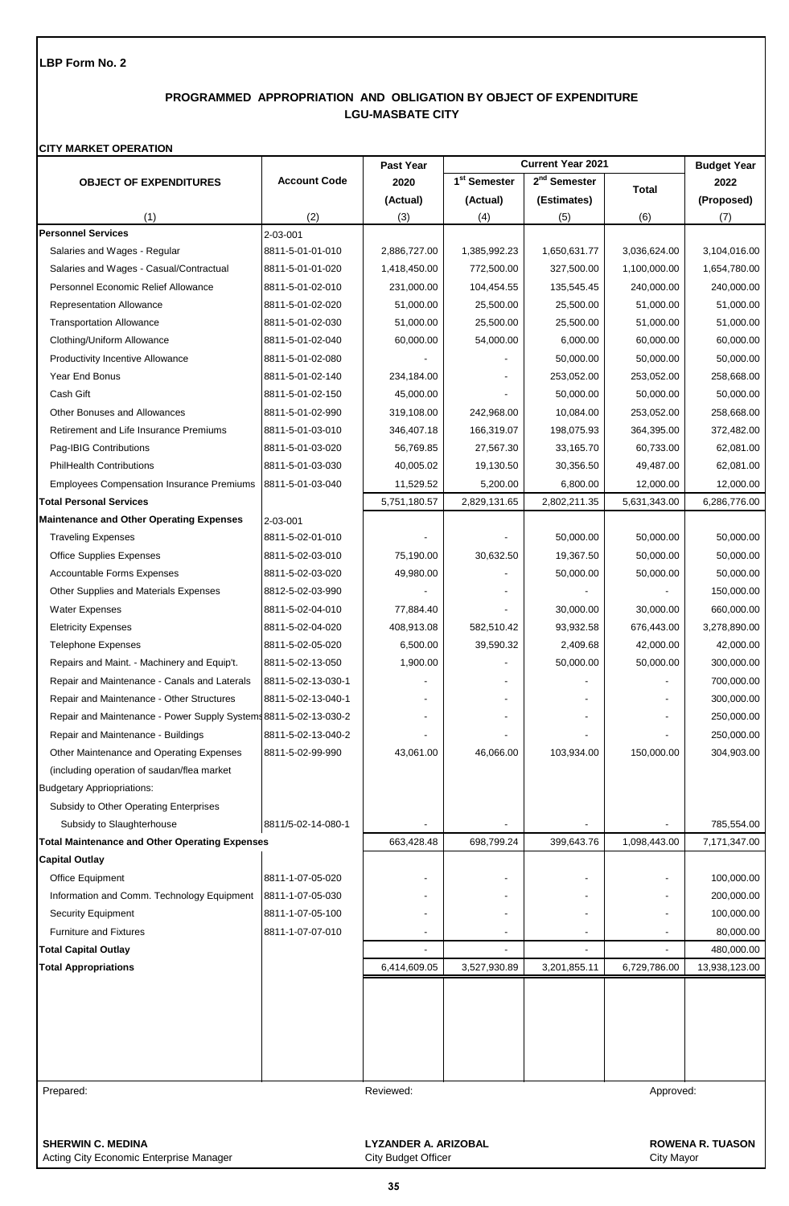**LBP Form No. 2**

## PROGRAMMED APPROPRIATION AND OBLIGATION BY OBJECT OF EXPENDITURE
## LGU-MASBATE CITY

**CITY MARKET OPERATION**

| OBJECT OF EXPENDITURES | Account Code | Past Year 2020 (Actual) | Current Year 2021 1st Semester (Actual) | Current Year 2021 2nd Semester (Estimates) | Current Year 2021 Total | Budget Year 2022 (Proposed) |
|---|---|---|---|---|---|---|
| (1) | (2) | (3) | (4) | (5) | (6) | (7) |
| **Personnel Services** | 2-03-001 | | | | | |
| Salaries and Wages - Regular | 8811-5-01-01-010 | 2,886,727.00 | 1,385,992.23 | 1,650,631.77 | 3,036,624.00 | 3,104,016.00 |
| Salaries and Wages - Casual/Contractual | 8811-5-01-01-020 | 1,418,450.00 | 772,500.00 | 327,500.00 | 1,100,000.00 | 1,654,780.00 |
| Personnel Economic Relief Allowance | 8811-5-01-02-010 | 231,000.00 | 104,454.55 | 135,545.45 | 240,000.00 | 240,000.00 |
| Representation Allowance | 8811-5-01-02-020 | 51,000.00 | 25,500.00 | 25,500.00 | 51,000.00 | 51,000.00 |
| Transportation Allowance | 8811-5-01-02-030 | 51,000.00 | 25,500.00 | 25,500.00 | 51,000.00 | 51,000.00 |
| Clothing/Uniform Allowance | 8811-5-01-02-040 | 60,000.00 | 54,000.00 | 6,000.00 | 60,000.00 | 60,000.00 |
| Productivity Incentive Allowance | 8811-5-01-02-080 | - | - | 50,000.00 | 50,000.00 | 50,000.00 |
| Year End Bonus | 8811-5-01-02-140 | 234,184.00 | - | 253,052.00 | 253,052.00 | 258,668.00 |
| Cash Gift | 8811-5-01-02-150 | 45,000.00 | - | 50,000.00 | 50,000.00 | 50,000.00 |
| Other Bonuses and Allowances | 8811-5-01-02-990 | 319,108.00 | 242,968.00 | 10,084.00 | 253,052.00 | 258,668.00 |
| Retirement and Life Insurance Premiums | 8811-5-01-03-010 | 346,407.18 | 166,319.07 | 198,075.93 | 364,395.00 | 372,482.00 |
| Pag-IBIG Contributions | 8811-5-01-03-020 | 56,769.85 | 27,567.30 | 33,165.70 | 60,733.00 | 62,081.00 |
| PhilHealth Contributions | 8811-5-01-03-030 | 40,005.02 | 19,130.50 | 30,356.50 | 49,487.00 | 62,081.00 |
| Employees Compensation Insurance Premiums | 8811-5-01-03-040 | 11,529.52 | 5,200.00 | 6,800.00 | 12,000.00 | 12,000.00 |
| **Total Personal Services** | | 5,751,180.57 | 2,829,131.65 | 2,802,211.35 | 5,631,343.00 | 6,286,776.00 |
| **Maintenance and Other Operating Expenses** | 2-03-001 | | | | | |
| Traveling Expenses | 8811-5-02-01-010 | - | - | 50,000.00 | 50,000.00 | 50,000.00 |
| Office Supplies Expenses | 8811-5-02-03-010 | 75,190.00 | 30,632.50 | 19,367.50 | 50,000.00 | 50,000.00 |
| Accountable Forms Expenses | 8811-5-02-03-020 | 49,980.00 | - | 50,000.00 | 50,000.00 | 50,000.00 |
| Other Supplies and Materials Expenses | 8812-5-02-03-990 | - | - | - | - | 150,000.00 |
| Water Expenses | 8811-5-02-04-010 | 77,884.40 | - | 30,000.00 | 30,000.00 | 660,000.00 |
| Eletricity Expenses | 8811-5-02-04-020 | 408,913.08 | 582,510.42 | 93,932.58 | 676,443.00 | 3,278,890.00 |
| Telephone Expenses | 8811-5-02-05-020 | 6,500.00 | 39,590.32 | 2,409.68 | 42,000.00 | 42,000.00 |
| Repairs and Maint. - Machinery and Equip't. | 8811-5-02-13-050 | 1,900.00 | - | 50,000.00 | 50,000.00 | 300,000.00 |
| Repair and Maintenance - Canals and Laterals | 8811-5-02-13-030-1 | - | - | - | - | 700,000.00 |
| Repair and Maintenance - Other Structures | 8811-5-02-13-040-1 | - | - | - | - | 300,000.00 |
| Repair and Maintenance - Power Supply Systems | 8811-5-02-13-030-2 | - | - | - | - | 250,000.00 |
| Repair and Maintenance - Buildings | 8811-5-02-13-040-2 | - | - | - | - | 250,000.00 |
| Other Maintenance and Operating Expenses | 8811-5-02-99-990 | 43,061.00 | 46,066.00 | 103,934.00 | 150,000.00 | 304,903.00 |
| (including operation of saudan/flea market | | | | | | |
| Budgetary Appriopriations: | | | | | | |
| Subsidy to Other Operating Enterprises | | | | | | |
| Subsidy to Slaughterhouse | 8811/5-02-14-080-1 | - | - | - | - | 785,554.00 |
| **Total Maintenance and Other Operating Expenses** | | 663,428.48 | 698,799.24 | 399,643.76 | 1,098,443.00 | 7,171,347.00 |
| **Capital Outlay** | | | | | | |
| Office Equipment | 8811-1-07-05-020 | - | - | - | - | 100,000.00 |
| Information and Comm. Technology Equipment | 8811-1-07-05-030 | - | - | - | - | 200,000.00 |
| Security Equipment | 8811-1-07-05-100 | - | - | - | - | 100,000.00 |
| Furniture and Fixtures | 8811-1-07-07-010 | - | - | - | - | 80,000.00 |
| **Total Capital Outlay** | | - | - | - | - | 480,000.00 |
| **Total Appropriations** | | 6,414,609.05 | 3,527,930.89 | 3,201,855.11 | 6,729,786.00 | 13,938,123.00 |

Prepared:

**SHERWIN C. MEDINA**
Acting City Economic Enterprise Manager

Reviewed:

**LYZANDER A. ARIZOBAL**
City Budget Officer

Approved:

**ROWENA R. TUASON**
City Mayor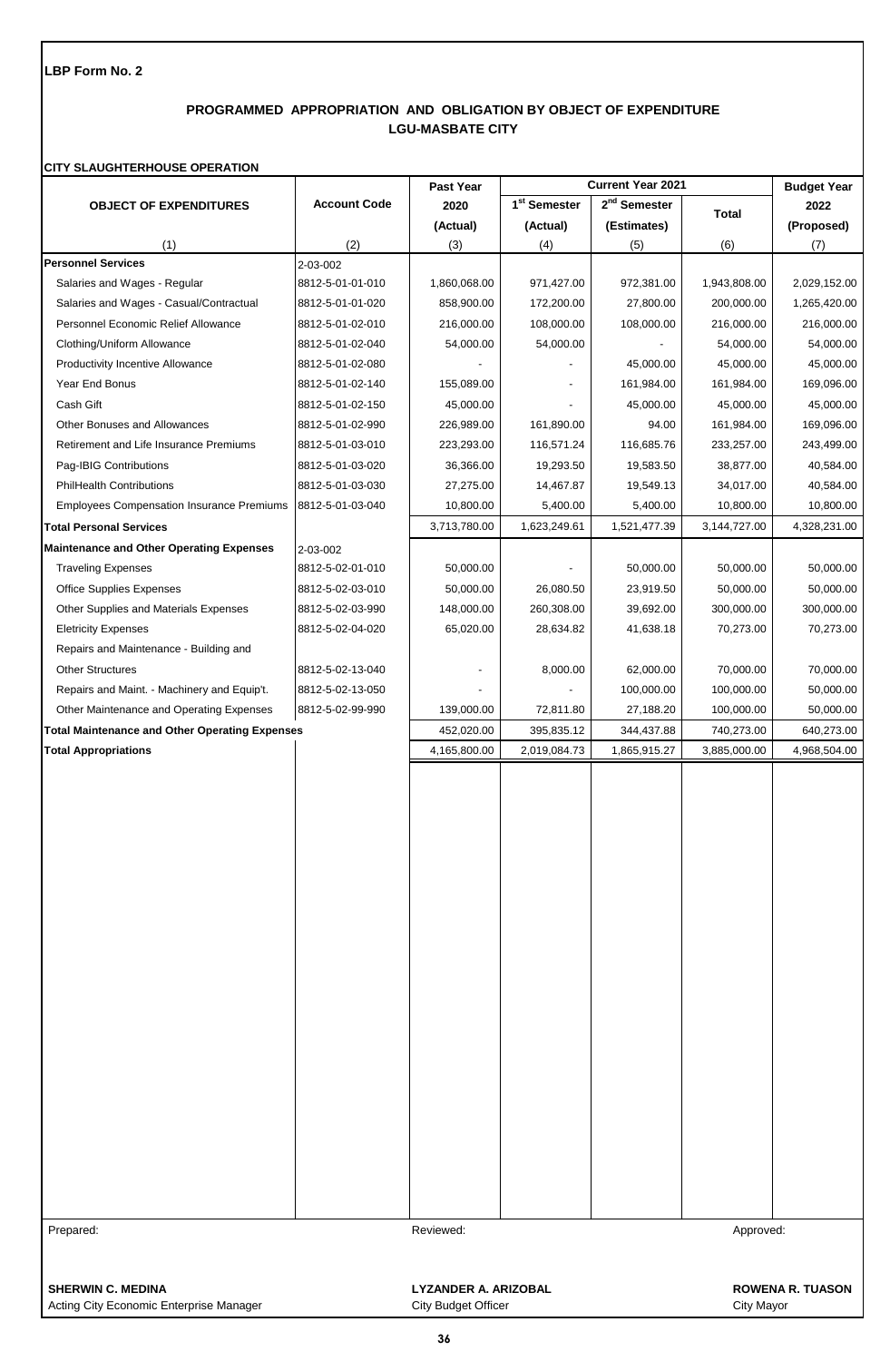**LBP Form No. 2**

## PROGRAMMED APPROPRIATION AND OBLIGATION BY OBJECT OF EXPENDITURE
## LGU-MASBATE CITY

**CITY SLAUGHTERHOUSE OPERATION**

| OBJECT OF EXPENDITURES | Account Code | Past Year 2020 (Actual) | Current Year 2021 1st Semester (Actual) | 2nd Semester (Estimates) | Total | Budget Year 2022 (Proposed) |
|---|---|---|---|---|---|---|
| (1) | (2) | (3) | (4) | (5) | (6) | (7) |
| **Personnel Services** | 2-03-002 | | | | | |
| Salaries and Wages - Regular | 8812-5-01-01-010 | 1,860,068.00 | 971,427.00 | 972,381.00 | 1,943,808.00 | 2,029,152.00 |
| Salaries and Wages - Casual/Contractual | 8812-5-01-01-020 | 858,900.00 | 172,200.00 | 27,800.00 | 200,000.00 | 1,265,420.00 |
| Personnel Economic Relief Allowance | 8812-5-01-02-010 | 216,000.00 | 108,000.00 | 108,000.00 | 216,000.00 | 216,000.00 |
| Clothing/Uniform Allowance | 8812-5-01-02-040 | 54,000.00 | 54,000.00 | - | 54,000.00 | 54,000.00 |
| Productivity Incentive Allowance | 8812-5-01-02-080 | - | - | 45,000.00 | 45,000.00 | 45,000.00 |
| Year End Bonus | 8812-5-01-02-140 | 155,089.00 | - | 161,984.00 | 161,984.00 | 169,096.00 |
| Cash Gift | 8812-5-01-02-150 | 45,000.00 | - | 45,000.00 | 45,000.00 | 45,000.00 |
| Other Bonuses and Allowances | 8812-5-01-02-990 | 226,989.00 | 161,890.00 | 94.00 | 161,984.00 | 169,096.00 |
| Retirement and Life Insurance Premiums | 8812-5-01-03-010 | 223,293.00 | 116,571.24 | 116,685.76 | 233,257.00 | 243,499.00 |
| Pag-IBIG Contributions | 8812-5-01-03-020 | 36,366.00 | 19,293.50 | 19,583.50 | 38,877.00 | 40,584.00 |
| PhilHealth Contributions | 8812-5-01-03-030 | 27,275.00 | 14,467.87 | 19,549.13 | 34,017.00 | 40,584.00 |
| Employees Compensation Insurance Premiums | 8812-5-01-03-040 | 10,800.00 | 5,400.00 | 5,400.00 | 10,800.00 | 10,800.00 |
| **Total Personal Services** | | 3,713,780.00 | 1,623,249.61 | 1,521,477.39 | 3,144,727.00 | 4,328,231.00 |
| **Maintenance and Other Operating Expenses** | 2-03-002 | | | | | |
| Traveling Expenses | 8812-5-02-01-010 | 50,000.00 | - | 50,000.00 | 50,000.00 | 50,000.00 |
| Office Supplies Expenses | 8812-5-02-03-010 | 50,000.00 | 26,080.50 | 23,919.50 | 50,000.00 | 50,000.00 |
| Other Supplies and Materials Expenses | 8812-5-02-03-990 | 148,000.00 | 260,308.00 | 39,692.00 | 300,000.00 | 300,000.00 |
| Eletricity Expenses | 8812-5-02-04-020 | 65,020.00 | 28,634.82 | 41,638.18 | 70,273.00 | 70,273.00 |
| Repairs and Maintenance - Building and Other Structures | 8812-5-02-13-040 | - | 8,000.00 | 62,000.00 | 70,000.00 | 70,000.00 |
| Repairs and Maint. - Machinery and Equip't. | 8812-5-02-13-050 | - | - | 100,000.00 | 100,000.00 | 50,000.00 |
| Other Maintenance and Operating Expenses | 8812-5-02-99-990 | 139,000.00 | 72,811.80 | 27,188.20 | 100,000.00 | 50,000.00 |
| **Total Maintenance and Other Operating Expenses** | | 452,020.00 | 395,835.12 | 344,437.88 | 740,273.00 | 640,273.00 |
| **Total Appropriations** | | 4,165,800.00 | 2,019,084.73 | 1,865,915.27 | 3,885,000.00 | 4,968,504.00 |

Prepared:

**SHERWIN C. MEDINA**
Acting City Economic Enterprise Manager

Reviewed:

**LYZANDER A. ARIZOBAL**
City Budget Officer

Approved:

**ROWENA R. TUASON**
City Mayor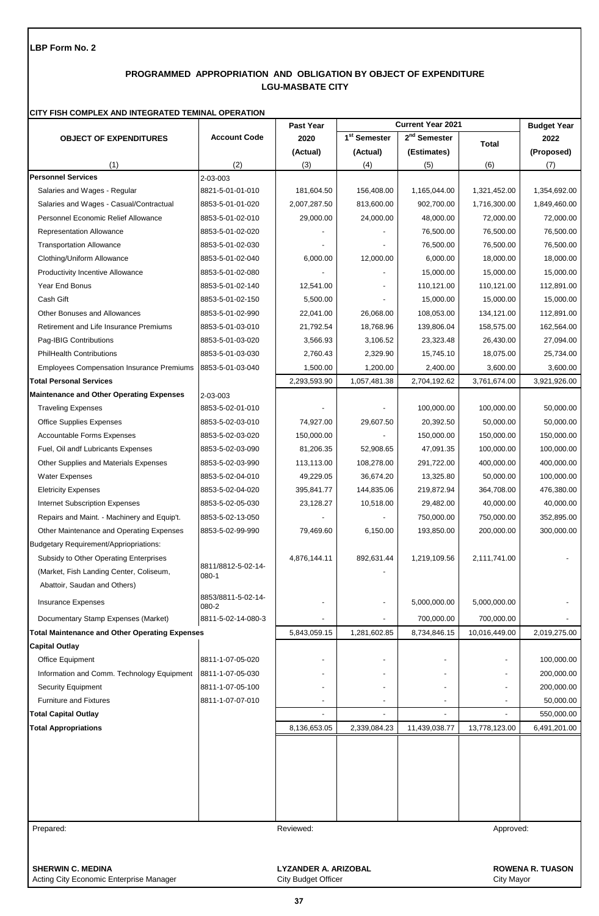**LBP Form No. 2**

## PROGRAMMED APPROPRIATION AND OBLIGATION BY OBJECT OF EXPENDITURE
## LGU-MASBATE CITY

**CITY FISH COMPLEX AND INTEGRATED TEMINAL OPERATION**

| OBJECT OF EXPENDITURES | Account Code | Past Year 2020 (Actual) | Current Year 2021 1st Semester (Actual) | Current Year 2021 2nd Semester (Estimates) | Current Year 2021 Total | Budget Year 2022 (Proposed) |
|---|---|---|---|---|---|---|
| (1) | (2) | (3) | (4) | (5) | (6) | (7) |
| **Personnel Services** | 2-03-003 | | | | | |
| Salaries and Wages - Regular | 8821-5-01-01-010 | 181,604.50 | 156,408.00 | 1,165,044.00 | 1,321,452.00 | 1,354,692.00 |
| Salaries and Wages - Casual/Contractual | 8853-5-01-01-020 | 2,007,287.50 | 813,600.00 | 902,700.00 | 1,716,300.00 | 1,849,460.00 |
| Personnel Economic Relief Allowance | 8853-5-01-02-010 | 29,000.00 | 24,000.00 | 48,000.00 | 72,000.00 | 72,000.00 |
| Representation Allowance | 8853-5-01-02-020 | - | - | 76,500.00 | 76,500.00 | 76,500.00 |
| Transportation Allowance | 8853-5-01-02-030 | - | - | 76,500.00 | 76,500.00 | 76,500.00 |
| Clothing/Uniform Allowance | 8853-5-01-02-040 | 6,000.00 | 12,000.00 | 6,000.00 | 18,000.00 | 18,000.00 |
| Productivity Incentive Allowance | 8853-5-01-02-080 | - | - | 15,000.00 | 15,000.00 | 15,000.00 |
| Year End Bonus | 8853-5-01-02-140 | 12,541.00 | - | 110,121.00 | 110,121.00 | 112,891.00 |
| Cash Gift | 8853-5-01-02-150 | 5,500.00 | - | 15,000.00 | 15,000.00 | 15,000.00 |
| Other Bonuses and Allowances | 8853-5-01-02-990 | 22,041.00 | 26,068.00 | 108,053.00 | 134,121.00 | 112,891.00 |
| Retirement and Life Insurance Premiums | 8853-5-01-03-010 | 21,792.54 | 18,768.96 | 139,806.04 | 158,575.00 | 162,564.00 |
| Pag-IBIG Contributions | 8853-5-01-03-020 | 3,566.93 | 3,106.52 | 23,323.48 | 26,430.00 | 27,094.00 |
| PhilHealth Contributions | 8853-5-01-03-030 | 2,760.43 | 2,329.90 | 15,745.10 | 18,075.00 | 25,734.00 |
| Employees Compensation Insurance Premiums | 8853-5-01-03-040 | 1,500.00 | 1,200.00 | 2,400.00 | 3,600.00 | 3,600.00 |
| **Total Personal Services** | | 2,293,593.90 | 1,057,481.38 | 2,704,192.62 | 3,761,674.00 | 3,921,926.00 |
| **Maintenance and Other Operating Expenses** | 2-03-003 | | | | | |
| Traveling Expenses | 8853-5-02-01-010 | - | - | 100,000.00 | 100,000.00 | 50,000.00 |
| Office Supplies Expenses | 8853-5-02-03-010 | 74,927.00 | 29,607.50 | 20,392.50 | 50,000.00 | 50,000.00 |
| Accountable Forms Expenses | 8853-5-02-03-020 | 150,000.00 | - | 150,000.00 | 150,000.00 | 150,000.00 |
| Fuel, Oil andf Lubricants Expenses | 8853-5-02-03-090 | 81,206.35 | 52,908.65 | 47,091.35 | 100,000.00 | 100,000.00 |
| Other Supplies and Materials Expenses | 8853-5-02-03-990 | 113,113.00 | 108,278.00 | 291,722.00 | 400,000.00 | 400,000.00 |
| Water Expenses | 8853-5-02-04-010 | 49,229.05 | 36,674.20 | 13,325.80 | 50,000.00 | 100,000.00 |
| Eletricity Expenses | 8853-5-02-04-020 | 395,841.77 | 144,835.06 | 219,872.94 | 364,708.00 | 476,380.00 |
| Internet Subscription Expenses | 8853-5-02-05-030 | 23,128.27 | 10,518.00 | 29,482.00 | 40,000.00 | 40,000.00 |
| Repairs and Maint. - Machinery and Equip't. | 8853-5-02-13-050 | - | - | 750,000.00 | 750,000.00 | 352,895.00 |
| Other Maintenance and Operating Expenses | 8853-5-02-99-990 | 79,469.60 | 6,150.00 | 193,850.00 | 200,000.00 | 300,000.00 |
| Budgetary Requirement/Appriopriations: | | | | | | |
| Subsidy to Other Operating Enterprises (Market, Fish Landing Center, Coliseum, Abattoir, Saudan and Others) | 8811/8812-5-02-14-080-1 | 4,876,144.11 | 892,631.44 | 1,219,109.56 | 2,111,741.00 | - |
| Insurance Expenses | 8853/8811-5-02-14-080-2 | - | - | 5,000,000.00 | 5,000,000.00 | - |
| Documentary Stamp Expenses (Market) | 8811-5-02-14-080-3 | - | - | 700,000.00 | 700,000.00 | - |
| **Total Maintenance and Other Operating Expenses** | | 5,843,059.15 | 1,281,602.85 | 8,734,846.15 | 10,016,449.00 | 2,019,275.00 |
| **Capital Outlay** | | | | | | |
| Office Equipment | 8811-1-07-05-020 | - | - | - | - | 100,000.00 |
| Information and Comm. Technology Equipment | 8811-1-07-05-030 | - | - | - | - | 200,000.00 |
| Security Equipment | 8811-1-07-05-100 | - | - | - | - | 200,000.00 |
| Furniture and Fixtures | 8811-1-07-07-010 | - | - | - | - | 50,000.00 |
| **Total Capital Outlay** | | - | - | - | - | 550,000.00 |
| **Total Appropriations** | | 8,136,653.05 | 2,339,084.23 | 11,439,038.77 | 13,778,123.00 | 6,491,201.00 |

| Prepared: | Reviewed: | Approved: |
|---|---|---|
| **SHERWIN C. MEDINA** | **LYZANDER A. ARIZOBAL** | **ROWENA R. TUASON** |
| Acting City Economic Enterprise Manager | City Budget Officer | City Mayor |